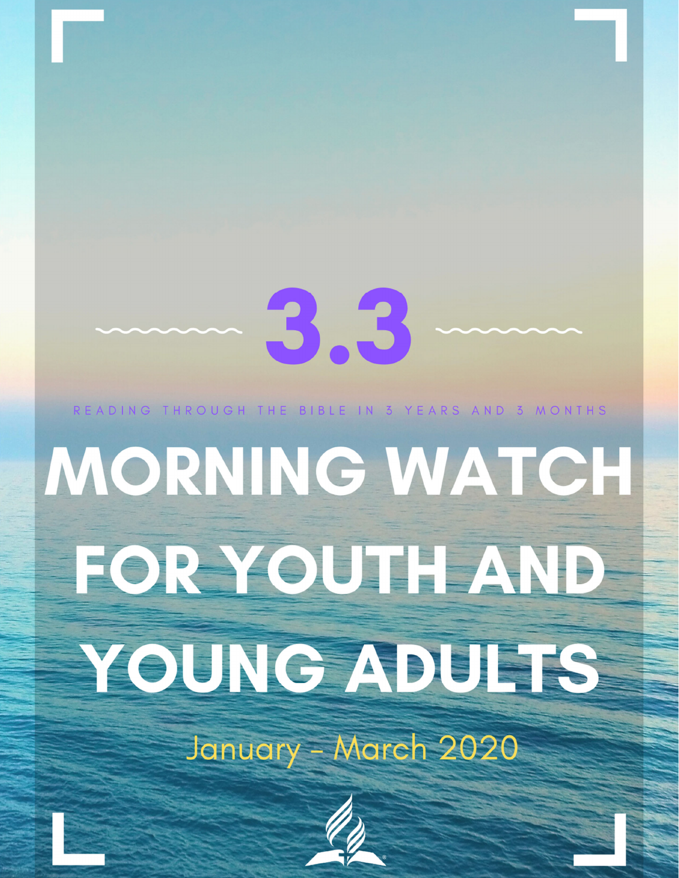# 3.3

READING THROUGH THE BIBLE IN 3 YEARS AND 3 MONTHS

# MORNING WATCH FOR YOUTH AND YOUNG ADULTS

January - March 2020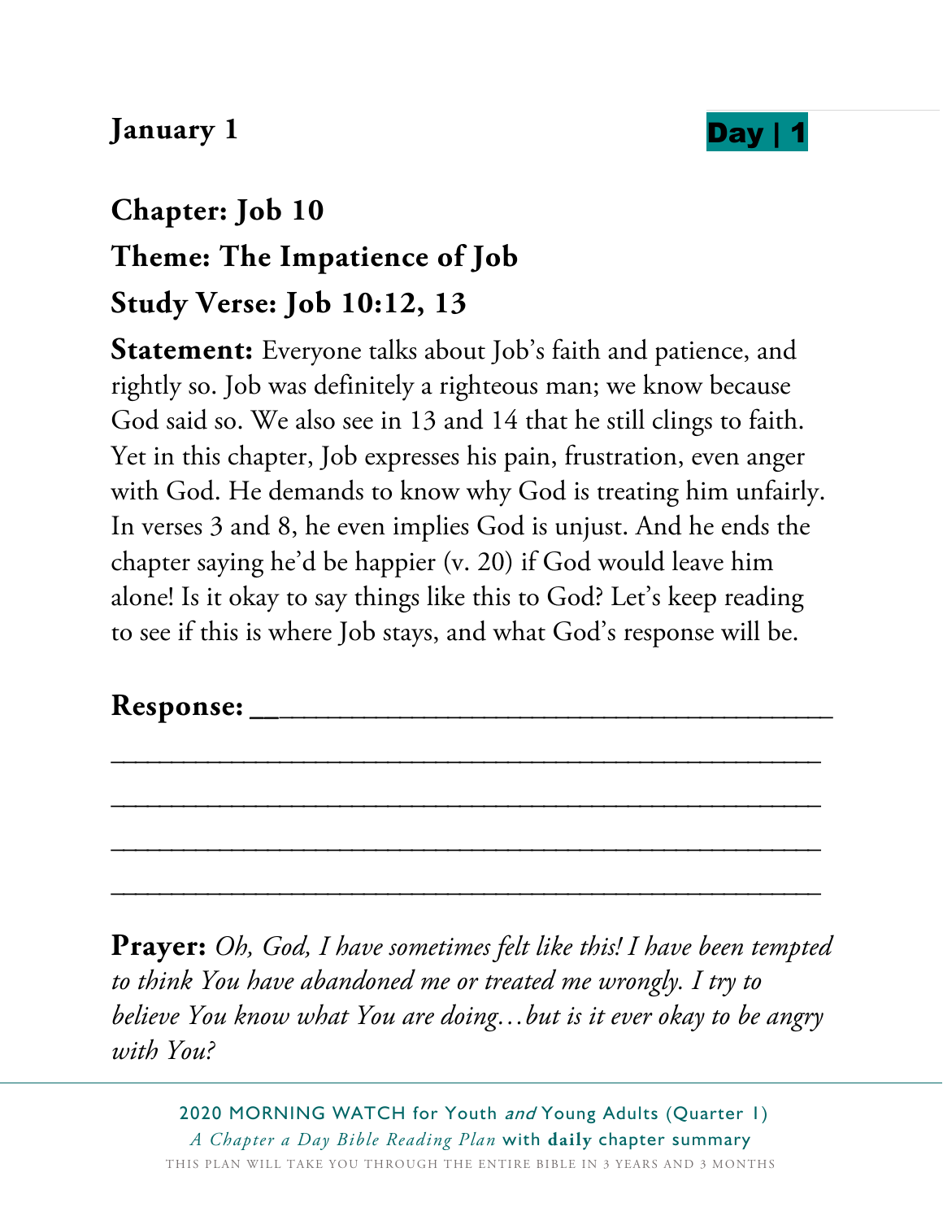**January 1** **Day | 1**

## Chapter: Job 10

## Theme: The Impatience of Job

## Study Verse: Job 10:12, 13

**Statement:** Everyone talks about Job's faith and patience, and rightly so. Job was definitely a righteous man; we know because God said so. We also see in 13 and 14 that he still clings to faith. Yet in this chapter, Job expresses his pain, frustration, even anger with God. He demands to know why God is treating him unfairly. In verses 3 and 8, he even implies God is unjust. And he ends the chapter saying he'd be happier (v. 20) if God would leave him alone! Is it okay to say things like this to God? Let's keep reading to see if this is where Job stays, and what God's response will be.

**Response:** ______________________________________

_______________________________________________

_______________________________________________

_______________________________________________

_______________________________________________

**Prayer:** *Oh, God, I have sometimes felt like this! I have been tempted to think You have abandoned me or treated me wrongly. I try to believe You know what You are doing…but is it ever okay to be angry with You?*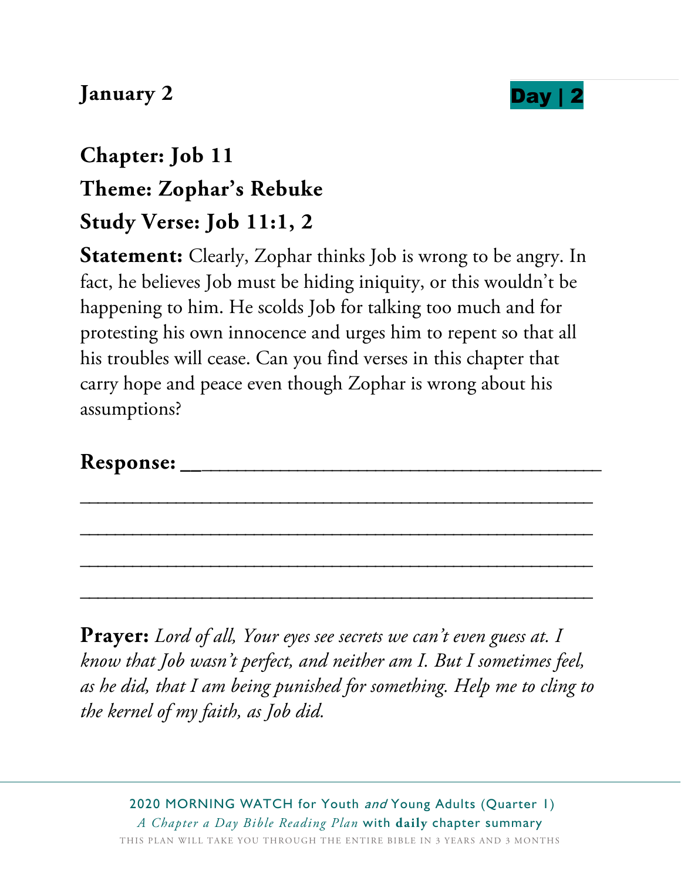**January 2**

**Day | 2**

## Chapter: Job 11
## Theme: Zophar's Rebuke
## Study Verse: Job 11:1, 2

**Statement:** Clearly, Zophar thinks Job is wrong to be angry. In fact, he believes Job must be hiding iniquity, or this wouldn't be happening to him. He scolds Job for talking too much and for protesting his own innocence and urges him to repent so that all his troubles will cease. Can you find verses in this chapter that carry hope and peace even though Zophar is wrong about his assumptions?

**Response:** ________________________________________

__________________________________________________

__________________________________________________

__________________________________________________

__________________________________________________

**Prayer:** *Lord of all, Your eyes see secrets we can't even guess at. I know that Job wasn't perfect, and neither am I. But I sometimes feel, as he did, that I am being punished for something. Help me to cling to the kernel of my faith, as Job did.*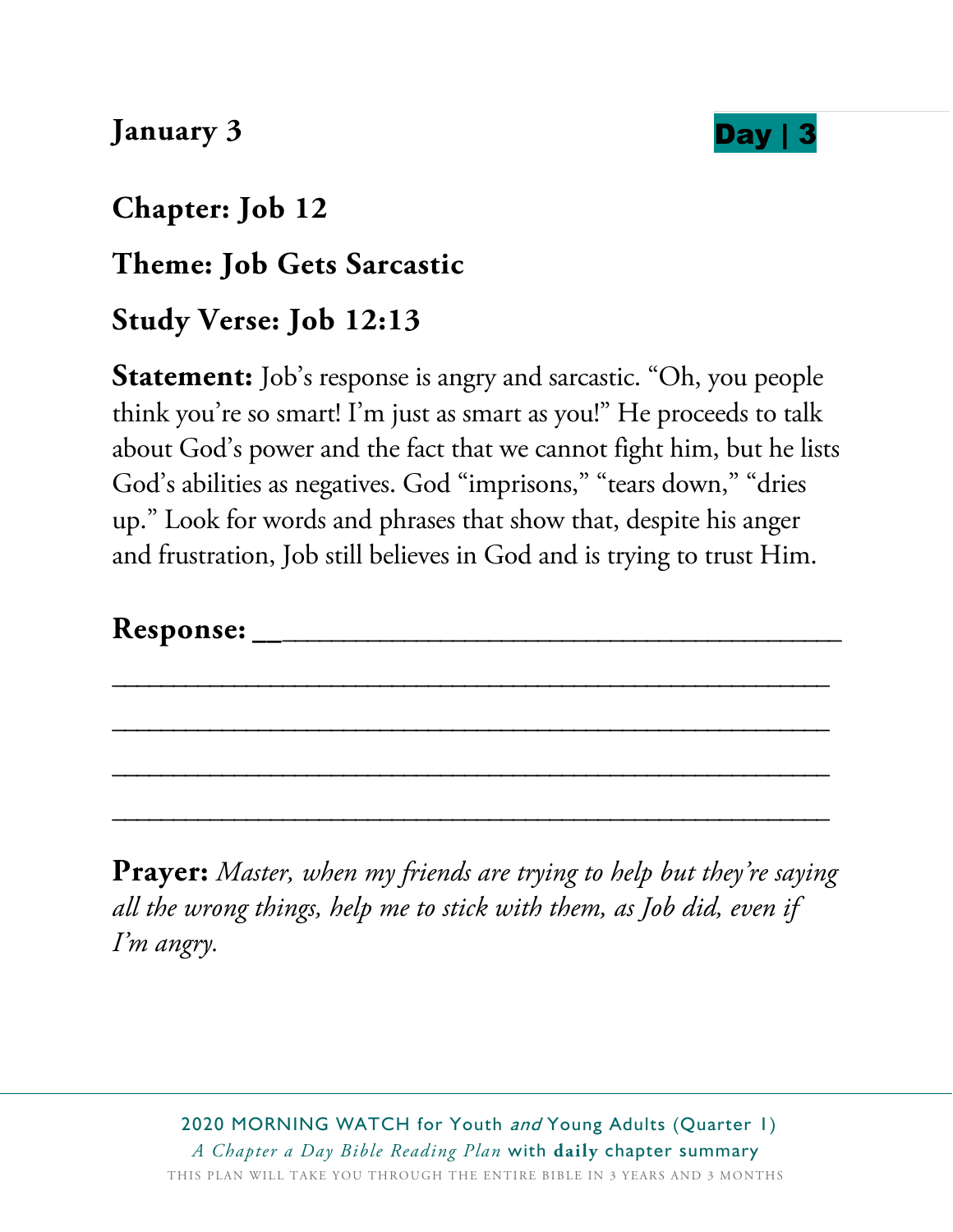**January 3** **Day | 3**

## Chapter: Job 12

## Theme: Job Gets Sarcastic

## Study Verse: Job 12:13

**Statement:** Job's response is angry and sarcastic. "Oh, you people think you're so smart! I'm just as smart as you!" He proceeds to talk about God's power and the fact that we cannot fight him, but he lists God's abilities as negatives. God "imprisons," "tears down," "dries up." Look for words and phrases that show that, despite his anger and frustration, Job still believes in God and is trying to trust Him.

**Response:** ________________________________________

________________________________________________

________________________________________________

________________________________________________

________________________________________________

**Prayer:** *Master, when my friends are trying to help but they're saying all the wrong things, help me to stick with them, as Job did, even if I'm angry.*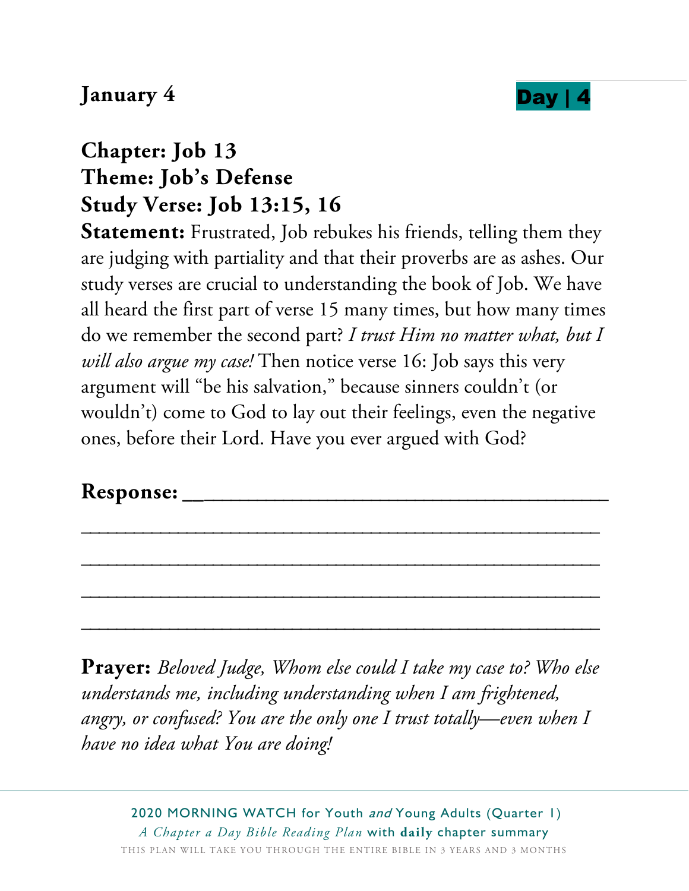**January 4** **Day | 4**

## Chapter: Job 13
## Theme: Job's Defense
## Study Verse: Job 13:15, 16

**Statement:** Frustrated, Job rebukes his friends, telling them they are judging with partiality and that their proverbs are as ashes. Our study verses are crucial to understanding the book of Job. We have all heard the first part of verse 15 many times, but how many times do we remember the second part? *I trust Him no matter what, but I will also argue my case!* Then notice verse 16: Job says this very argument will "be his salvation," because sinners couldn't (or wouldn't) come to God to lay out their feelings, even the negative ones, before their Lord. Have you ever argued with God?

**Response:** ____________________________________

____________________________________________

____________________________________________

____________________________________________

____________________________________________

**Prayer:** *Beloved Judge, Whom else could I take my case to? Who else understands me, including understanding when I am frightened, angry, or confused? You are the only one I trust totally—even when I have no idea what You are doing!*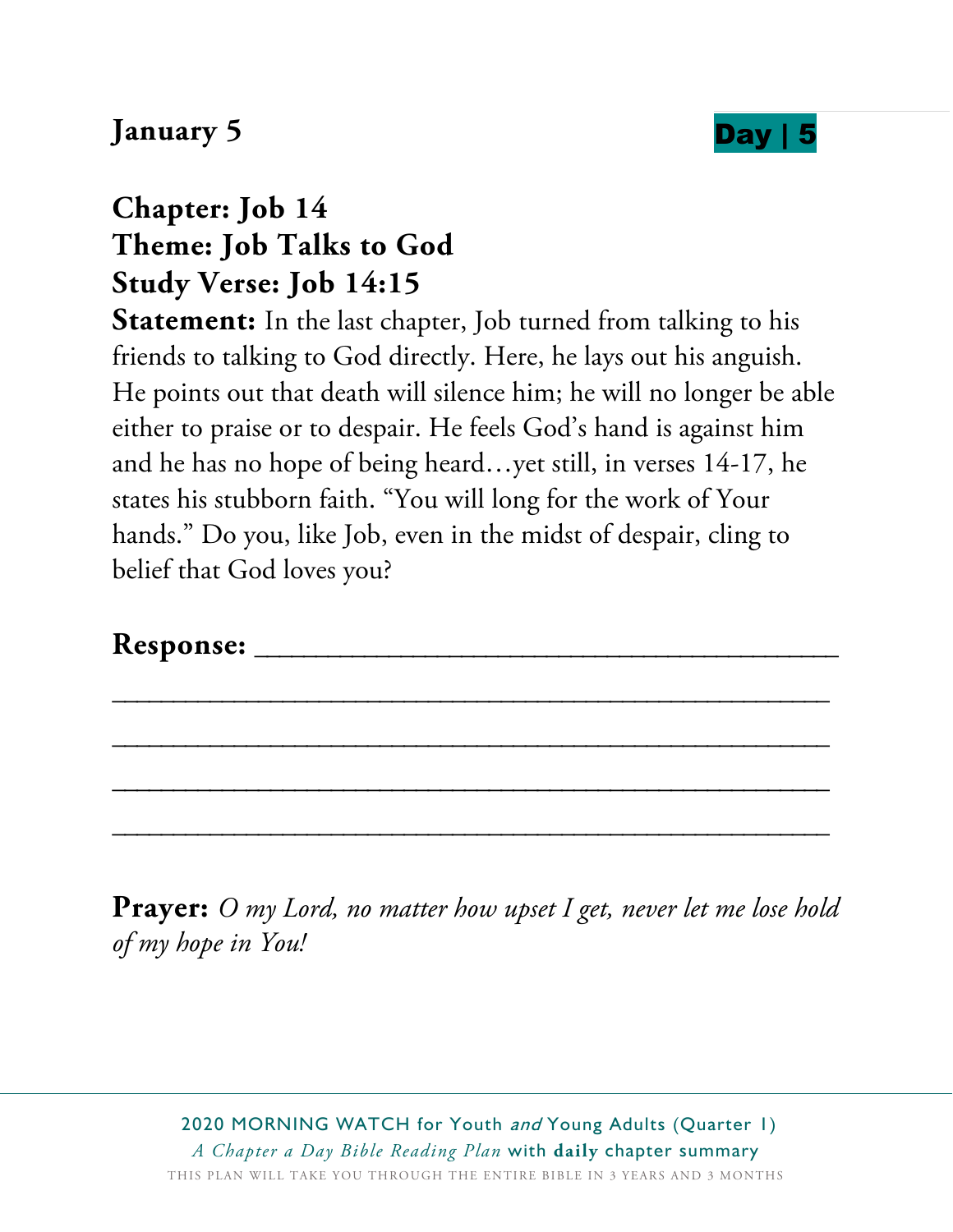**January 5** **Day | 5**

**Chapter: Job 14**
**Theme: Job Talks to God**
**Study Verse: Job 14:15**

**Statement:** In the last chapter, Job turned from talking to his friends to talking to God directly. Here, he lays out his anguish. He points out that death will silence him; he will no longer be able either to praise or to despair. He feels God's hand is against him and he has no hope of being heard…yet still, in verses 14-17, he states his stubborn faith. "You will long for the work of Your hands." Do you, like Job, even in the midst of despair, cling to belief that God loves you?

**Response:** ________________________________________

____________________________________________________

____________________________________________________

____________________________________________________

____________________________________________________

**Prayer:** *O my Lord, no matter how upset I get, never let me lose hold of my hope in You!*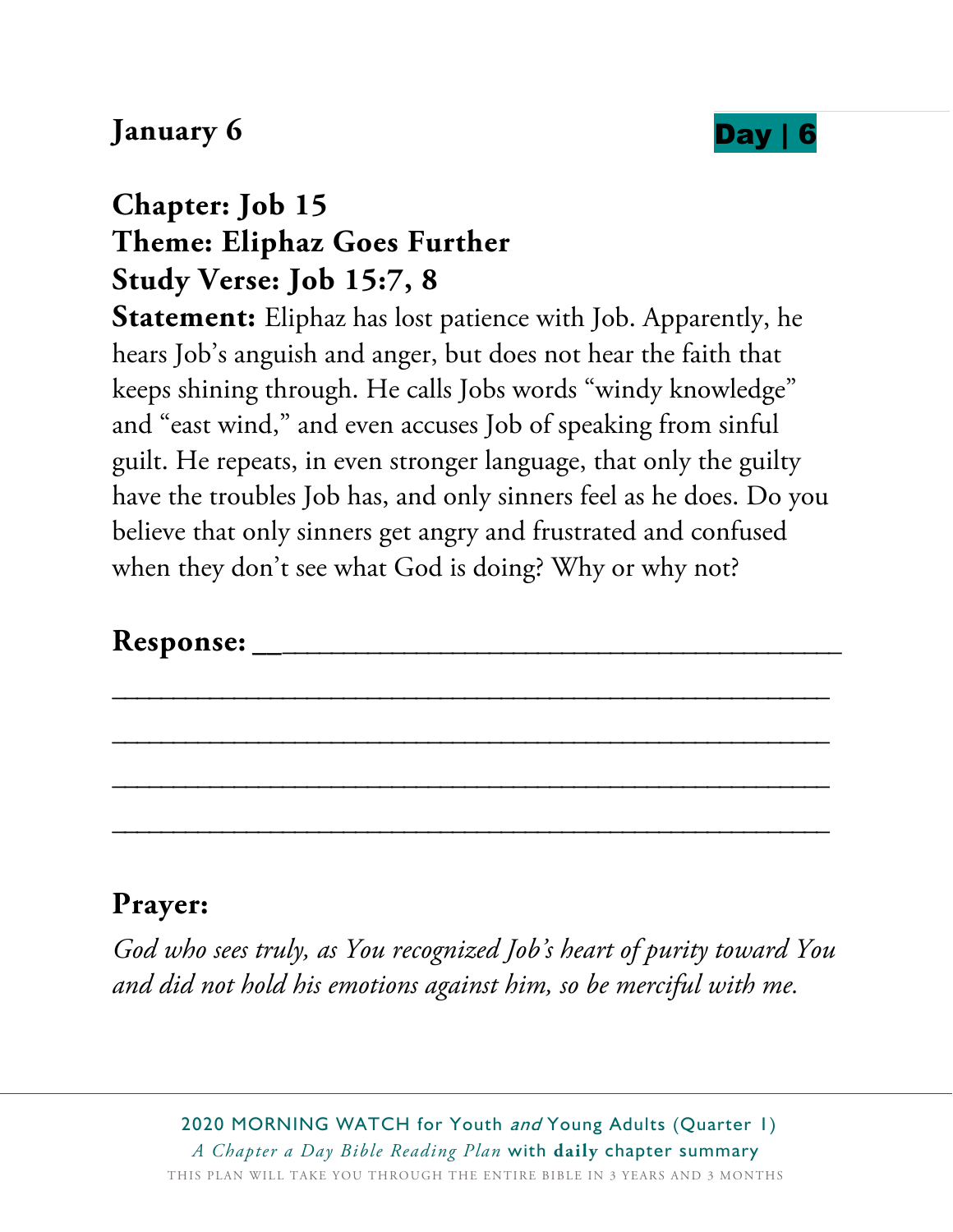**January 6** **Day | 6**

**Chapter: Job 15**
**Theme: Eliphaz Goes Further**
**Study Verse: Job 15:7, 8**

**Statement:** Eliphaz has lost patience with Job. Apparently, he hears Job's anguish and anger, but does not hear the faith that keeps shining through. He calls Jobs words "windy knowledge" and "east wind," and even accuses Job of speaking from sinful guilt. He repeats, in even stronger language, that only the guilty have the troubles Job has, and only sinners feel as he does. Do you believe that only sinners get angry and frustrated and confused when they don't see what God is doing? Why or why not?

**Response:** ____________________________________
____________________________________________
____________________________________________
____________________________________________
____________________________________________

**Prayer:**

*God who sees truly, as You recognized Job's heart of purity toward You and did not hold his emotions against him, so be merciful with me.*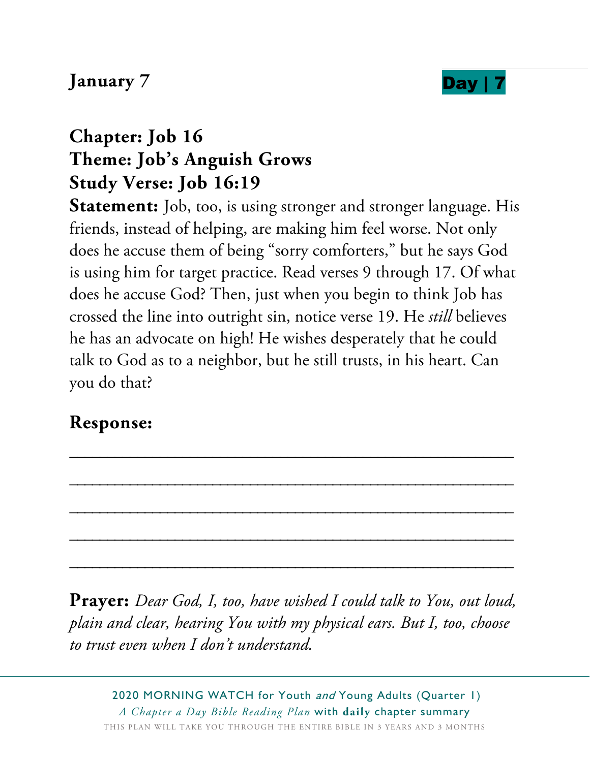**January 7**

**Day | 7**

## Chapter: Job 16
## Theme: Job's Anguish Grows
## Study Verse: Job 16:19

**Statement:** Job, too, is using stronger and stronger language. His friends, instead of helping, are making him feel worse. Not only does he accuse them of being "sorry comforters," but he says God is using him for target practice. Read verses 9 through 17. Of what does he accuse God? Then, just when you begin to think Job has crossed the line into outright sin, notice verse 19. He *still* believes he has an advocate on high! He wishes desperately that he could talk to God as to a neighbor, but he still trusts, in his heart. Can you do that?

## Response:

___________________________________________________

___________________________________________________

___________________________________________________

___________________________________________________

___________________________________________________

**Prayer:** *Dear God, I, too, have wished I could talk to You, out loud, plain and clear, hearing You with my physical ears. But I, too, choose to trust even when I don't understand.*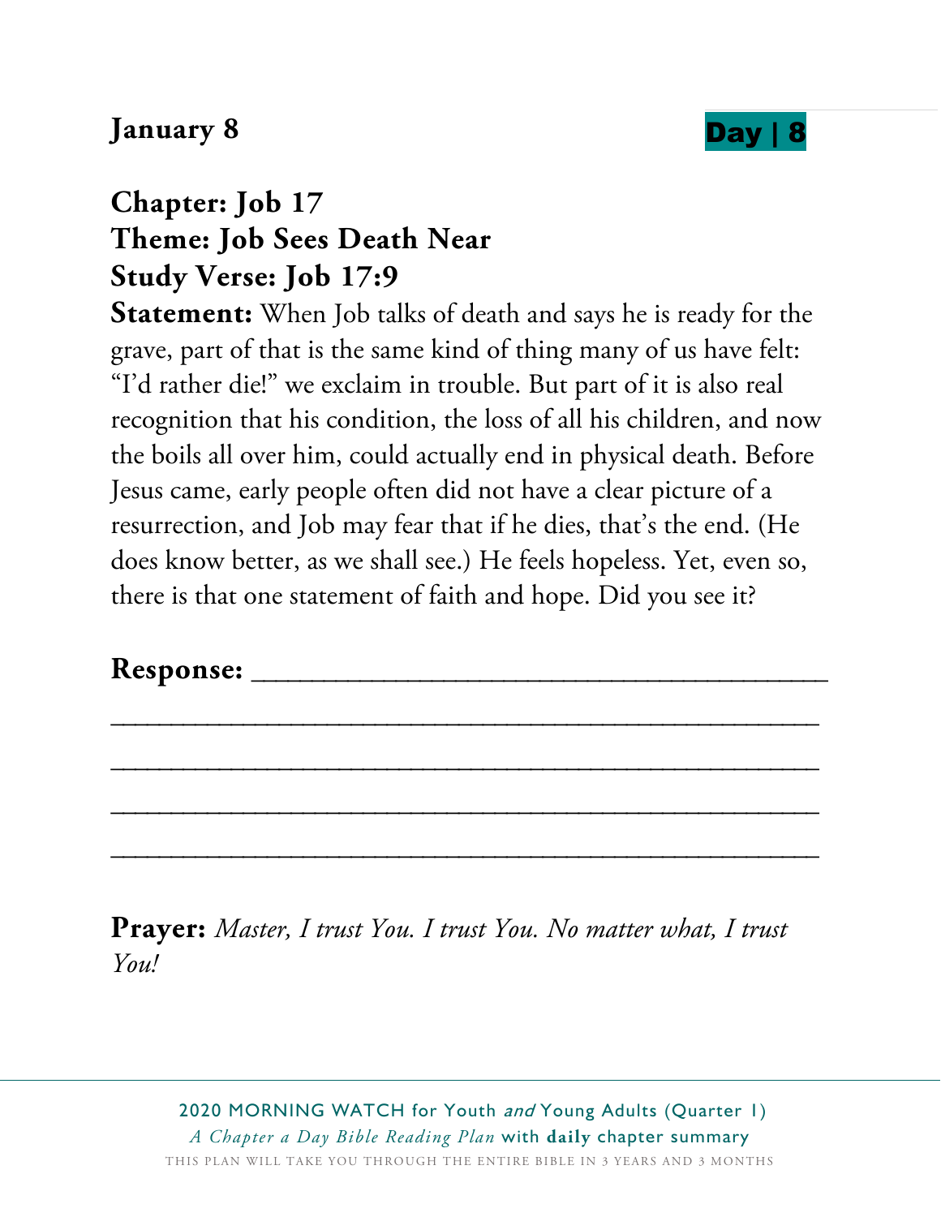**January 8** **Day | 8**

## Chapter: Job 17
## Theme: Job Sees Death Near
## Study Verse: Job 17:9

**Statement:** When Job talks of death and says he is ready for the grave, part of that is the same kind of thing many of us have felt: "I'd rather die!" we exclaim in trouble. But part of it is also real recognition that his condition, the loss of all his children, and now the boils all over him, could actually end in physical death. Before Jesus came, early people often did not have a clear picture of a resurrection, and Job may fear that if he dies, that's the end. (He does know better, as we shall see.) He feels hopeless. Yet, even so, there is that one statement of faith and hope. Did you see it?

**Response:** ___________________________________

_______________________________________________

_______________________________________________

_______________________________________________

_______________________________________________

**Prayer:** *Master, I trust You. I trust You. No matter what, I trust You!*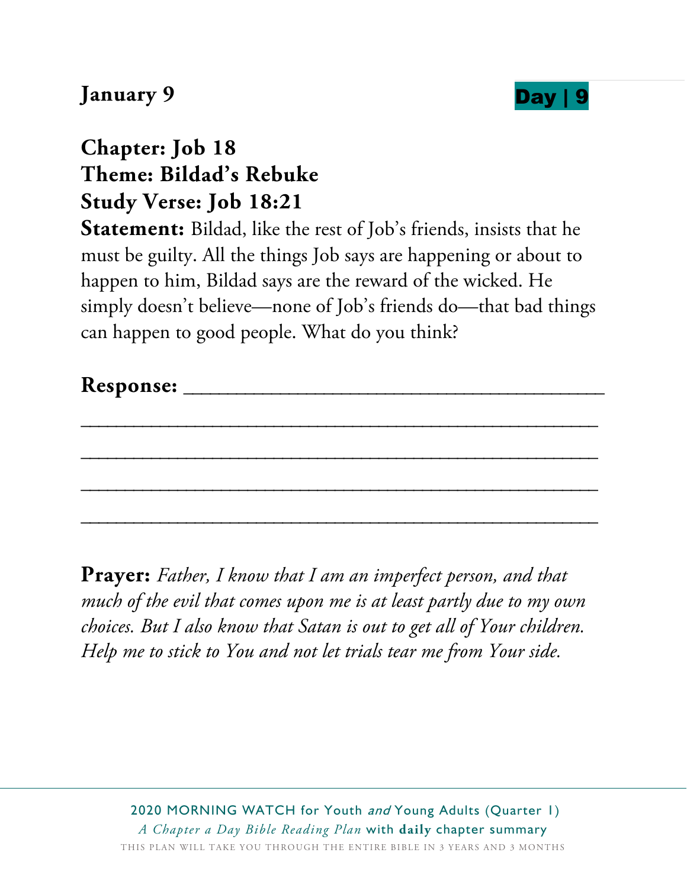**January 9**

**Day | 9**

**Chapter: Job 18**
**Theme: Bildad's Rebuke**
**Study Verse: Job 18:21**

**Statement:** Bildad, like the rest of Job's friends, insists that he must be guilty. All the things Job says are happening or about to happen to him, Bildad says are the reward of the wicked. He simply doesn't believe—none of Job's friends do—that bad things can happen to good people. What do you think?

**Response:** ________________________________________

________________________________________________

________________________________________________

________________________________________________

________________________________________________

**Prayer:** *Father, I know that I am an imperfect person, and that much of the evil that comes upon me is at least partly due to my own choices. But I also know that Satan is out to get all of Your children. Help me to stick to You and not let trials tear me from Your side.*

2020 MORNING WATCH for Youth *and* Young Adults (Quarter 1)
*A Chapter a Day Bible Reading Plan* with **daily** chapter summary
THIS PLAN WILL TAKE YOU THROUGH THE ENTIRE BIBLE IN 3 YEARS AND 3 MONTHS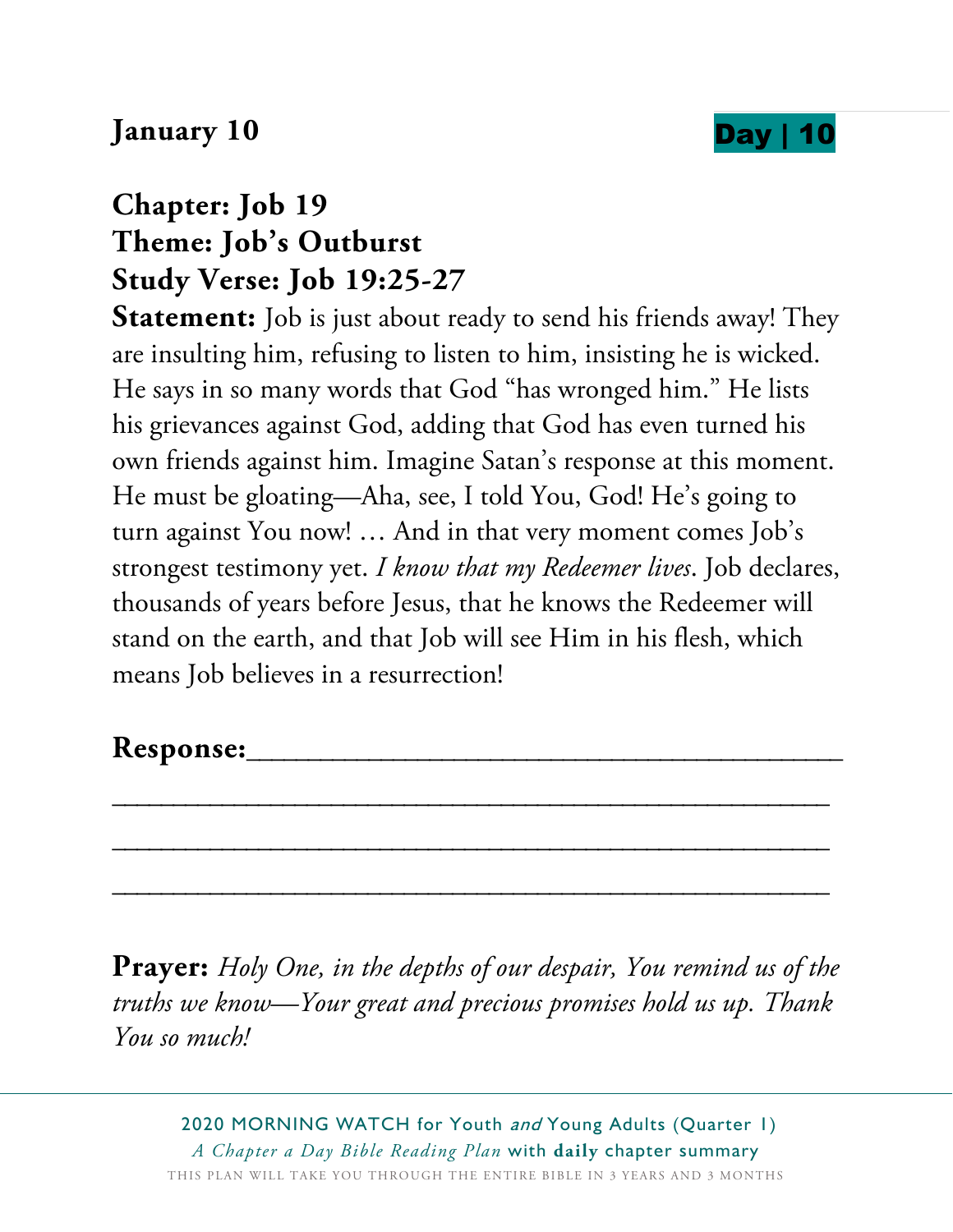**January 10** **Day | 10**

**Chapter: Job 19**
**Theme: Job's Outburst**
**Study Verse: Job 19:25-27**

**Statement:** Job is just about ready to send his friends away! They are insulting him, refusing to listen to him, insisting he is wicked. He says in so many words that God "has wronged him." He lists his grievances against God, adding that God has even turned his own friends against him. Imagine Satan's response at this moment. He must be gloating—Aha, see, I told You, God! He's going to turn against You now! … And in that very moment comes Job's strongest testimony yet. *I know that my Redeemer lives*. Job declares, thousands of years before Jesus, that he knows the Redeemer will stand on the earth, and that Job will see Him in his flesh, which means Job believes in a resurrection!

**Response:**_____________________________________

_____________________________________________

_____________________________________________

_____________________________________________

**Prayer:** *Holy One, in the depths of our despair, You remind us of the truths we know—Your great and precious promises hold us up. Thank You so much!*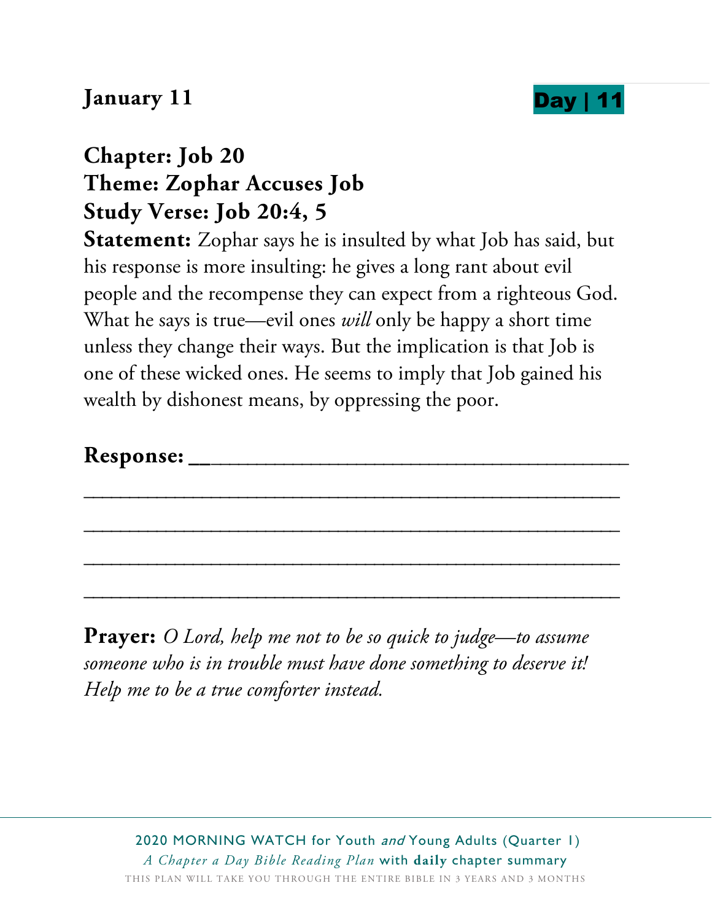**January 11** **Day | 11**

## Chapter: Job 20
## Theme: Zophar Accuses Job
## Study Verse: Job 20:4, 5

**Statement:** Zophar says he is insulted by what Job has said, but his response is more insulting: he gives a long rant about evil people and the recompense they can expect from a righteous God. What he says is true—evil ones *will* only be happy a short time unless they change their ways. But the implication is that Job is one of these wicked ones. He seems to imply that Job gained his wealth by dishonest means, by oppressing the poor.

**Response:** ___________________________________

___________________________________________

___________________________________________

___________________________________________

___________________________________________

**Prayer:** *O Lord, help me not to be so quick to judge—to assume someone who is in trouble must have done something to deserve it! Help me to be a true comforter instead.*

2020 MORNING WATCH for Youth *and* Young Adults (Quarter 1)
*A Chapter a Day Bible Reading Plan* with **daily** chapter summary
THIS PLAN WILL TAKE YOU THROUGH THE ENTIRE BIBLE IN 3 YEARS AND 3 MONTHS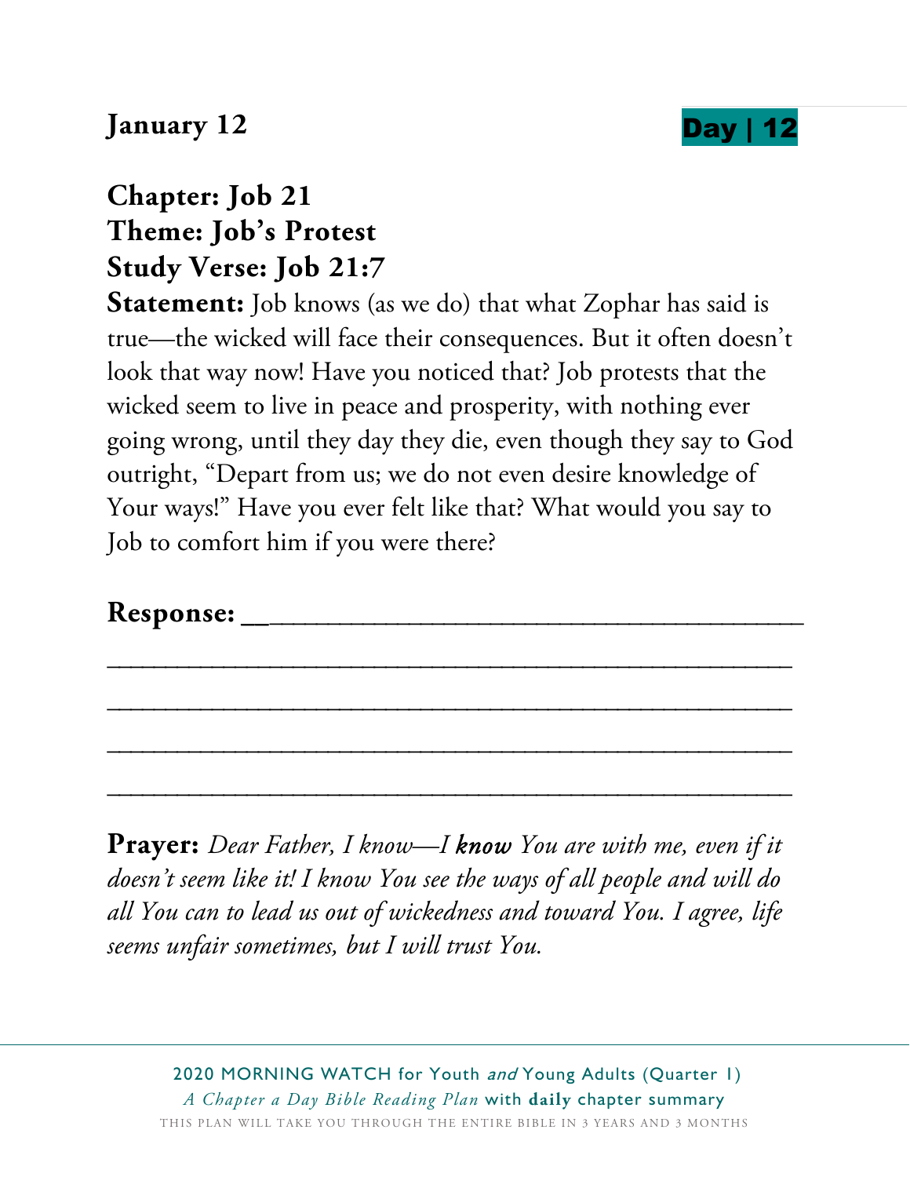**January 12** **Day | 12**

**Chapter: Job 21**
**Theme: Job's Protest**
**Study Verse: Job 21:7**

**Statement:** Job knows (as we do) that what Zophar has said is true—the wicked will face their consequences. But it often doesn't look that way now! Have you noticed that? Job protests that the wicked seem to live in peace and prosperity, with nothing ever going wrong, until they day they die, even though they say to God outright, "Depart from us; we do not even desire knowledge of Your ways!" Have you ever felt like that? What would you say to Job to comfort him if you were there?

**Response:** ______________________________________

______________________________________________

______________________________________________

______________________________________________

______________________________________________

**Prayer:** *Dear Father, I know—I **know** You are with me, even if it doesn't seem like it! I know You see the ways of all people and will do all You can to lead us out of wickedness and toward You. I agree, life seems unfair sometimes, but I will trust You.*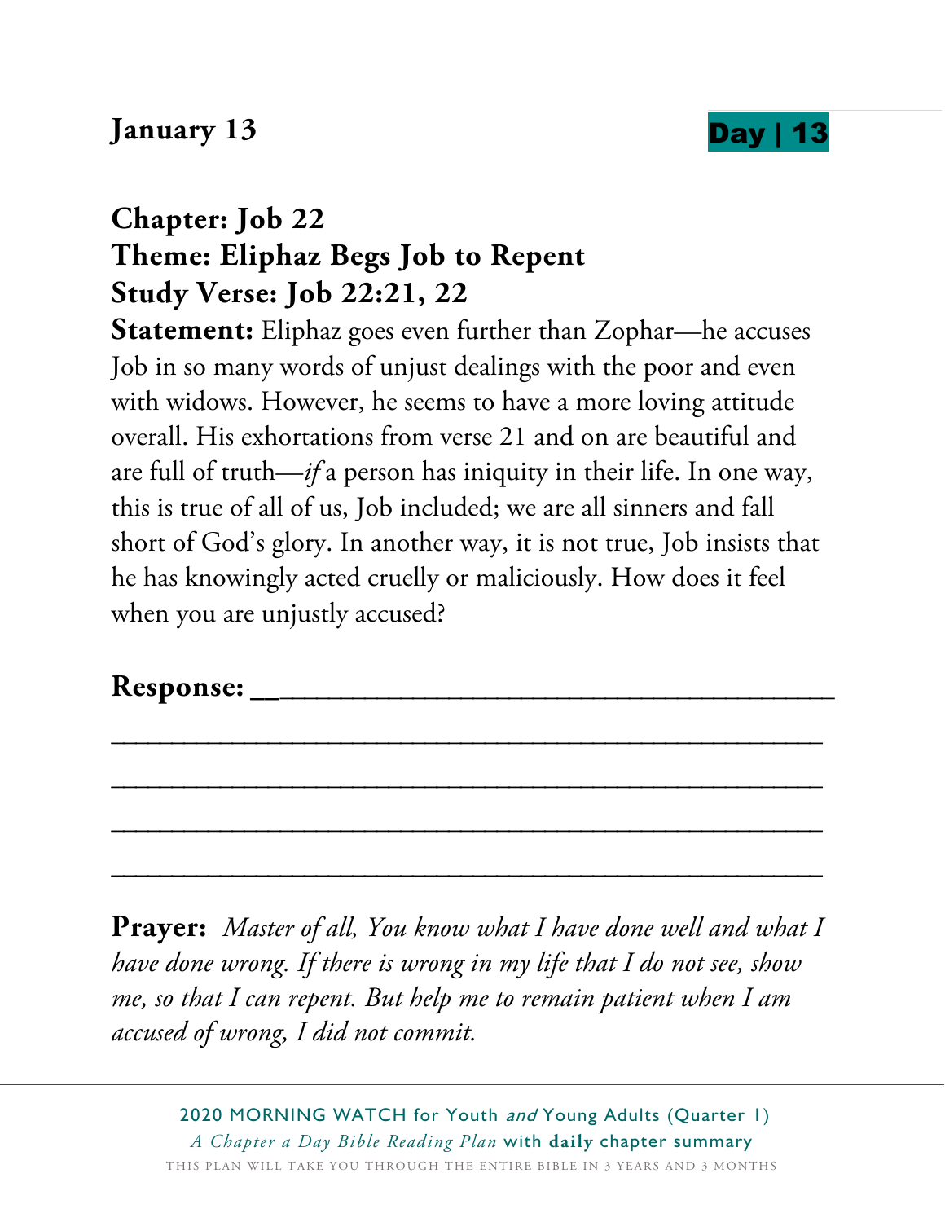**January 13** **Day | 13**

**Chapter: Job 22**
**Theme: Eliphaz Begs Job to Repent**
**Study Verse: Job 22:21, 22**

**Statement:** Eliphaz goes even further than Zophar—he accuses Job in so many words of unjust dealings with the poor and even with widows. However, he seems to have a more loving attitude overall. His exhortations from verse 21 and on are beautiful and are full of truth—*if* a person has iniquity in their life. In one way, this is true of all of us, Job included; we are all sinners and fall short of God's glory. In another way, it is not true, Job insists that he has knowingly acted cruelly or maliciously. How does it feel when you are unjustly accused?

**Response:** ________________________________________

________________________________________________

________________________________________________

________________________________________________

________________________________________________

**Prayer:** *Master of all, You know what I have done well and what I have done wrong. If there is wrong in my life that I do not see, show me, so that I can repent. But help me to remain patient when I am accused of wrong, I did not commit.*

2020 MORNING WATCH for Youth *and* Young Adults (Quarter 1)
*A Chapter a Day Bible Reading Plan* with **daily** chapter summary
THIS PLAN WILL TAKE YOU THROUGH THE ENTIRE BIBLE IN 3 YEARS AND 3 MONTHS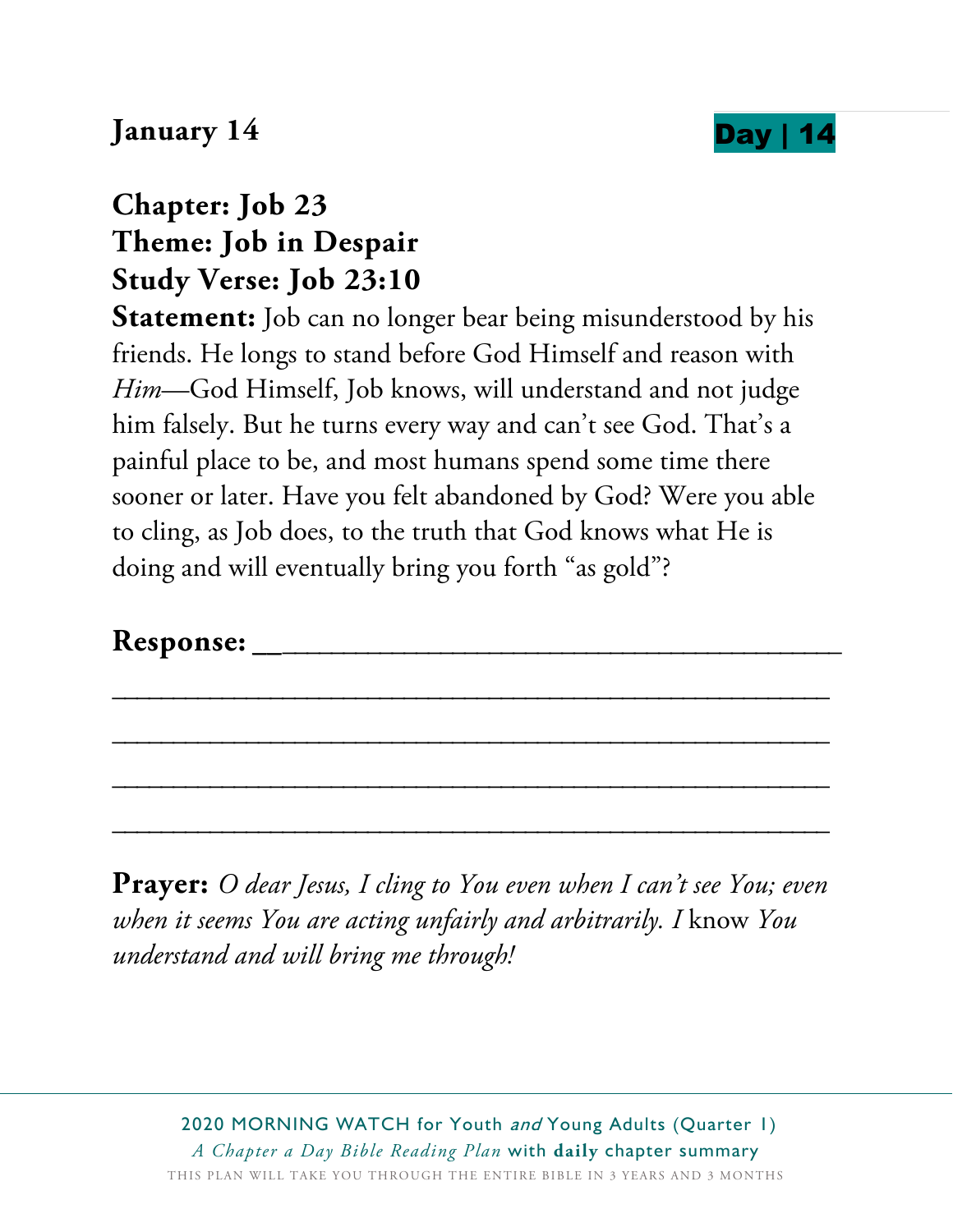**January 14** **Day | 14**

**Chapter: Job 23**
**Theme: Job in Despair**
**Study Verse: Job 23:10**

**Statement:** Job can no longer bear being misunderstood by his friends. He longs to stand before God Himself and reason with *Him*—God Himself, Job knows, will understand and not judge him falsely. But he turns every way and can't see God. That's a painful place to be, and most humans spend some time there sooner or later. Have you felt abandoned by God? Were you able to cling, as Job does, to the truth that God knows what He is doing and will eventually bring you forth "as gold"?

**Response:** ____________________________________

__________________________________________________

__________________________________________________

__________________________________________________

__________________________________________________

**Prayer:** *O dear Jesus, I cling to You even when I can't see You; even when it seems You are acting unfairly and arbitrarily. I* know *You understand and will bring me through!*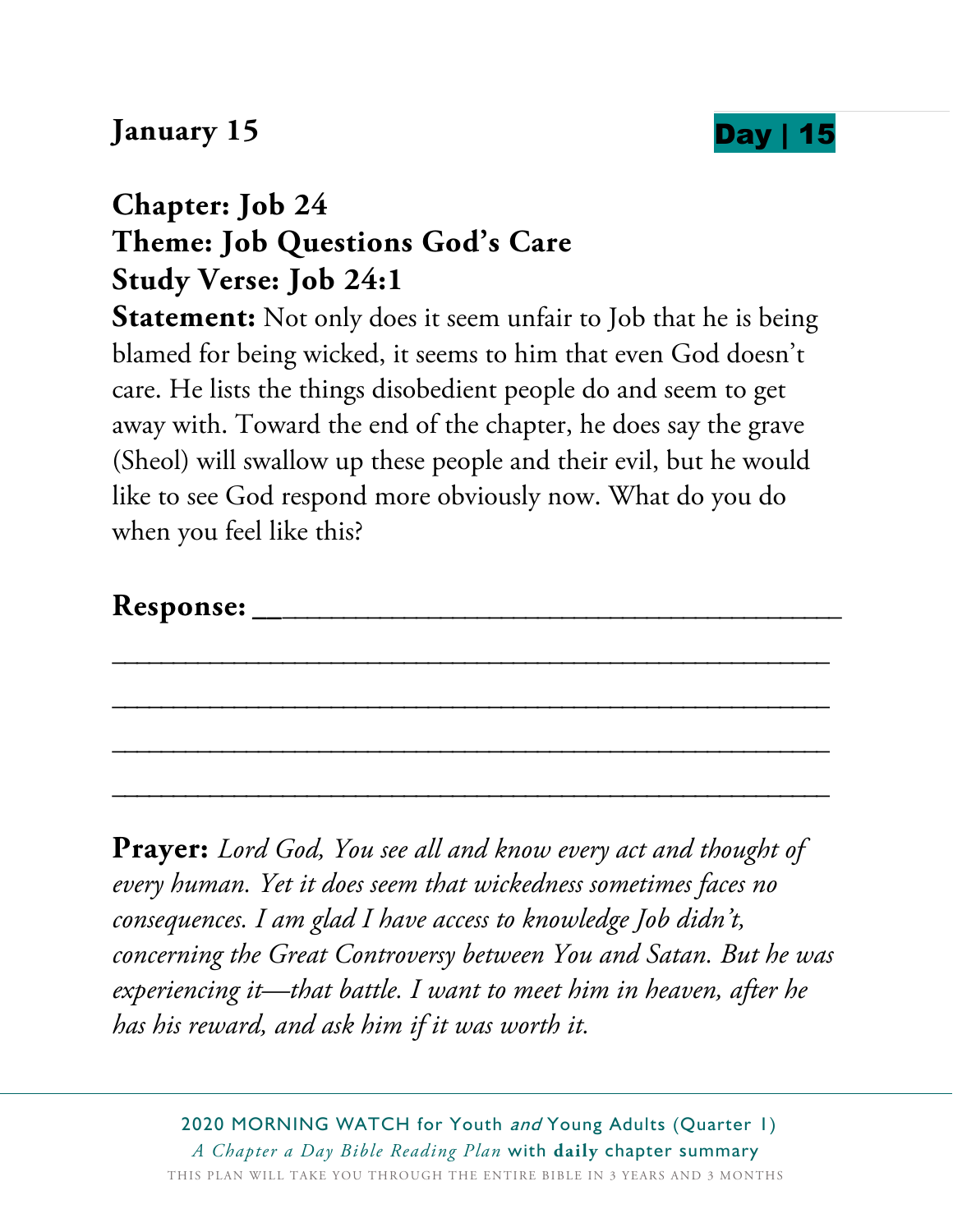**January 15** **Day | 15**

## Chapter: Job 24
## Theme: Job Questions God's Care
## Study Verse: Job 24:1

**Statement:** Not only does it seem unfair to Job that he is being blamed for being wicked, it seems to him that even God doesn't care. He lists the things disobedient people do and seem to get away with. Toward the end of the chapter, he does say the grave (Sheol) will swallow up these people and their evil, but he would like to see God respond more obviously now. What do you do when you feel like this?

**Response:** ______________________________________

______________________________________________

______________________________________________

______________________________________________

______________________________________________

**Prayer:** *Lord God, You see all and know every act and thought of every human. Yet it does seem that wickedness sometimes faces no consequences. I am glad I have access to knowledge Job didn't, concerning the Great Controversy between You and Satan. But he was experiencing it—that battle. I want to meet him in heaven, after he has his reward, and ask him if it was worth it.*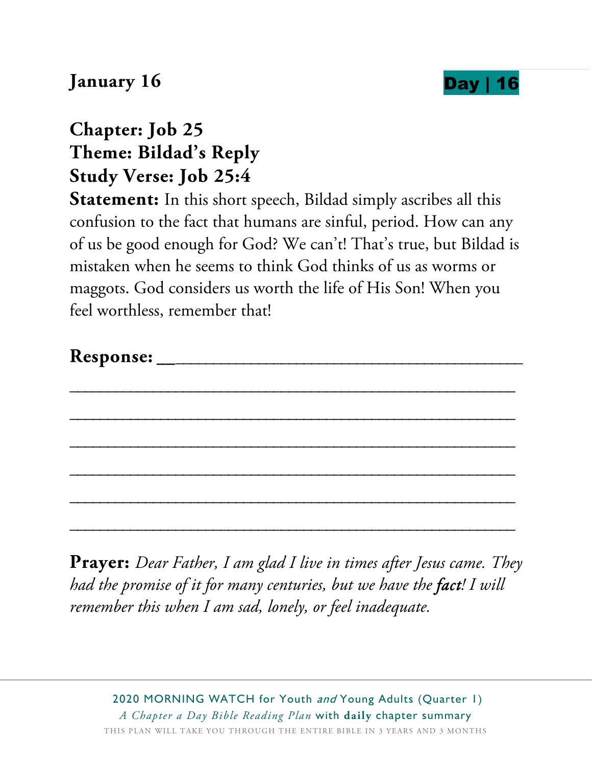**January 16** **Day | 16**

**Chapter: Job 25**
**Theme: Bildad's Reply**
**Study Verse: Job 25:4**

**Statement:** In this short speech, Bildad simply ascribes all this confusion to the fact that humans are sinful, period. How can any of us be good enough for God? We can't! That's true, but Bildad is mistaken when he seems to think God thinks of us as worms or maggots. God considers us worth the life of His Son! When you feel worthless, remember that!

**Response:** ______________________________________

__________________________________________________

__________________________________________________

__________________________________________________

__________________________________________________

__________________________________________________

__________________________________________________

**Prayer:** *Dear Father, I am glad I live in times after Jesus came. They had the promise of it for many centuries, but we have the* ***fact****! I will remember this when I am sad, lonely, or feel inadequate.*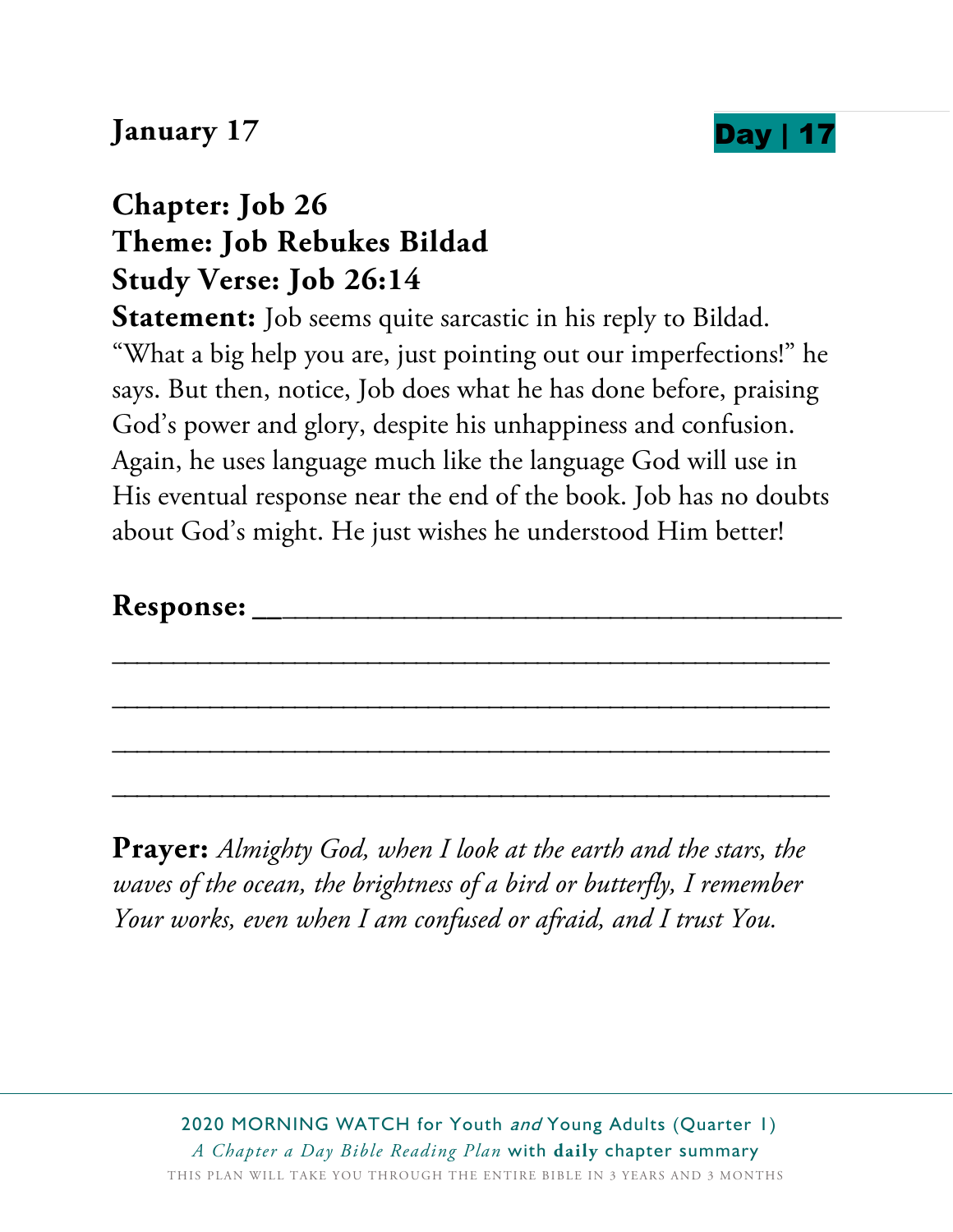**January 17** **Day | 17**

## Chapter: Job 26
## Theme: Job Rebukes Bildad
## Study Verse: Job 26:14

**Statement:** Job seems quite sarcastic in his reply to Bildad. "What a big help you are, just pointing out our imperfections!" he says. But then, notice, Job does what he has done before, praising God's power and glory, despite his unhappiness and confusion. Again, he uses language much like the language God will use in His eventual response near the end of the book. Job has no doubts about God's might. He just wishes he understood Him better!

**Response:** ______________________________________

______________________________________________

______________________________________________

______________________________________________

______________________________________________

**Prayer:** *Almighty God, when I look at the earth and the stars, the waves of the ocean, the brightness of a bird or butterfly, I remember Your works, even when I am confused or afraid, and I trust You.*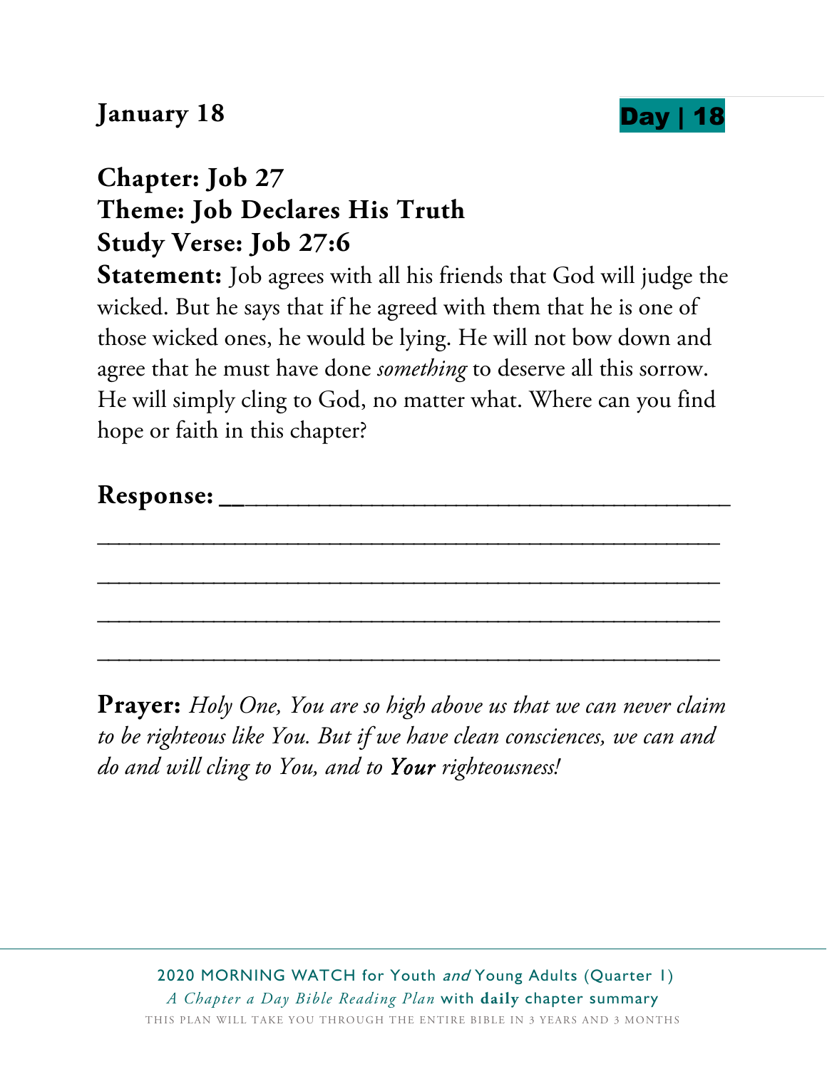**January 18** **Day | 18**

## Chapter: Job 27
## Theme: Job Declares His Truth
## Study Verse: Job 27:6

**Statement:** Job agrees with all his friends that God will judge the wicked. But he says that if he agreed with them that he is one of those wicked ones, he would be lying. He will not bow down and agree that he must have done *something* to deserve all this sorrow. He will simply cling to God, no matter what. Where can you find hope or faith in this chapter?

**Response:** ______________________________________

__________________________________________________

__________________________________________________

__________________________________________________

__________________________________________________

**Prayer:** *Holy One, You are so high above us that we can never claim to be righteous like You. But if we have clean consciences, we can and do and will cling to You, and to* ***Your*** *righteousness!*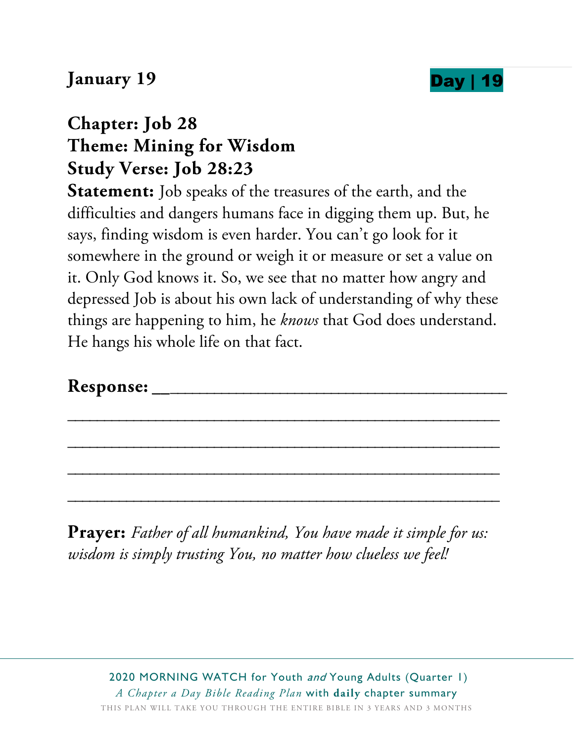**January 19** **Day | 19**

**Chapter: Job 28**
**Theme: Mining for Wisdom**
**Study Verse: Job 28:23**

**Statement:** Job speaks of the treasures of the earth, and the difficulties and dangers humans face in digging them up. But, he says, finding wisdom is even harder. You can't go look for it somewhere in the ground or weigh it or measure or set a value on it. Only God knows it. So, we see that no matter how angry and depressed Job is about his own lack of understanding of why these things are happening to him, he *knows* that God does understand. He hangs his whole life on that fact.

**Response:** ________________________________________

________________________________________________

________________________________________________

________________________________________________

________________________________________________

**Prayer:** *Father of all humankind, You have made it simple for us: wisdom is simply trusting You, no matter how clueless we feel!*

2020 MORNING WATCH for Youth *and* Young Adults (Quarter 1)
*A Chapter a Day Bible Reading Plan* with **daily** chapter summary
THIS PLAN WILL TAKE YOU THROUGH THE ENTIRE BIBLE IN 3 YEARS AND 3 MONTHS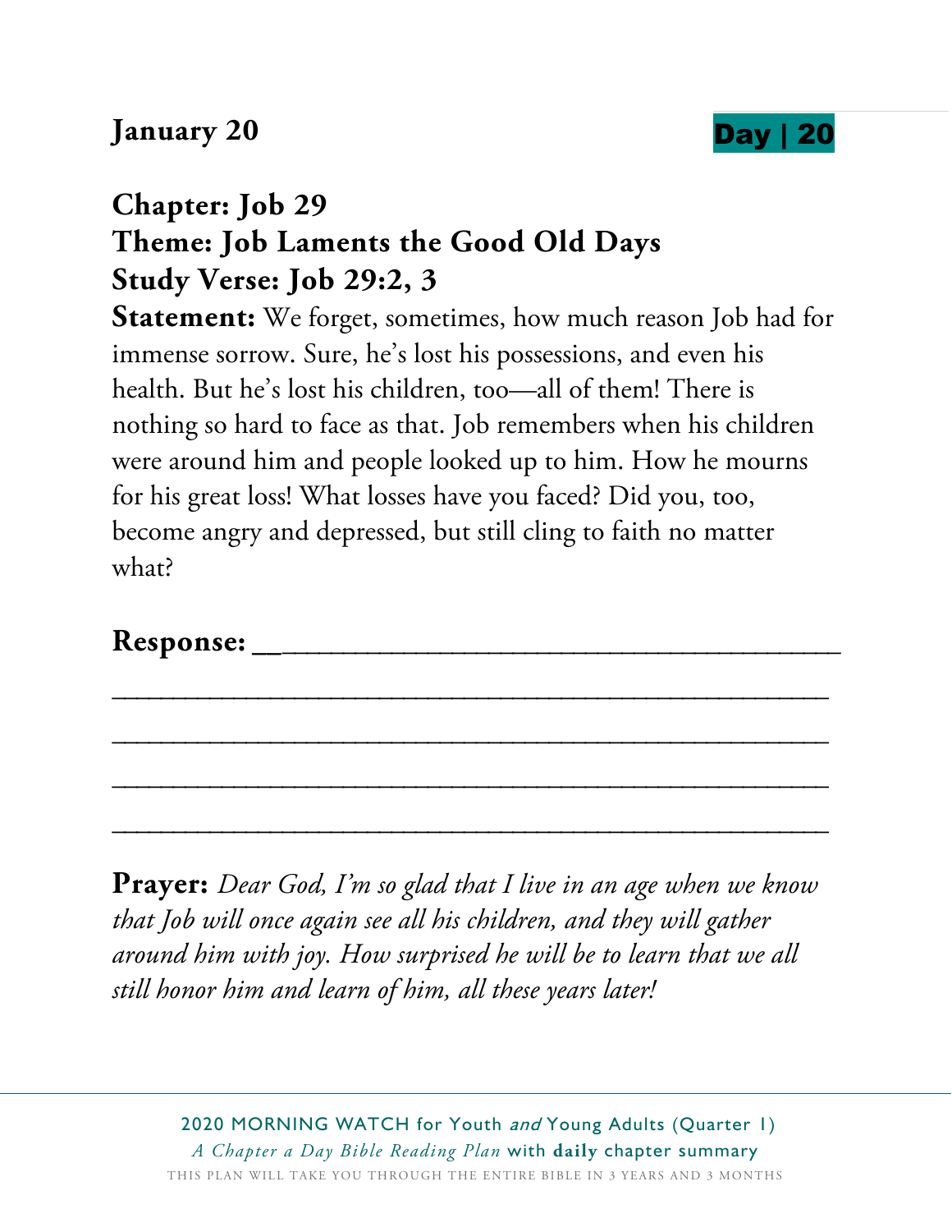**January 20** **Day | 20**

## Chapter: Job 29
## Theme: Job Laments the Good Old Days
## Study Verse: Job 29:2, 3

**Statement:** We forget, sometimes, how much reason Job had for immense sorrow. Sure, he's lost his possessions, and even his health. But he's lost his children, too—all of them! There is nothing so hard to face as that. Job remembers when his children were around him and people looked up to him. How he mourns for his great loss! What losses have you faced? Did you, too, become angry and depressed, but still cling to faith no matter what?

**Response:** ______________________________________

______________________________________________

______________________________________________

______________________________________________

______________________________________________

**Prayer:** *Dear God, I'm so glad that I live in an age when we know that Job will once again see all his children, and they will gather around him with joy. How surprised he will be to learn that we all still honor him and learn of him, all these years later!*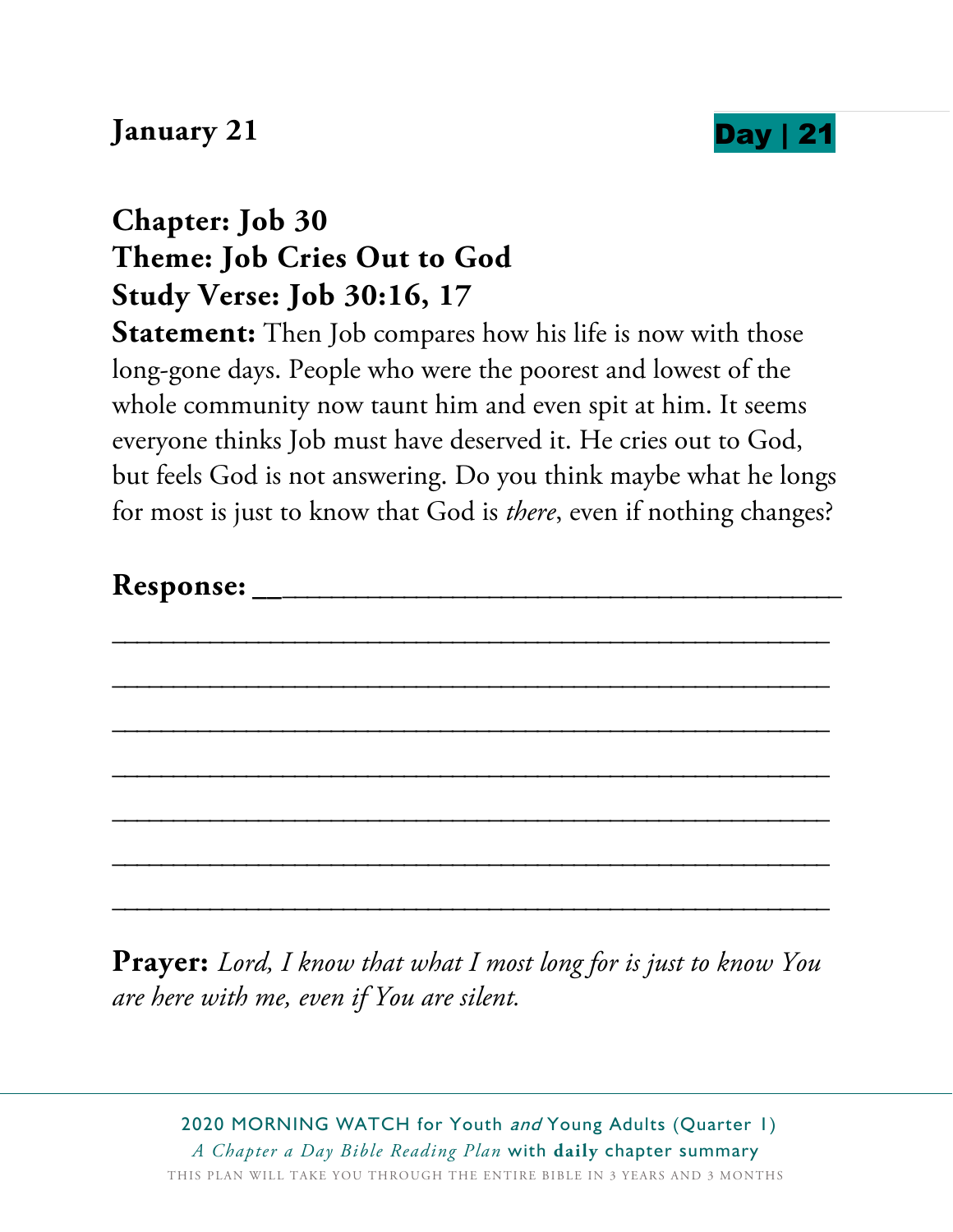**January 21** **Day | 21**

**Chapter: Job 30**
**Theme: Job Cries Out to God**
**Study Verse: Job 30:16, 17**

**Statement:** Then Job compares how his life is now with those long-gone days. People who were the poorest and lowest of the whole community now taunt him and even spit at him. It seems everyone thinks Job must have deserved it. He cries out to God, but feels God is not answering. Do you think maybe what he longs for most is just to know that God is *there*, even if nothing changes?

**Response:** ________________________________________

________________________________________________

________________________________________________

________________________________________________

________________________________________________

________________________________________________

________________________________________________

________________________________________________

**Prayer:** *Lord, I know that what I most long for is just to know You are here with me, even if You are silent.*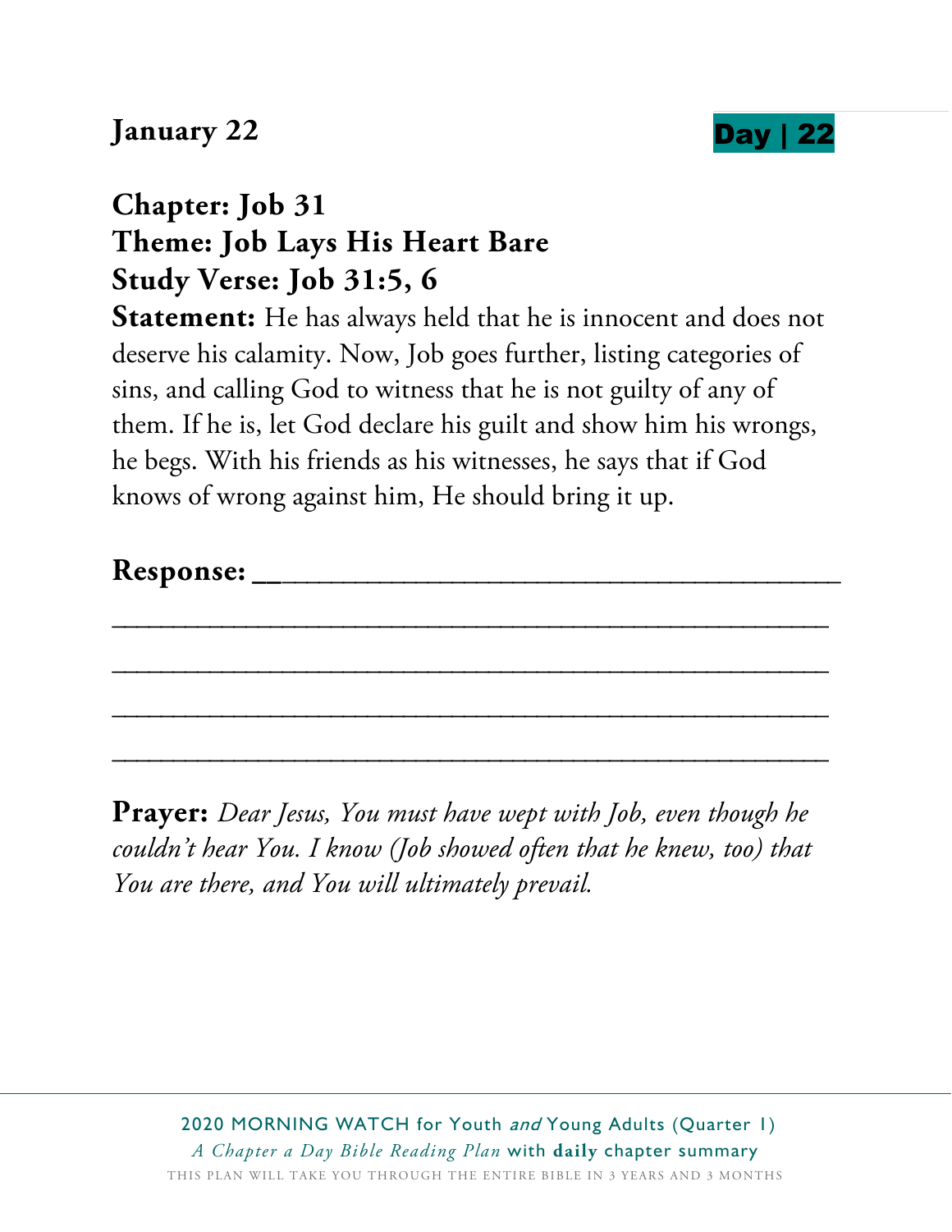**January 22** **Day | 22**

## Chapter: Job 31
## Theme: Job Lays His Heart Bare
## Study Verse: Job 31:5, 6

**Statement:** He has always held that he is innocent and does not deserve his calamity. Now, Job goes further, listing categories of sins, and calling God to witness that he is not guilty of any of them. If he is, let God declare his guilt and show him his wrongs, he begs. With his friends as his witnesses, he says that if God knows of wrong against him, He should bring it up.

**Response:** ________________________________________

________________________________________________

________________________________________________

________________________________________________

________________________________________________

**Prayer:** *Dear Jesus, You must have wept with Job, even though he couldn't hear You. I know (Job showed often that he knew, too) that You are there, and You will ultimately prevail.*

2020 MORNING WATCH for Youth *and* Young Adults (Quarter 1)
*A Chapter a Day Bible Reading Plan* with **daily** chapter summary
THIS PLAN WILL TAKE YOU THROUGH THE ENTIRE BIBLE IN 3 YEARS AND 3 MONTHS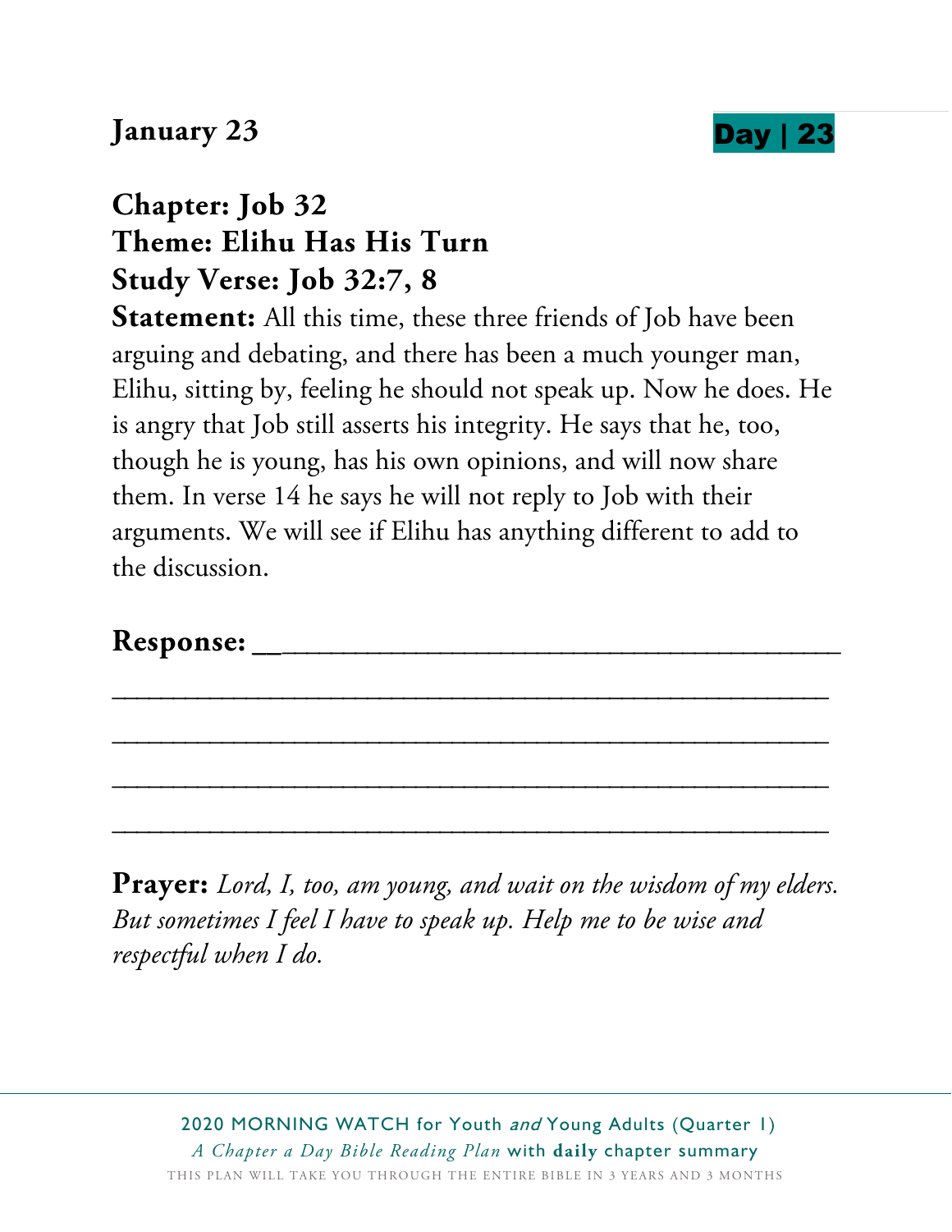**January 23** **Day | 23**

**Chapter: Job 32**
**Theme: Elihu Has His Turn**
**Study Verse: Job 32:7, 8**

**Statement:** All this time, these three friends of Job have been arguing and debating, and there has been a much younger man, Elihu, sitting by, feeling he should not speak up. Now he does. He is angry that Job still asserts his integrity. He says that he, too, though he is young, has his own opinions, and will now share them. In verse 14 he says he will not reply to Job with their arguments. We will see if Elihu has anything different to add to the discussion.

**Response:** ____________________________________

__________________________________________________

__________________________________________________

__________________________________________________

__________________________________________________

**Prayer:** *Lord, I, too, am young, and wait on the wisdom of my elders. But sometimes I feel I have to speak up. Help me to be wise and respectful when I do.*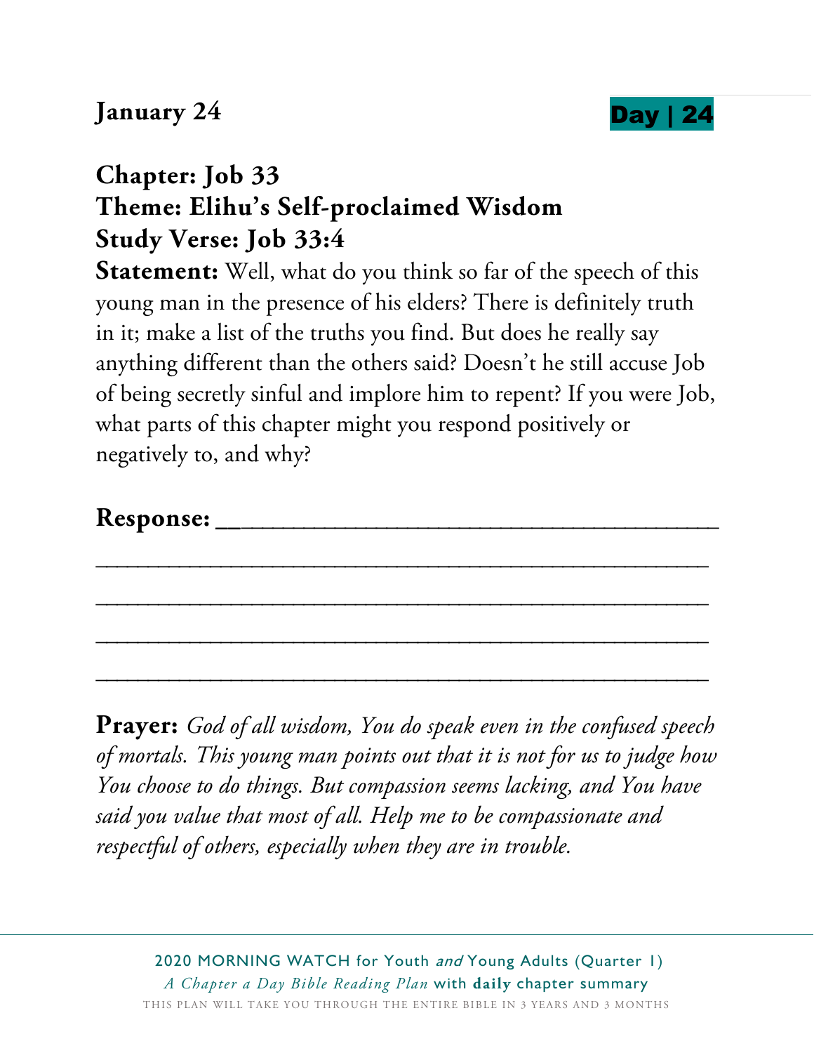**January 24** **Day | 24**

## Chapter: Job 33
## Theme: Elihu's Self-proclaimed Wisdom
## Study Verse: Job 33:4

**Statement:** Well, what do you think so far of the speech of this young man in the presence of his elders? There is definitely truth in it; make a list of the truths you find. But does he really say anything different than the others said? Doesn't he still accuse Job of being secretly sinful and implore him to repent? If you were Job, what parts of this chapter might you respond positively or negatively to, and why?

**Response:** ________________________________________

____________________________________________________

____________________________________________________

____________________________________________________

____________________________________________________

**Prayer:** *God of all wisdom, You do speak even in the confused speech of mortals. This young man points out that it is not for us to judge how You choose to do things. But compassion seems lacking, and You have said you value that most of all. Help me to be compassionate and respectful of others, especially when they are in trouble.*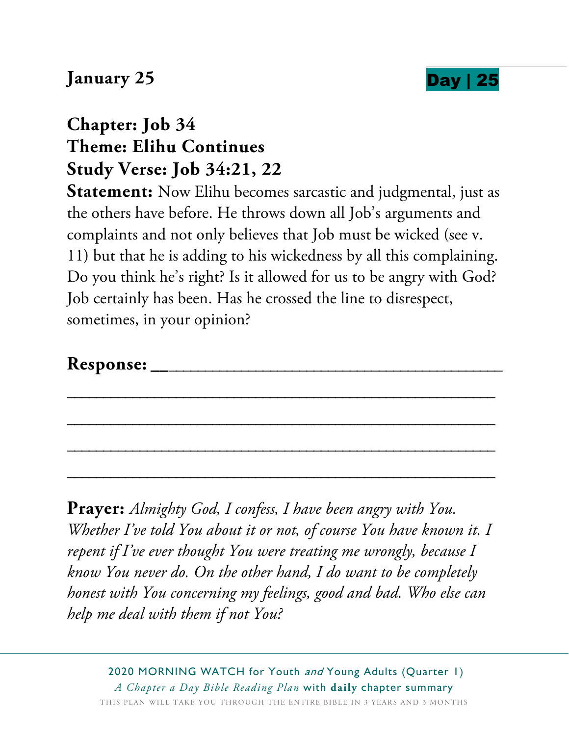**January 25** **Day | 25**

**Chapter: Job 34**
**Theme: Elihu Continues**
**Study Verse: Job 34:21, 22**

**Statement:** Now Elihu becomes sarcastic and judgmental, just as the others have before. He throws down all Job's arguments and complaints and not only believes that Job must be wicked (see v. 11) but that he is adding to his wickedness by all this complaining. Do you think he's right? Is it allowed for us to be angry with God? Job certainly has been. Has he crossed the line to disrespect, sometimes, in your opinion?

**Response:** ______________________________________

______________________________________________

______________________________________________

______________________________________________

______________________________________________

**Prayer:** *Almighty God, I confess, I have been angry with You. Whether I've told You about it or not, of course You have known it. I repent if I've ever thought You were treating me wrongly, because I know You never do. On the other hand, I do want to be completely honest with You concerning my feelings, good and bad. Who else can help me deal with them if not You?*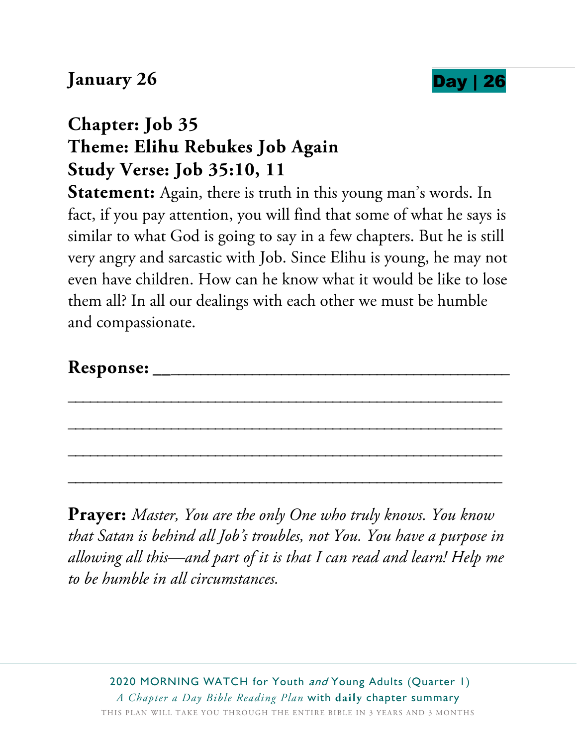**January 26** **Day | 26**

## Chapter: Job 35
## Theme: Elihu Rebukes Job Again
## Study Verse: Job 35:10, 11

**Statement:** Again, there is truth in this young man's words. In fact, if you pay attention, you will find that some of what he says is similar to what God is going to say in a few chapters. But he is still very angry and sarcastic with Job. Since Elihu is young, he may not even have children. How can he know what it would be like to lose them all? In all our dealings with each other we must be humble and compassionate.

**Response:** ________________________________________

________________________________________________

________________________________________________

________________________________________________

________________________________________________

**Prayer:** *Master, You are the only One who truly knows. You know that Satan is behind all Job's troubles, not You. You have a purpose in allowing all this—and part of it is that I can read and learn! Help me to be humble in all circumstances.*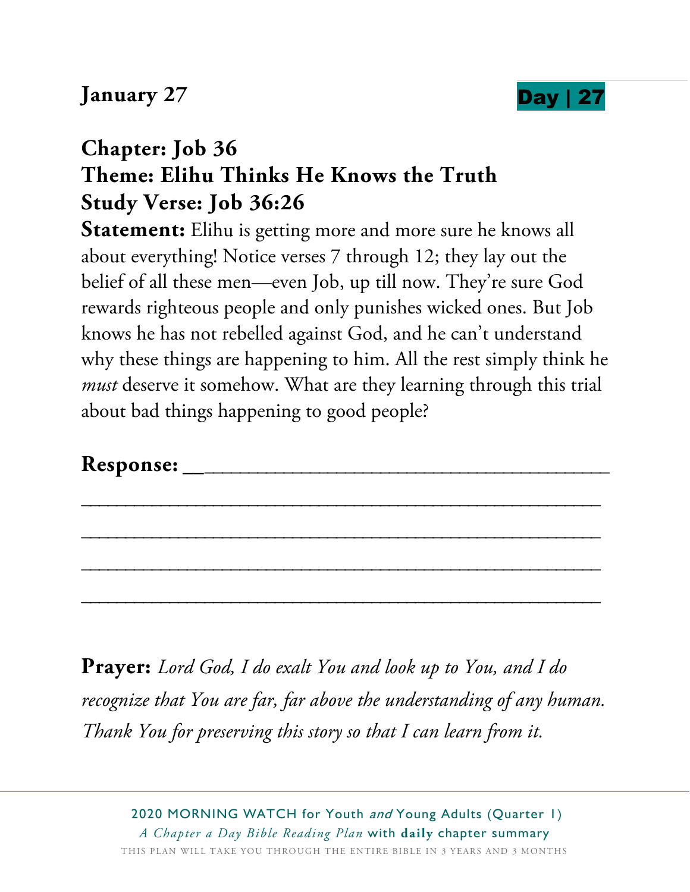**January 27** **Day | 27**

## Chapter: Job 36
## Theme: Elihu Thinks He Knows the Truth
## Study Verse: Job 36:26

**Statement:** Elihu is getting more and more sure he knows all about everything! Notice verses 7 through 12; they lay out the belief of all these men—even Job, up till now. They're sure God rewards righteous people and only punishes wicked ones. But Job knows he has not rebelled against God, and he can't understand why these things are happening to him. All the rest simply think he *must* deserve it somehow. What are they learning through this trial about bad things happening to good people?

**Response:** ___________________________________

_______________________________________________

_______________________________________________

_______________________________________________

_______________________________________________

**Prayer:** *Lord God, I do exalt You and look up to You, and I do recognize that You are far, far above the understanding of any human. Thank You for preserving this story so that I can learn from it.*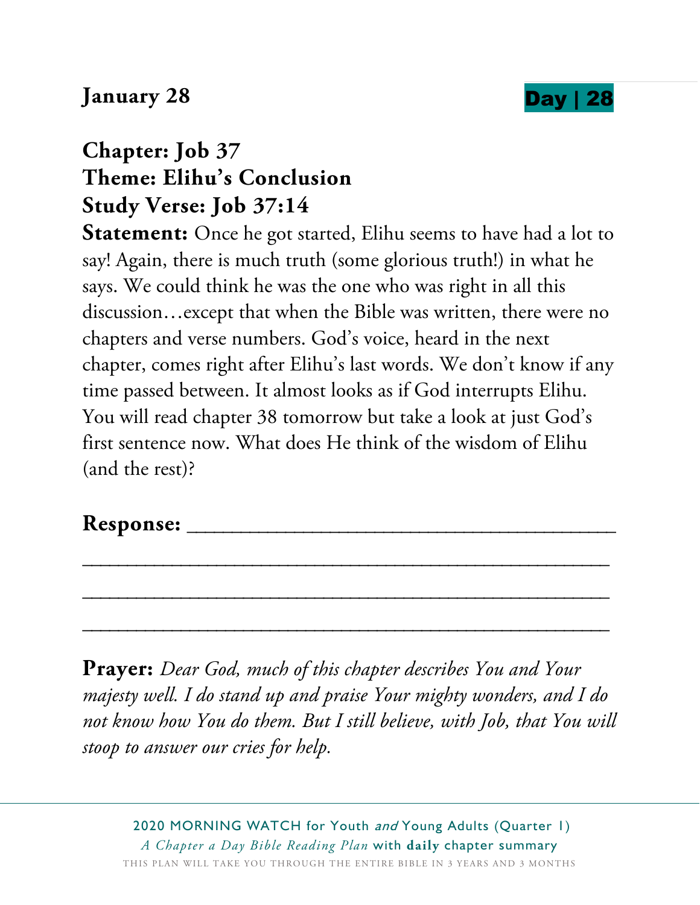**January 28** **Day | 28**

## Chapter: Job 37
## Theme: Elihu's Conclusion
## Study Verse: Job 37:14

**Statement:** Once he got started, Elihu seems to have had a lot to say! Again, there is much truth (some glorious truth!) in what he says. We could think he was the one who was right in all this discussion…except that when the Bible was written, there were no chapters and verse numbers. God's voice, heard in the next chapter, comes right after Elihu's last words. We don't know if any time passed between. It almost looks as if God interrupts Elihu. You will read chapter 38 tomorrow but take a look at just God's first sentence now. What does He think of the wisdom of Elihu (and the rest)?

**Response:** ________________________________________

________________________________________________

________________________________________________

________________________________________________

**Prayer:** *Dear God, much of this chapter describes You and Your majesty well. I do stand up and praise Your mighty wonders, and I do not know how You do them. But I still believe, with Job, that You will stoop to answer our cries for help.*

2020 MORNING WATCH for Youth *and* Young Adults (Quarter 1)
*A Chapter a Day Bible Reading Plan* with **daily** chapter summary
THIS PLAN WILL TAKE YOU THROUGH THE ENTIRE BIBLE IN 3 YEARS AND 3 MONTHS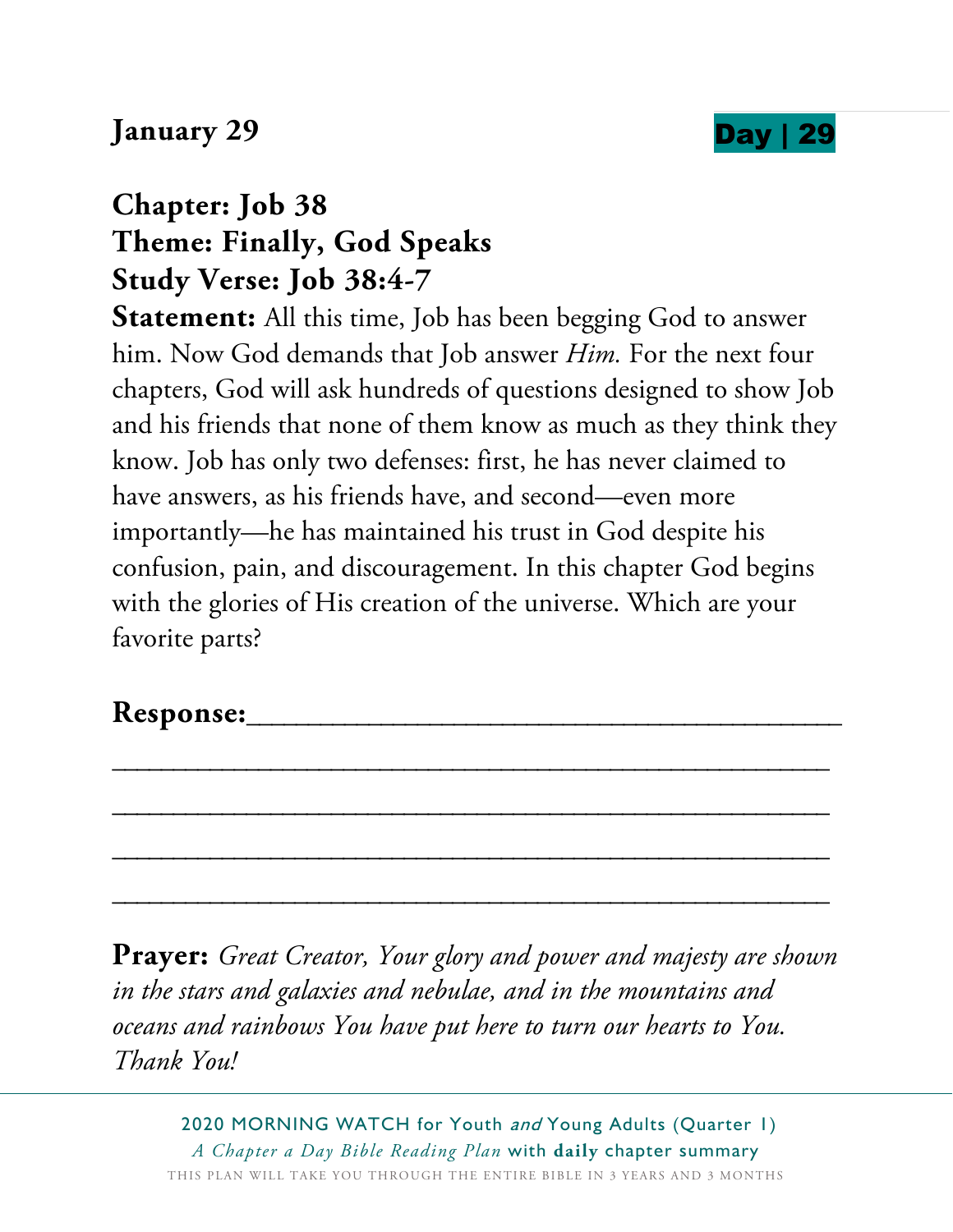**January 29** **Day | 29**

**Chapter: Job 38**
**Theme: Finally, God Speaks**
**Study Verse: Job 38:4-7**

**Statement:** All this time, Job has been begging God to answer him. Now God demands that Job answer *Him.* For the next four chapters, God will ask hundreds of questions designed to show Job and his friends that none of them know as much as they think they know. Job has only two defenses: first, he has never claimed to have answers, as his friends have, and second—even more importantly—he has maintained his trust in God despite his confusion, pain, and discouragement. In this chapter God begins with the glories of His creation of the universe. Which are your favorite parts?

**Response:**_______________________________________

_______________________________________________

_______________________________________________

_______________________________________________

_______________________________________________

**Prayer:** *Great Creator, Your glory and power and majesty are shown in the stars and galaxies and nebulae, and in the mountains and oceans and rainbows You have put here to turn our hearts to You. Thank You!*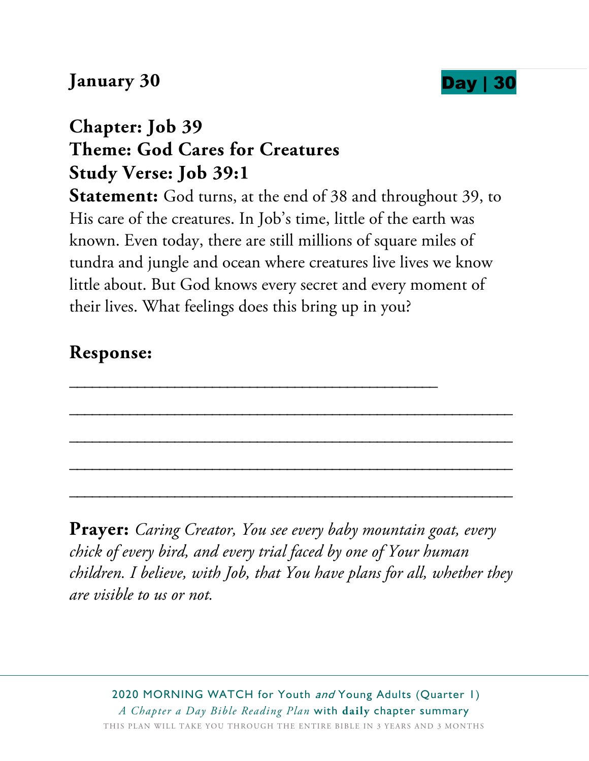**January 30** **Day | 30**

**Chapter: Job 39**
**Theme: God Cares for Creatures**
**Study Verse: Job 39:1**
**Statement:** God turns, at the end of 38 and throughout 39, to His care of the creatures. In Job's time, little of the earth was known. Even today, there are still millions of square miles of tundra and jungle and ocean where creatures live lives we know little about. But God knows every secret and every moment of their lives. What feelings does this bring up in you?

**Response:**

_______________________________________________

_______________________________________________________

_______________________________________________________

_______________________________________________________

_______________________________________________________

**Prayer:** *Caring Creator, You see every baby mountain goat, every chick of every bird, and every trial faced by one of Your human children. I believe, with Job, that You have plans for all, whether they are visible to us or not.*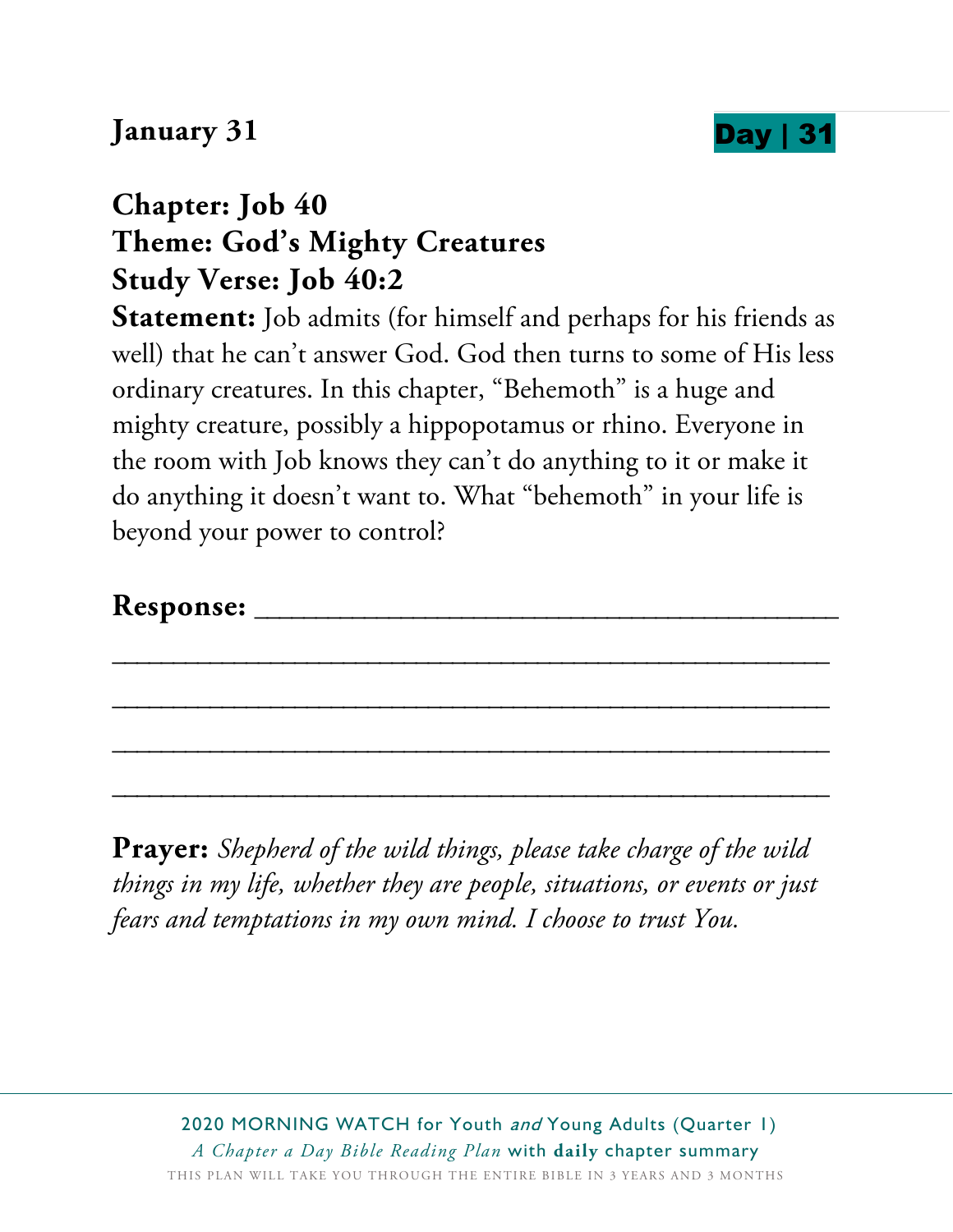**January 31** **Day | 31**

**Chapter: Job 40**
**Theme: God's Mighty Creatures**
**Study Verse: Job 40:2**

**Statement:** Job admits (for himself and perhaps for his friends as well) that he can't answer God. God then turns to some of His less ordinary creatures. In this chapter, "Behemoth" is a huge and mighty creature, possibly a hippopotamus or rhino. Everyone in the room with Job knows they can't do anything to it or make it do anything it doesn't want to. What "behemoth" in your life is beyond your power to control?

**Response:** ______________________________________

__________________________________________________

__________________________________________________

__________________________________________________

__________________________________________________

**Prayer:** *Shepherd of the wild things, please take charge of the wild things in my life, whether they are people, situations, or events or just fears and temptations in my own mind. I choose to trust You.*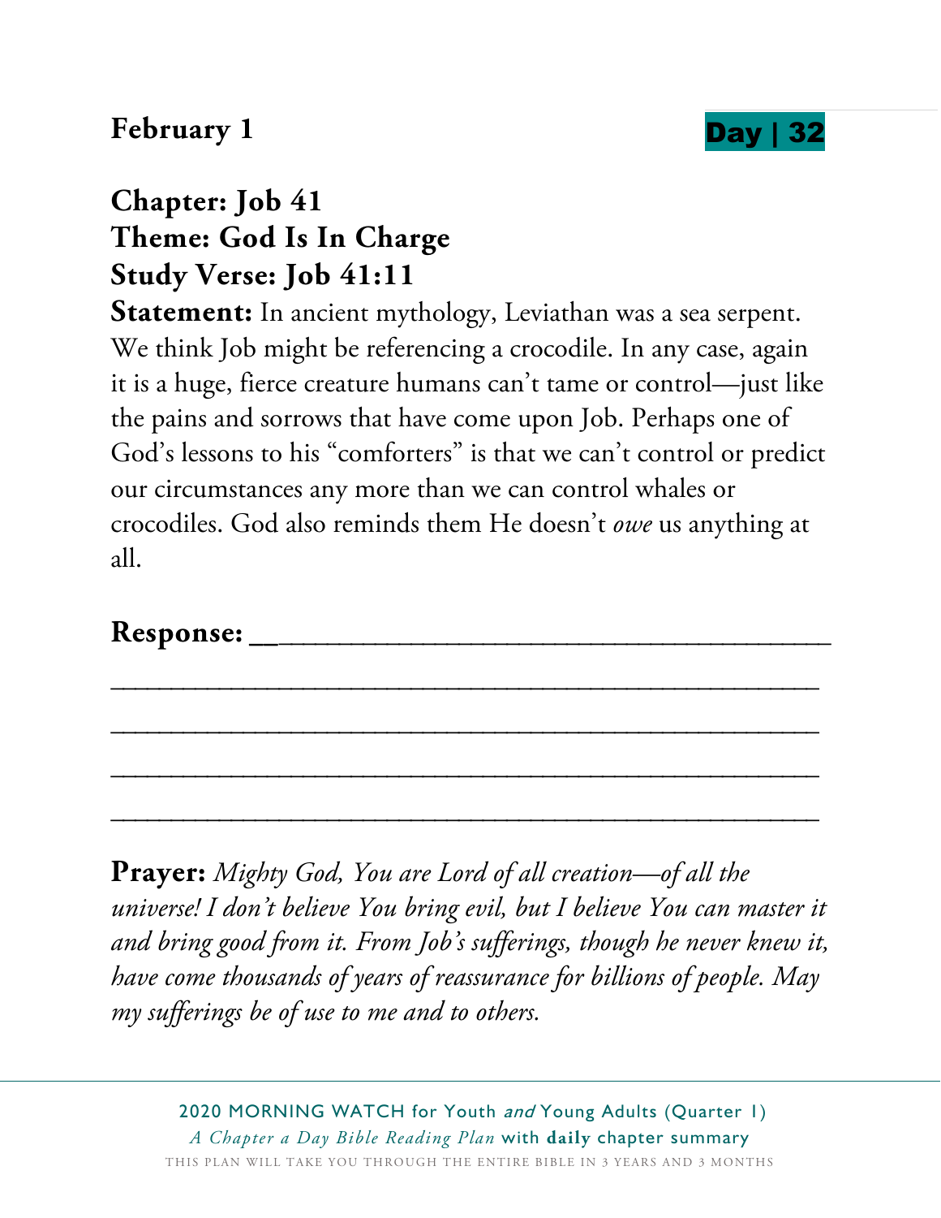**February 1** **Day | 32**

## Chapter: Job 41
## Theme: God Is In Charge
## Study Verse: Job 41:11

**Statement:** In ancient mythology, Leviathan was a sea serpent. We think Job might be referencing a crocodile. In any case, again it is a huge, fierce creature humans can't tame or control—just like the pains and sorrows that have come upon Job. Perhaps one of God's lessons to his "comforters" is that we can't control or predict our circumstances any more than we can control whales or crocodiles. God also reminds them He doesn't *owe* us anything at all.

**Response:** ______________________________________

__________________________________________________

__________________________________________________

__________________________________________________

__________________________________________________

**Prayer:** *Mighty God, You are Lord of all creation—of all the universe! I don't believe You bring evil, but I believe You can master it and bring good from it. From Job's sufferings, though he never knew it, have come thousands of years of reassurance for billions of people. May my sufferings be of use to me and to others.*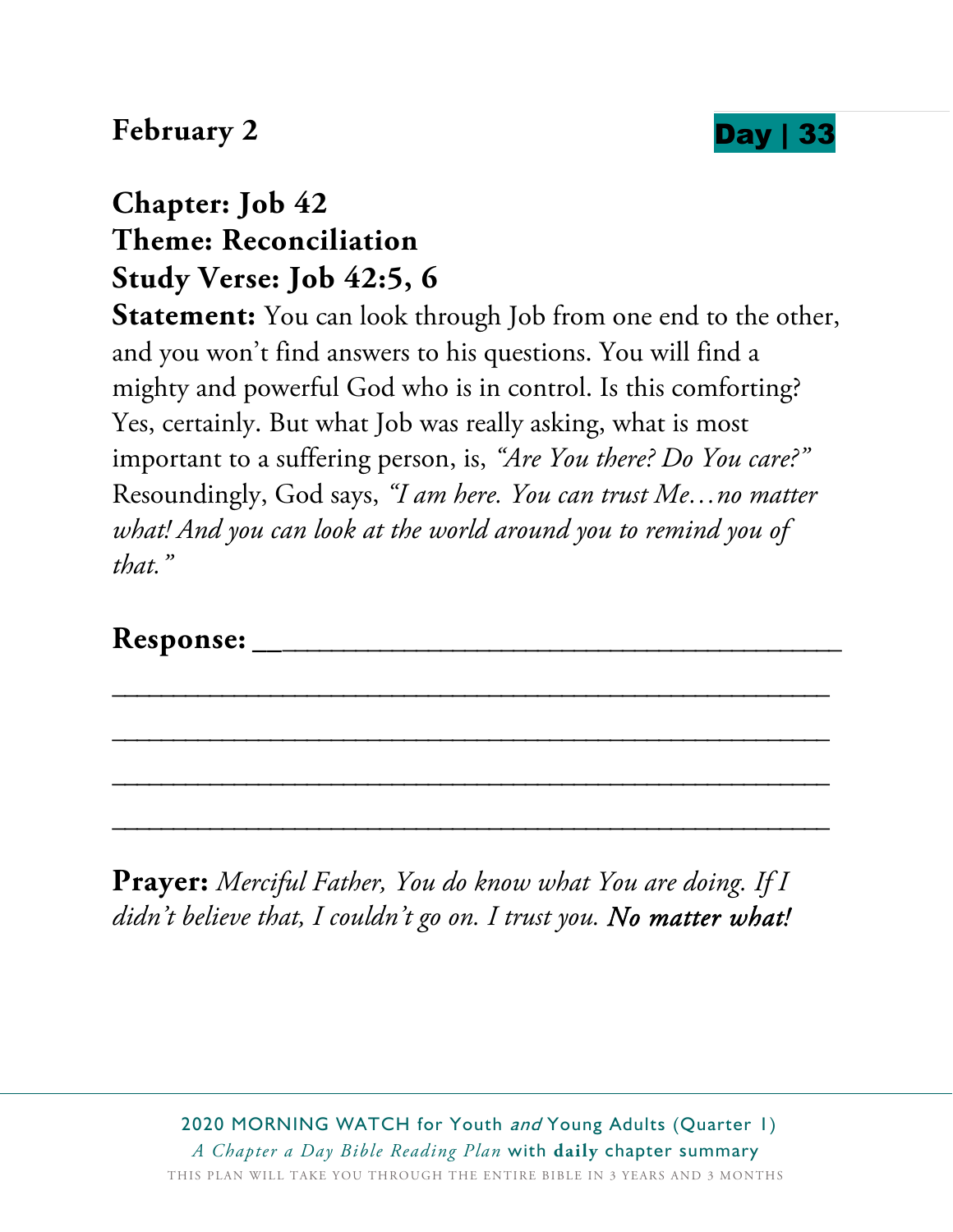**February 2** **Day | 33**

## Chapter: Job 42
## Theme: Reconciliation
## Study Verse: Job 42:5, 6

**Statement:** You can look through Job from one end to the other, and you won't find answers to his questions. You will find a mighty and powerful God who is in control. Is this comforting? Yes, certainly. But what Job was really asking, what is most important to a suffering person, is, *"Are You there? Do You care?"* Resoundingly, God says, *"I am here. You can trust Me…no matter what! And you can look at the world around you to remind you of that."*

**Response:** ______________________________________

______________________________________________

______________________________________________

______________________________________________

______________________________________________

**Prayer:** *Merciful Father, You do know what You are doing. If I didn't believe that, I couldn't go on. I trust you. No matter what!*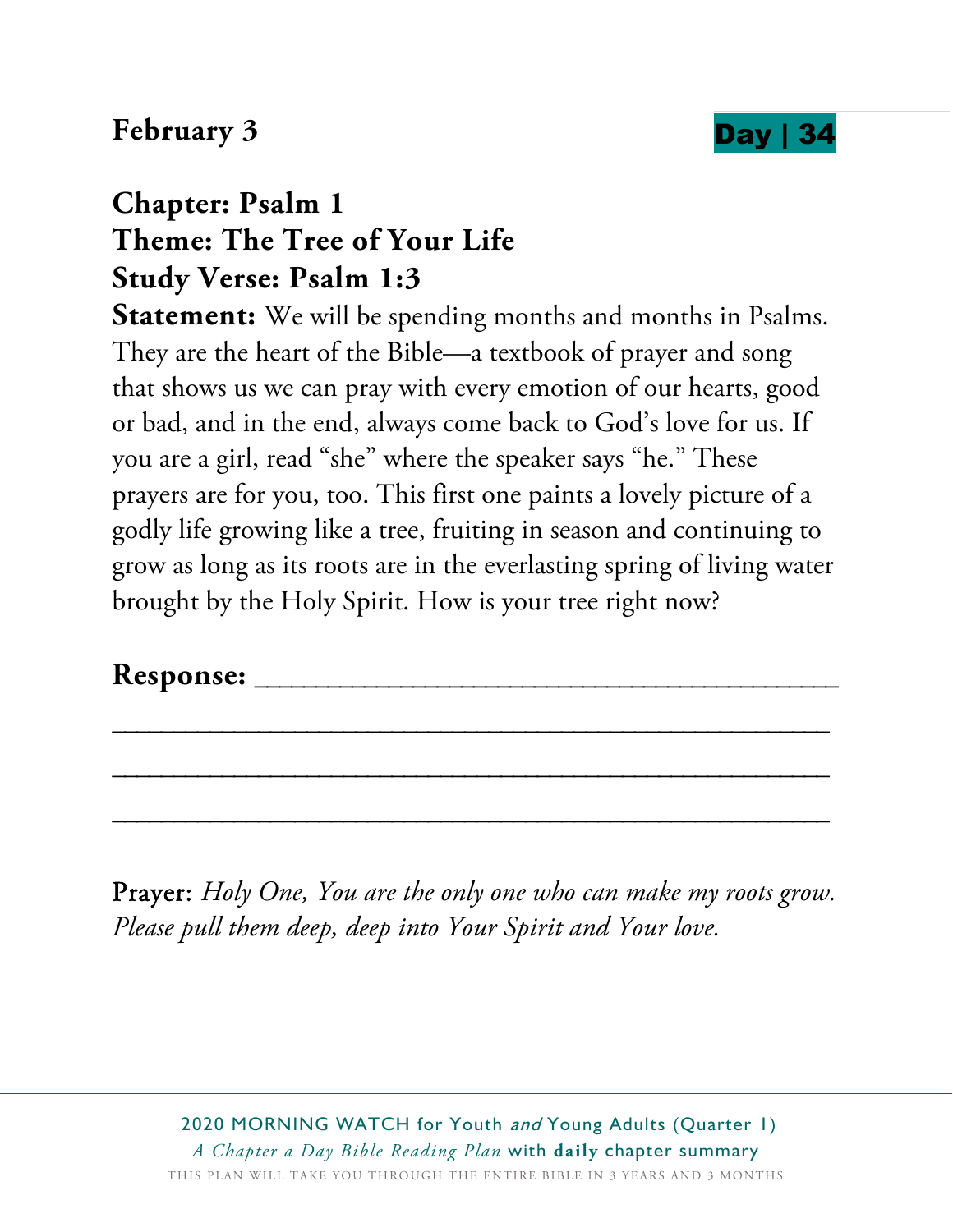**February 3** **Day | 34**

## Chapter: Psalm 1
## Theme: The Tree of Your Life
## Study Verse: Psalm 1:3

**Statement:** We will be spending months and months in Psalms. They are the heart of the Bible—a textbook of prayer and song that shows us we can pray with every emotion of our hearts, good or bad, and in the end, always come back to God's love for us. If you are a girl, read "she" where the speaker says "he." These prayers are for you, too. This first one paints a lovely picture of a godly life growing like a tree, fruiting in season and continuing to grow as long as its roots are in the everlasting spring of living water brought by the Holy Spirit. How is your tree right now?

**Response:** ________________________________________

________________________________________________

________________________________________________

________________________________________________

Prayer: *Holy One, You are the only one who can make my roots grow. Please pull them deep, deep into Your Spirit and Your love.*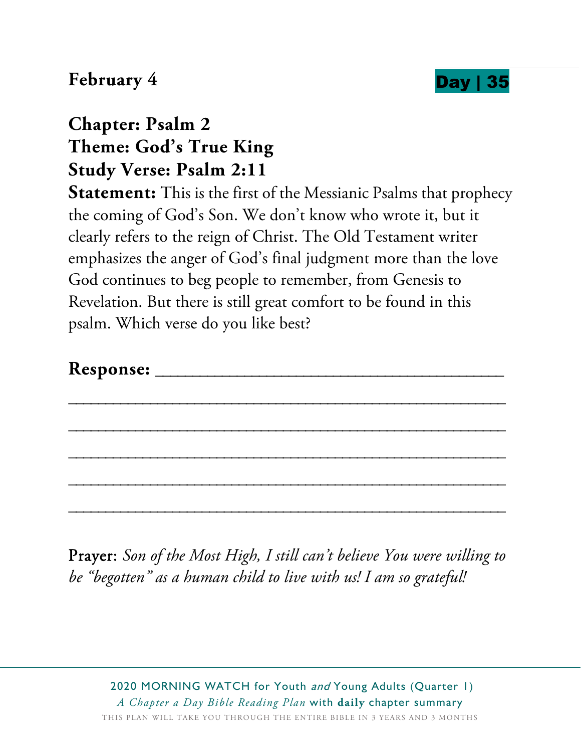**February 4** **Day | 35**

**Chapter: Psalm 2**
**Theme: God's True King**
**Study Verse: Psalm 2:11**

**Statement:** This is the first of the Messianic Psalms that prophecy the coming of God's Son. We don't know who wrote it, but it clearly refers to the reign of Christ. The Old Testament writer emphasizes the anger of God's final judgment more than the love God continues to beg people to remember, from Genesis to Revelation. But there is still great comfort to be found in this psalm. Which verse do you like best?

**Response:** ______________________________________

______________________________________________

______________________________________________

______________________________________________

______________________________________________

______________________________________________

Prayer: *Son of the Most High, I still can't believe You were willing to be "begotten" as a human child to live with us! I am so grateful!*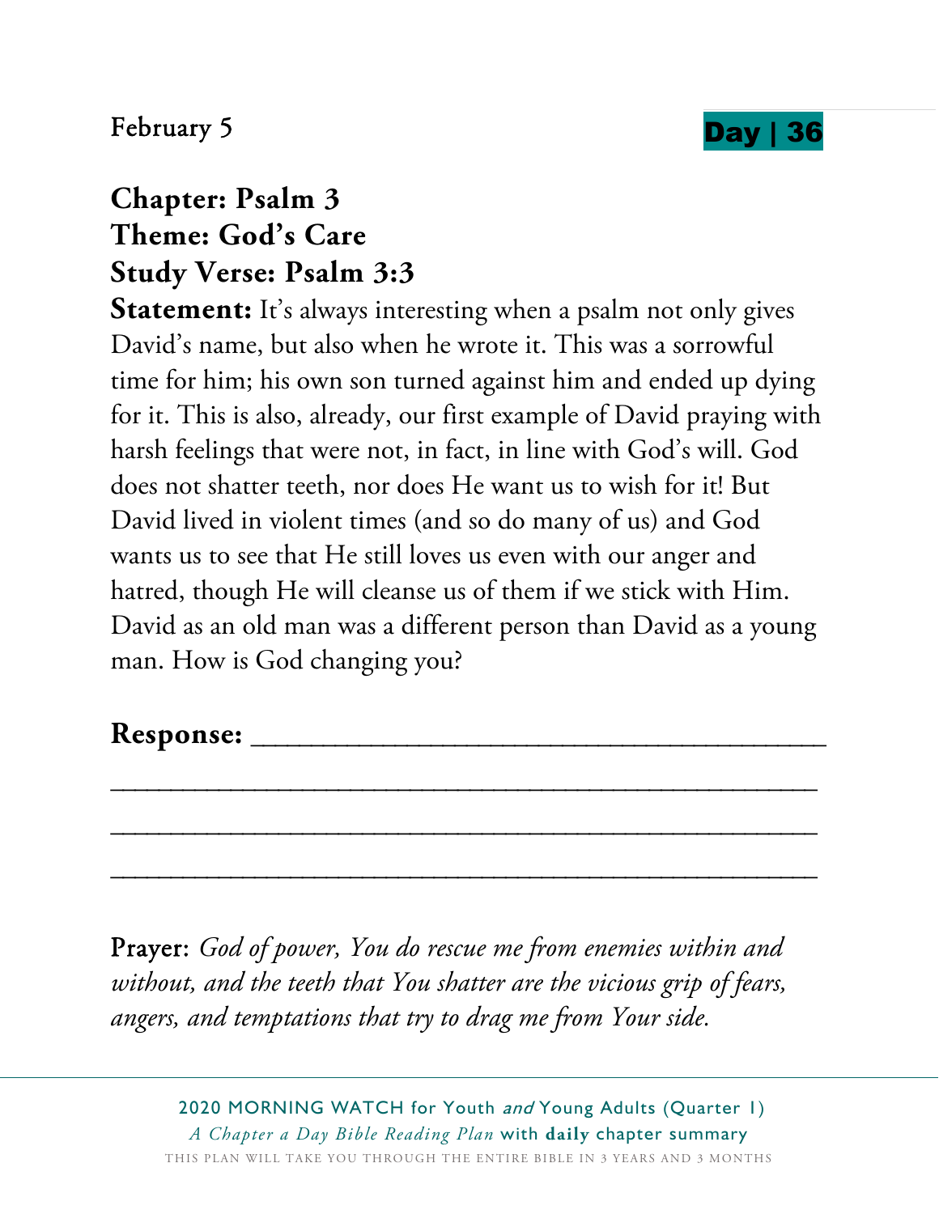February 5

**Day | 36**

## Chapter: Psalm 3
## Theme: God's Care
## Study Verse: Psalm 3:3

**Statement:** It's always interesting when a psalm not only gives David's name, but also when he wrote it. This was a sorrowful time for him; his own son turned against him and ended up dying for it. This is also, already, our first example of David praying with harsh feelings that were not, in fact, in line with God's will. God does not shatter teeth, nor does He want us to wish for it! But David lived in violent times (and so do many of us) and God wants us to see that He still loves us even with our anger and hatred, though He will cleanse us of them if we stick with Him. David as an old man was a different person than David as a young man. How is God changing you?

**Response:** ______________________________________

______________________________________________

______________________________________________

______________________________________________

Prayer: *God of power, You do rescue me from enemies within and without, and the teeth that You shatter are the vicious grip of fears, angers, and temptations that try to drag me from Your side.*

2020 MORNING WATCH for Youth *and* Young Adults (Quarter 1)
*A Chapter a Day Bible Reading Plan* with **daily** chapter summary
THIS PLAN WILL TAKE YOU THROUGH THE ENTIRE BIBLE IN 3 YEARS AND 3 MONTHS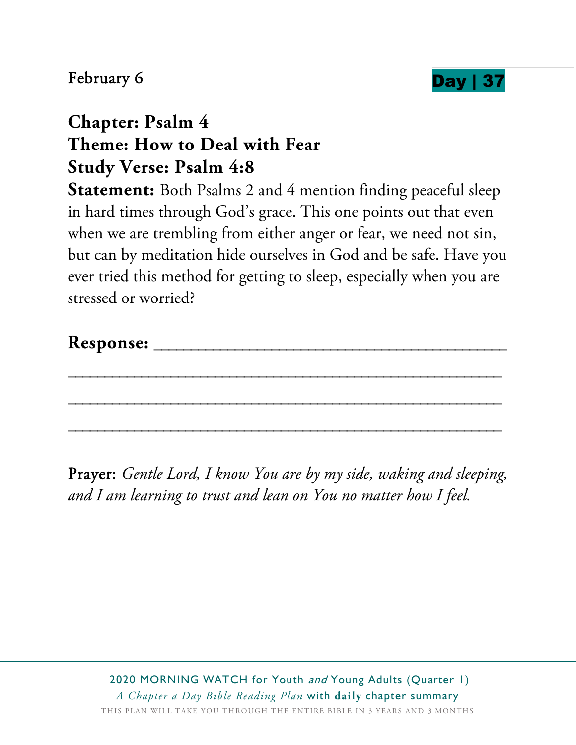February 6

**Day | 37**

## Chapter: Psalm 4
## Theme: How to Deal with Fear
## Study Verse: Psalm 4:8

**Statement:** Both Psalms 2 and 4 mention finding peaceful sleep in hard times through God's grace. This one points out that even when we are trembling from either anger or fear, we need not sin, but can by meditation hide ourselves in God and be safe. Have you ever tried this method for getting to sleep, especially when you are stressed or worried?

**Response:** ________________________________________

________________________________________________

________________________________________________

________________________________________________

Prayer: *Gentle Lord, I know You are by my side, waking and sleeping, and I am learning to trust and lean on You no matter how I feel.*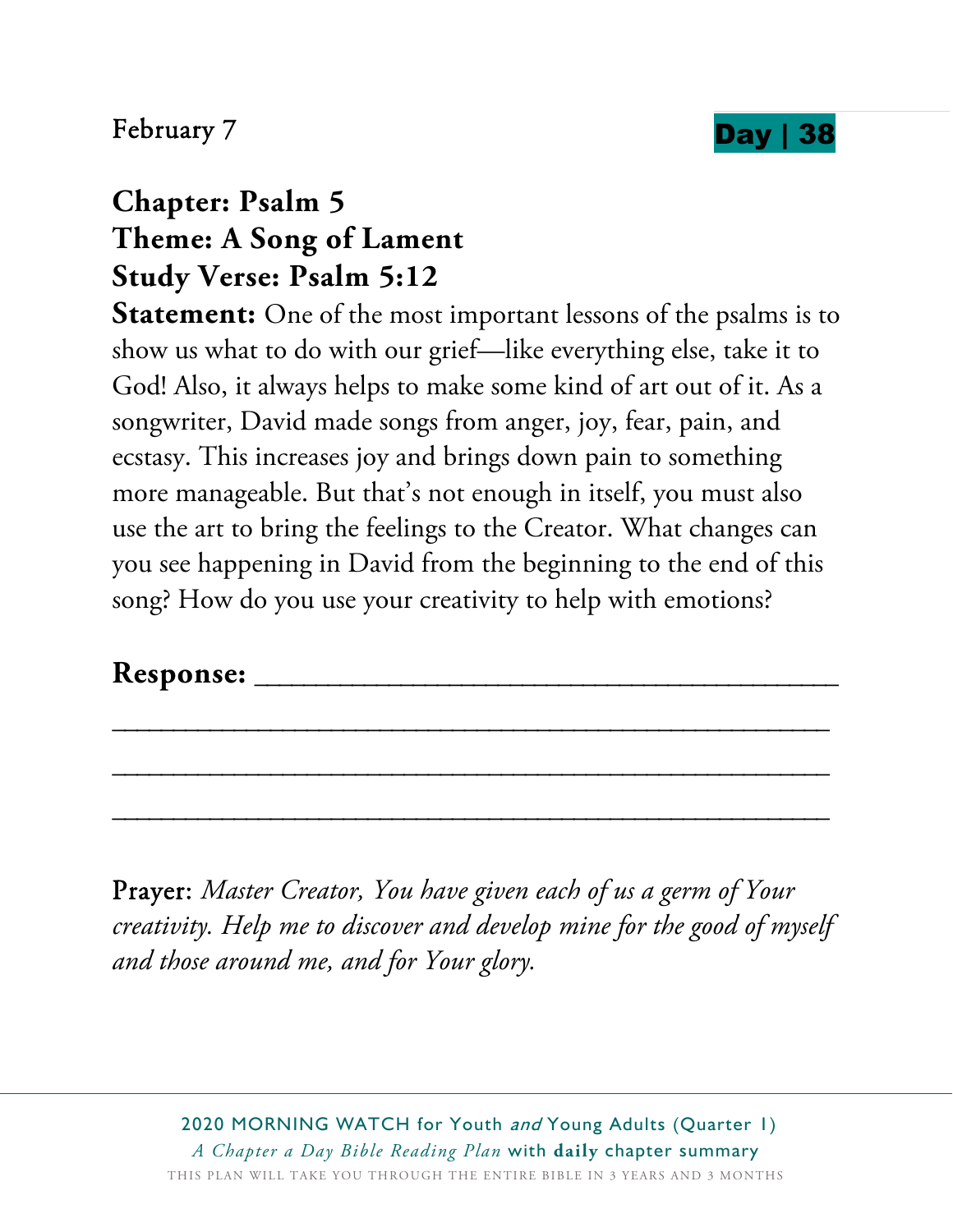February 7

**Day | 38**

## Chapter: Psalm 5
## Theme: A Song of Lament
## Study Verse: Psalm 5:12

**Statement:** One of the most important lessons of the psalms is to show us what to do with our grief—like everything else, take it to God! Also, it always helps to make some kind of art out of it. As a songwriter, David made songs from anger, joy, fear, pain, and ecstasy. This increases joy and brings down pain to something more manageable. But that's not enough in itself, you must also use the art to bring the feelings to the Creator. What changes can you see happening in David from the beginning to the end of this song? How do you use your creativity to help with emotions?

**Response:** ___________________________________________

_____________________________________________________

_____________________________________________________

_____________________________________________________

Prayer: *Master Creator, You have given each of us a germ of Your creativity. Help me to discover and develop mine for the good of myself and those around me, and for Your glory.*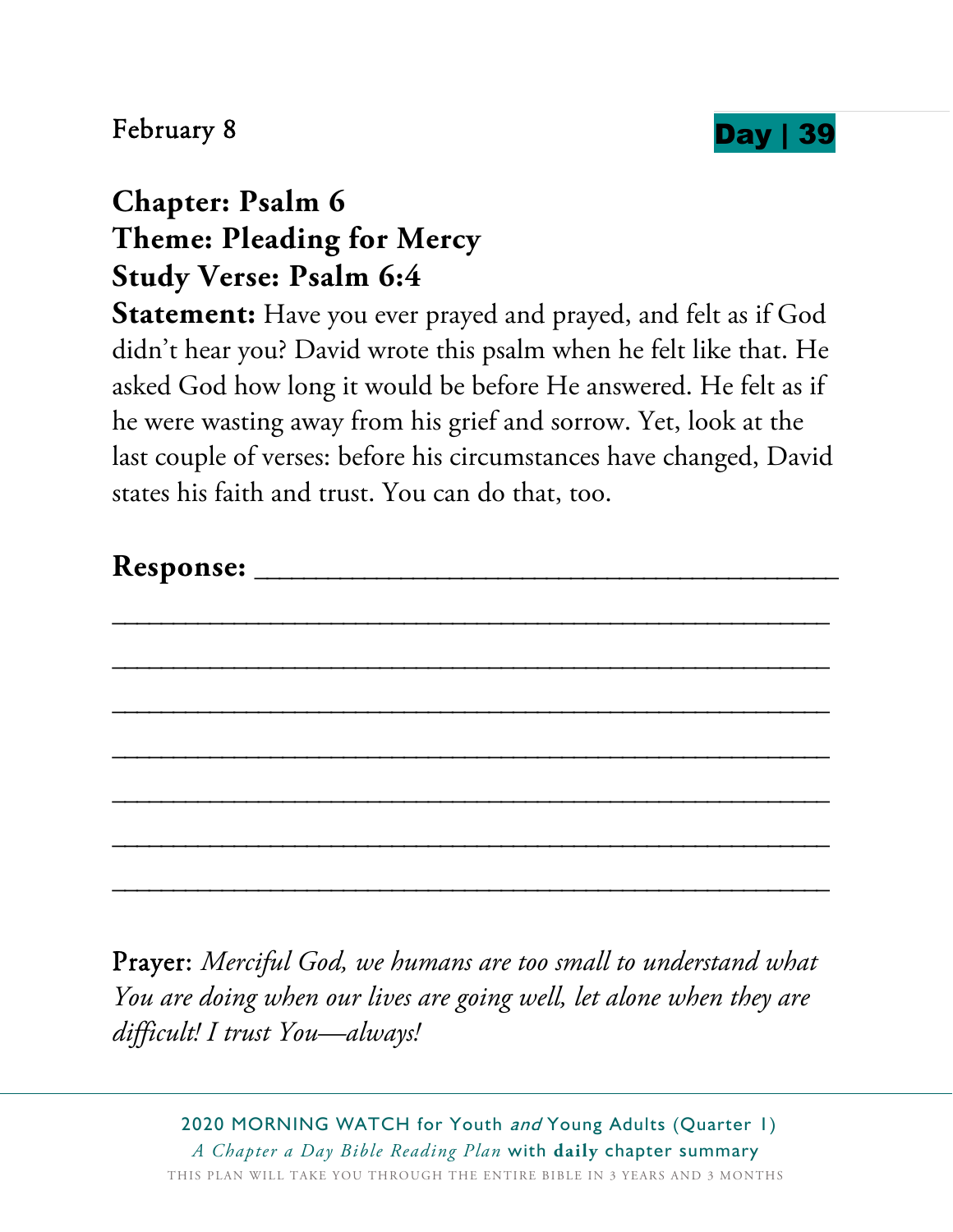February 8

**Day | 39**

**Chapter: Psalm 6**
**Theme: Pleading for Mercy**
**Study Verse: Psalm 6:4**

**Statement:** Have you ever prayed and prayed, and felt as if God didn't hear you? David wrote this psalm when he felt like that. He asked God how long it would be before He answered. He felt as if he were wasting away from his grief and sorrow. Yet, look at the last couple of verses: before his circumstances have changed, David states his faith and trust. You can do that, too.

**Response:** ______________________________________

__________________________________________________

__________________________________________________

__________________________________________________

__________________________________________________

__________________________________________________

__________________________________________________

__________________________________________________

Prayer: *Merciful God, we humans are too small to understand what You are doing when our lives are going well, let alone when they are difficult! I trust You—always!*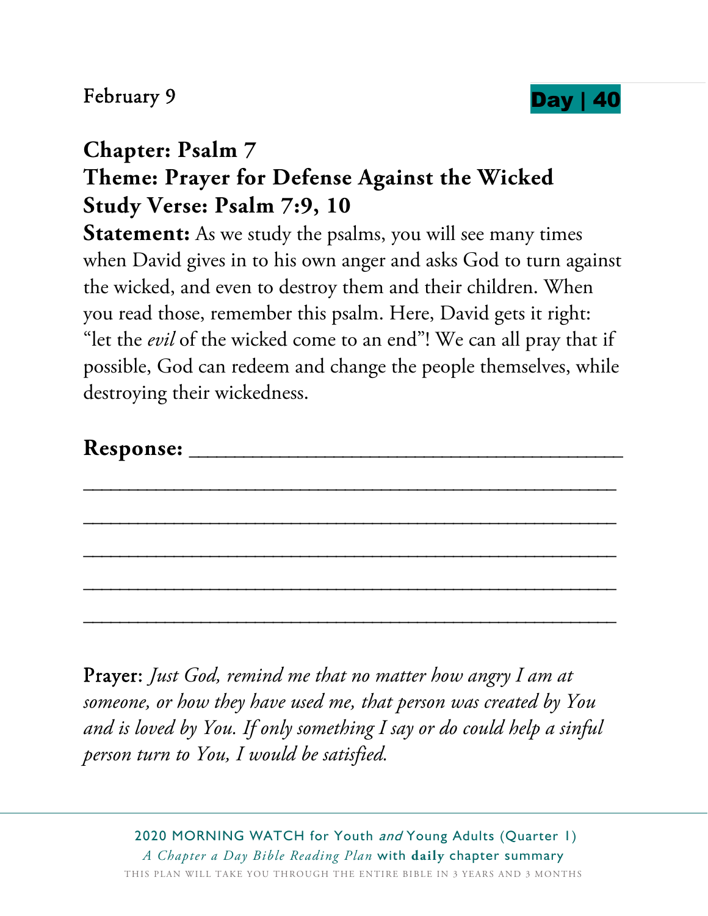February 9

**Day | 40**

## Chapter: Psalm 7
## Theme: Prayer for Defense Against the Wicked
## Study Verse: Psalm 7:9, 10

**Statement:** As we study the psalms, you will see many times when David gives in to his own anger and asks God to turn against the wicked, and even to destroy them and their children. When you read those, remember this psalm. Here, David gets it right: "let the *evil* of the wicked come to an end"! We can all pray that if possible, God can redeem and change the people themselves, while destroying their wickedness.

**Response:** ________________________________________

________________________________________________

________________________________________________

________________________________________________

________________________________________________

________________________________________________

Prayer: *Just God, remind me that no matter how angry I am at someone, or how they have used me, that person was created by You and is loved by You. If only something I say or do could help a sinful person turn to You, I would be satisfied.*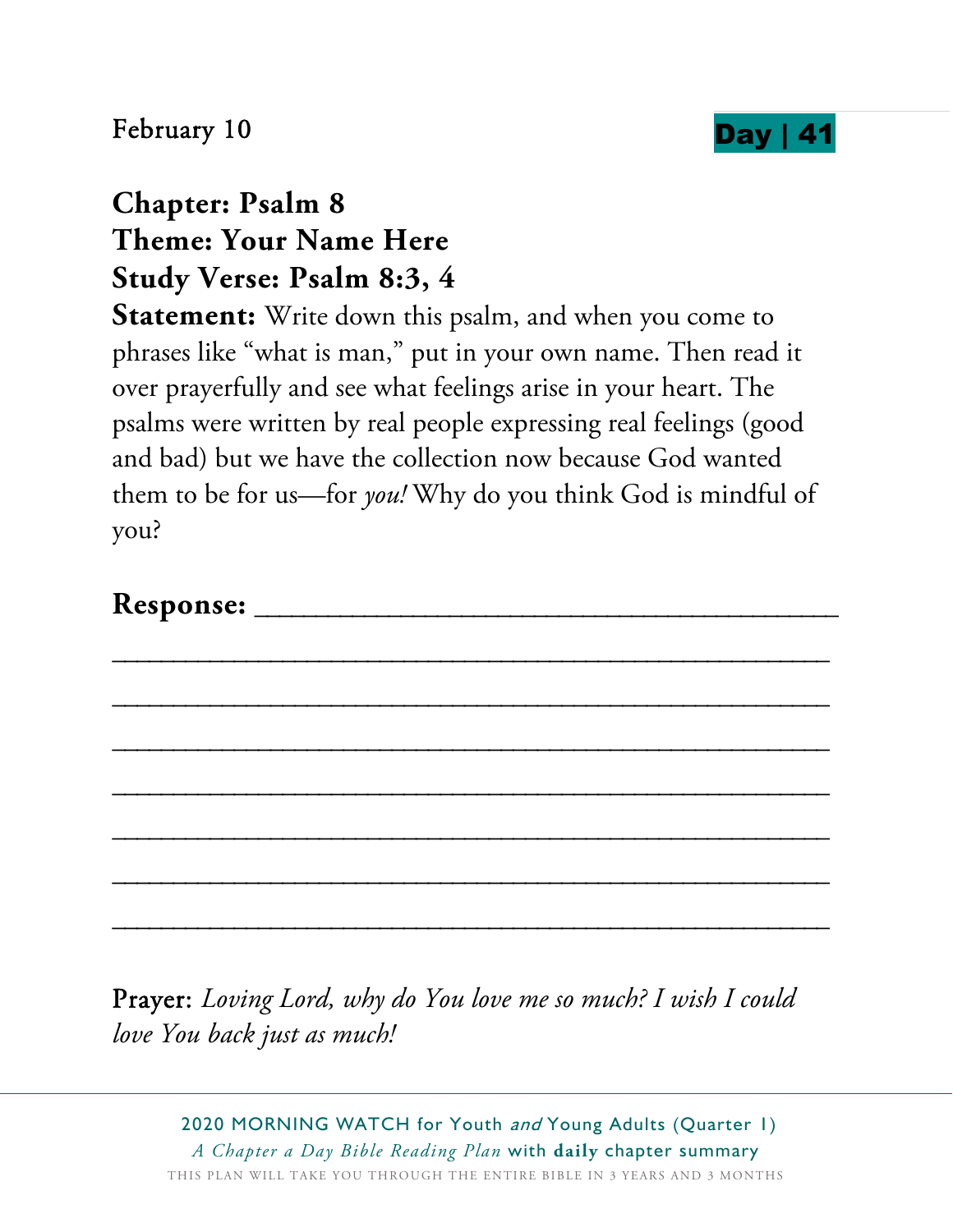February 10

**Day | 41**

**Chapter: Psalm 8**
**Theme: Your Name Here**
**Study Verse: Psalm 8:3, 4**

**Statement:** Write down this psalm, and when you come to phrases like "what is man," put in your own name. Then read it over prayerfully and see what feelings arise in your heart. The psalms were written by real people expressing real feelings (good and bad) but we have the collection now because God wanted them to be for us—for *you!* Why do you think God is mindful of you?

**Response:** ______________________________________

______________________________________________

______________________________________________

______________________________________________

______________________________________________

______________________________________________

______________________________________________

______________________________________________

Prayer: *Loving Lord, why do You love me so much? I wish I could love You back just as much!*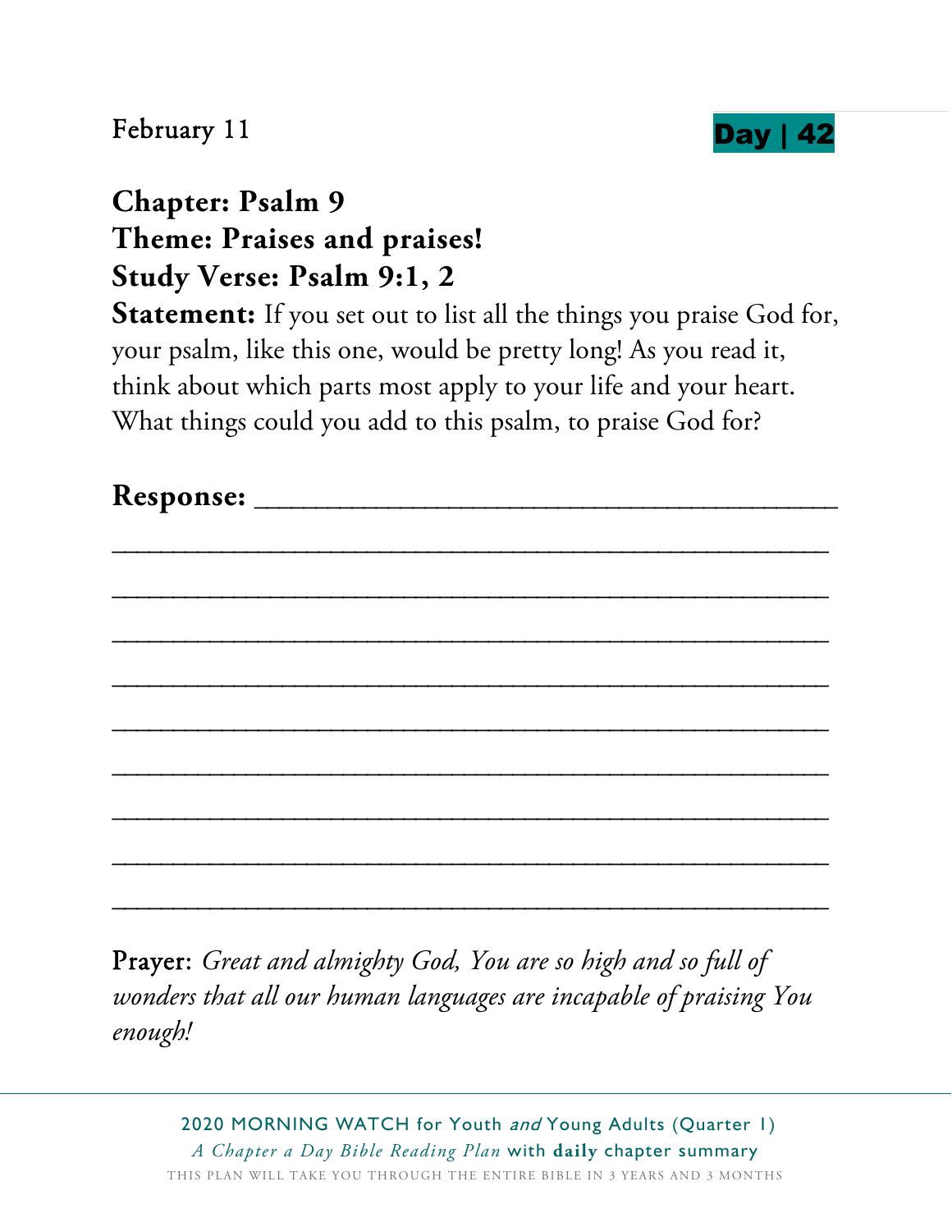February 11

**Day | 42**

**Chapter: Psalm 9**
**Theme: Praises and praises!**
**Study Verse: Psalm 9:1, 2**

**Statement:** If you set out to list all the things you praise God for, your psalm, like this one, would be pretty long! As you read it, think about which parts most apply to your life and your heart. What things could you add to this psalm, to praise God for?

**Response:** ________________________________________

________________________________________________

________________________________________________

________________________________________________

________________________________________________

________________________________________________

________________________________________________

________________________________________________

________________________________________________

________________________________________________

Prayer: *Great and almighty God, You are so high and so full of wonders that all our human languages are incapable of praising You enough!*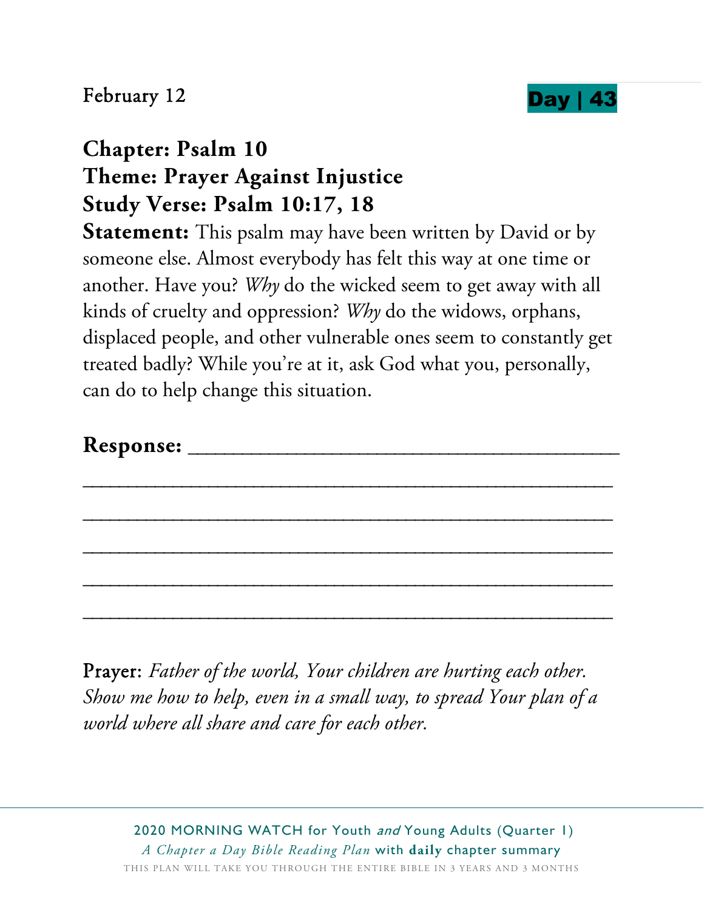February 12

**Day | 43**

## Chapter: Psalm 10
## Theme: Prayer Against Injustice
## Study Verse: Psalm 10:17, 18

**Statement:** This psalm may have been written by David or by someone else. Almost everybody has felt this way at one time or another. Have you? *Why* do the wicked seem to get away with all kinds of cruelty and oppression? *Why* do the widows, orphans, displaced people, and other vulnerable ones seem to constantly get treated badly? While you're at it, ask God what you, personally, can do to help change this situation.

**Response:** ___________________________________

___________________________________________

___________________________________________

___________________________________________

___________________________________________

___________________________________________

Prayer: *Father of the world, Your children are hurting each other. Show me how to help, even in a small way, to spread Your plan of a world where all share and care for each other.*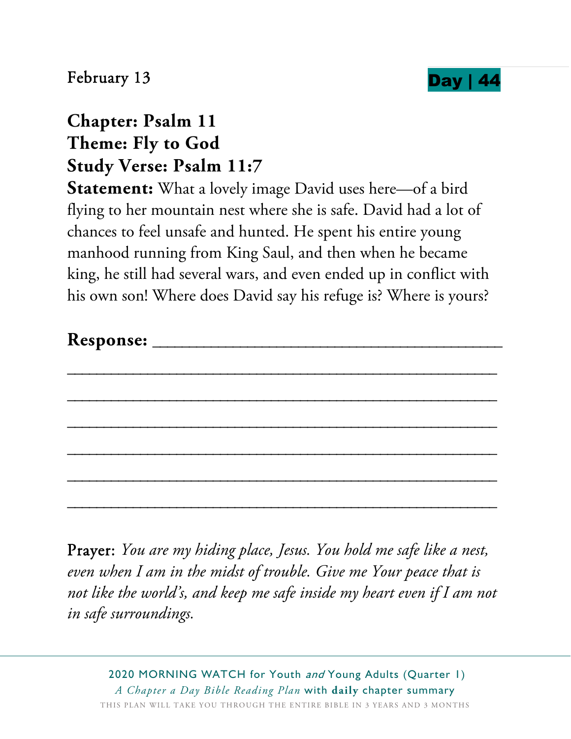February 13 **Day | 44**

**Chapter: Psalm 11**
**Theme: Fly to God**
**Study Verse: Psalm 11:7**

**Statement:** What a lovely image David uses here—of a bird flying to her mountain nest where she is safe. David had a lot of chances to feel unsafe and hunted. He spent his entire young manhood running from King Saul, and then when he became king, he still had several wars, and even ended up in conflict with his own son! Where does David say his refuge is? Where is yours?

**Response:** ________________________________________

__________________________________________________

__________________________________________________

__________________________________________________

__________________________________________________

__________________________________________________

__________________________________________________

Prayer: *You are my hiding place, Jesus. You hold me safe like a nest, even when I am in the midst of trouble. Give me Your peace that is not like the world's, and keep me safe inside my heart even if I am not in safe surroundings.*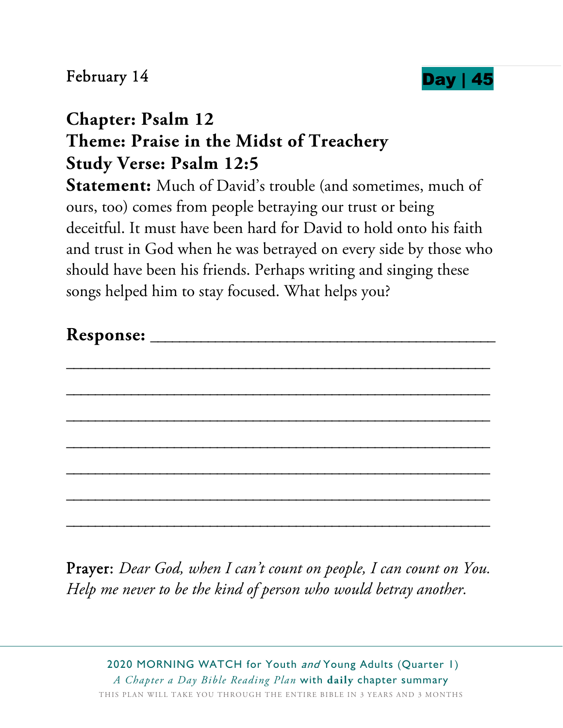February 14 **Day | 45**

## Chapter: Psalm 12
## Theme: Praise in the Midst of Treachery
## Study Verse: Psalm 12:5

**Statement:** Much of David's trouble (and sometimes, much of ours, too) comes from people betraying our trust or being deceitful. It must have been hard for David to hold onto his faith and trust in God when he was betrayed on every side by those who should have been his friends. Perhaps writing and singing these songs helped him to stay focused. What helps you?

**Response:** ________________________________________

________________________________________________

________________________________________________

________________________________________________

________________________________________________

________________________________________________

________________________________________________

________________________________________________

Prayer: *Dear God, when I can't count on people, I can count on You. Help me never to be the kind of person who would betray another.*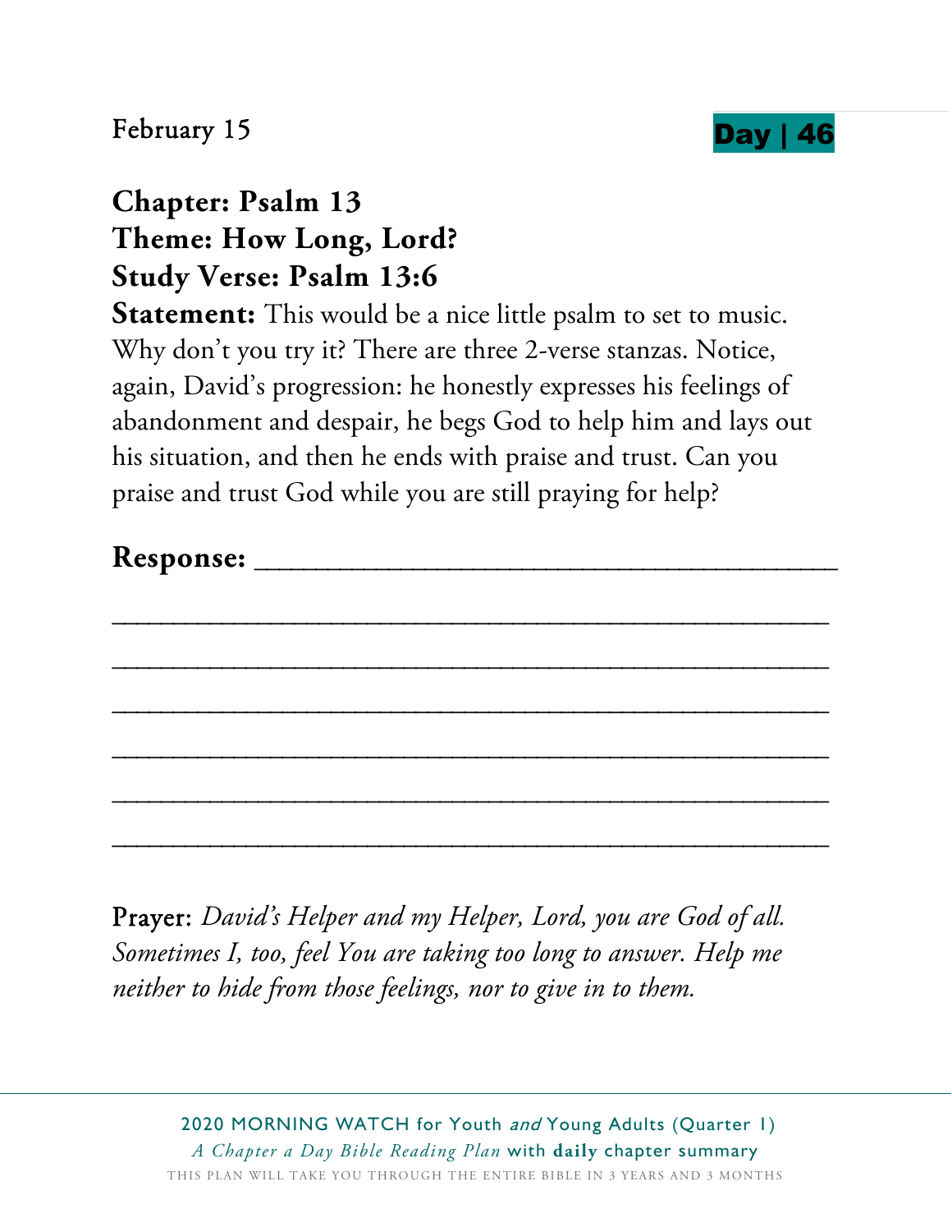February 15

**Day | 46**

**Chapter: Psalm 13**
**Theme: How Long, Lord?**
**Study Verse: Psalm 13:6**

**Statement:** This would be a nice little psalm to set to music. Why don't you try it? There are three 2-verse stanzas. Notice, again, David's progression: he honestly expresses his feelings of abandonment and despair, he begs God to help him and lays out his situation, and then he ends with praise and trust. Can you praise and trust God while you are still praying for help?

**Response:** ________________________________________

________________________________________________

________________________________________________

________________________________________________

________________________________________________

________________________________________________

________________________________________________

Prayer: *David's Helper and my Helper, Lord, you are God of all. Sometimes I, too, feel You are taking too long to answer. Help me neither to hide from those feelings, nor to give in to them.*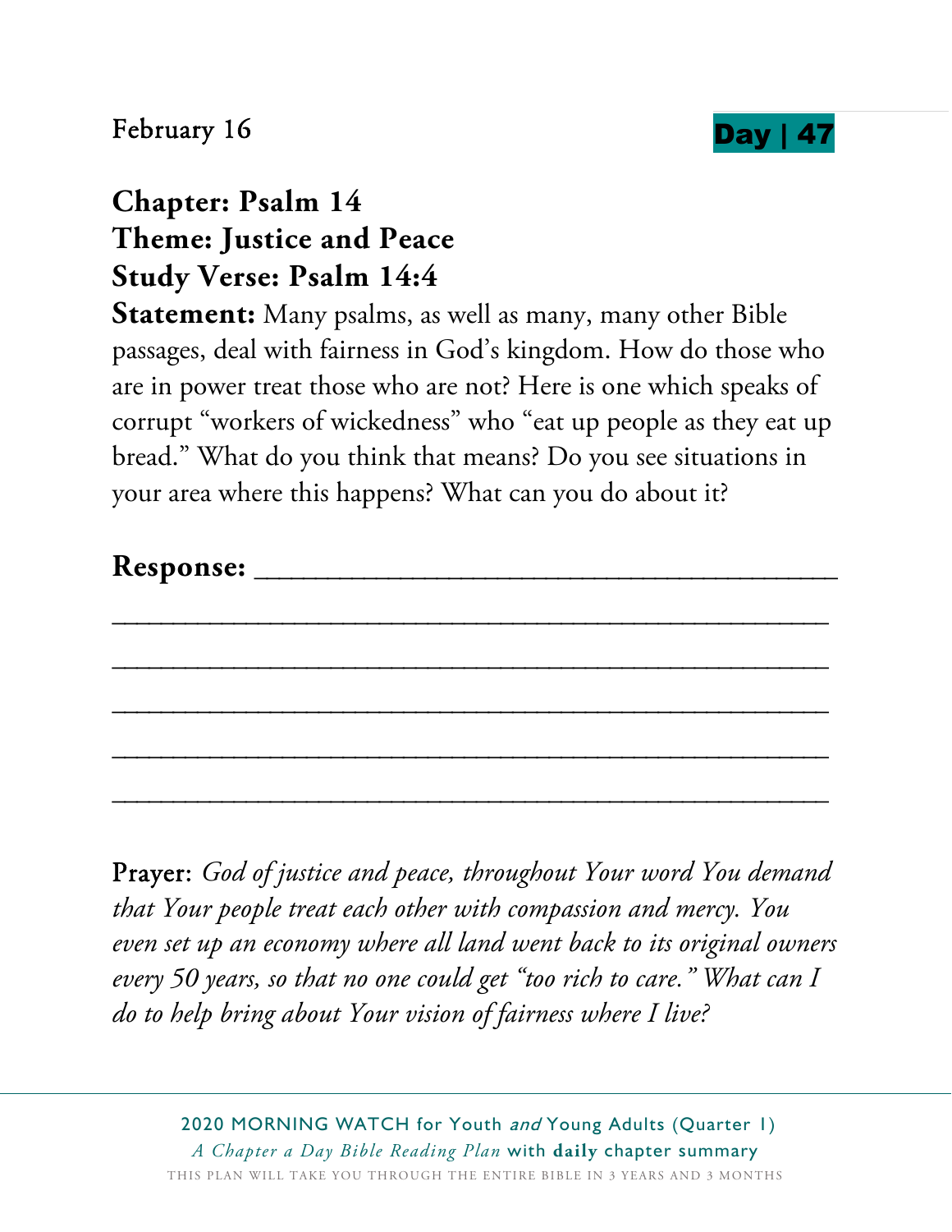February 16

**Day | 47**

## Chapter: Psalm 14
## Theme: Justice and Peace
## Study Verse: Psalm 14:4

**Statement:** Many psalms, as well as many, many other Bible passages, deal with fairness in God's kingdom. How do those who are in power treat those who are not? Here is one which speaks of corrupt "workers of wickedness" who "eat up people as they eat up bread." What do you think that means? Do you see situations in your area where this happens? What can you do about it?

**Response:** ________________________________________

__________________________________________________

__________________________________________________

__________________________________________________

__________________________________________________

__________________________________________________

Prayer: *God of justice and peace, throughout Your word You demand that Your people treat each other with compassion and mercy. You even set up an economy where all land went back to its original owners every 50 years, so that no one could get "too rich to care." What can I do to help bring about Your vision of fairness where I live?*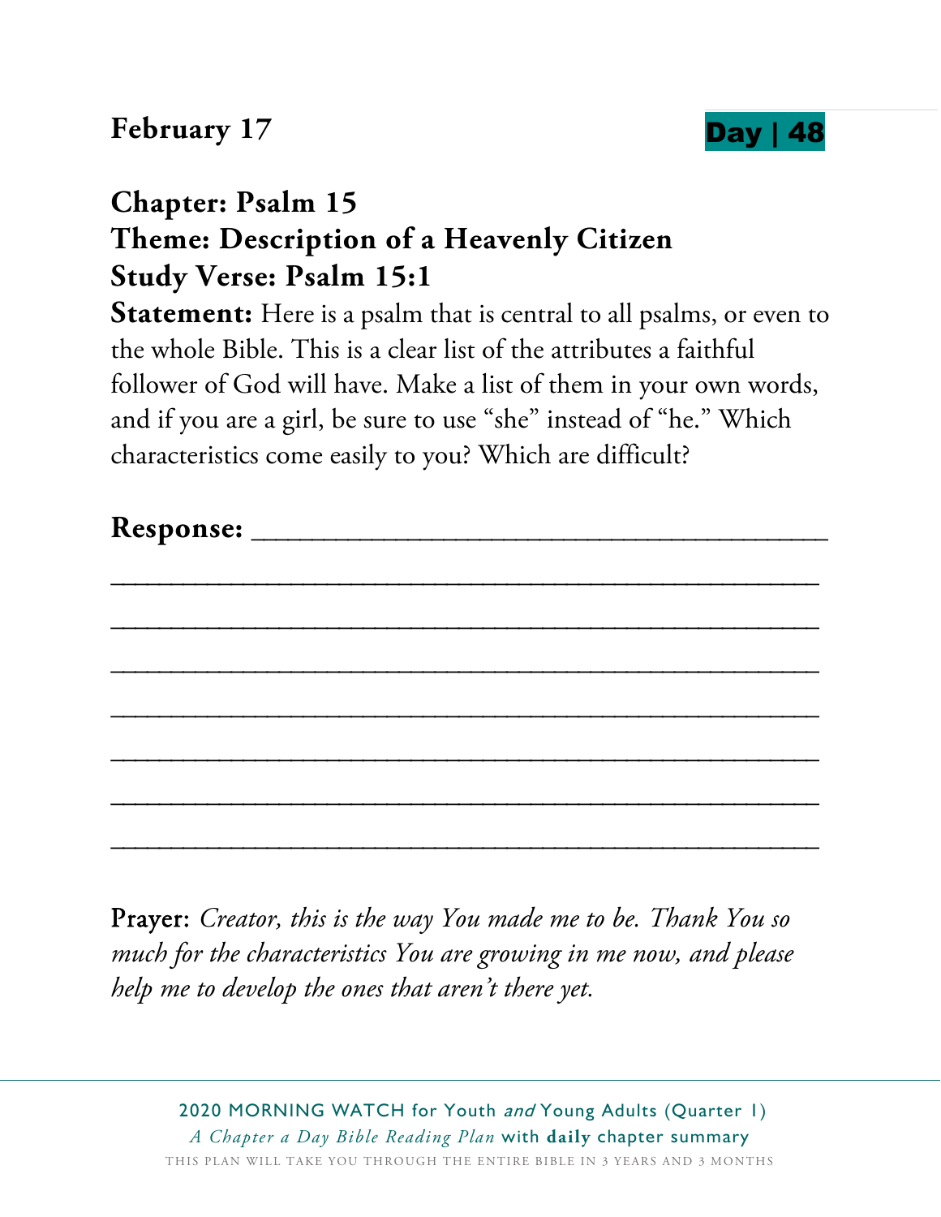**February 17** **Day | 48**

**Chapter: Psalm 15**
**Theme: Description of a Heavenly Citizen**
**Study Verse: Psalm 15:1**

**Statement:** Here is a psalm that is central to all psalms, or even to the whole Bible. This is a clear list of the attributes a faithful follower of God will have. Make a list of them in your own words, and if you are a girl, be sure to use "she" instead of "he." Which characteristics come easily to you? Which are difficult?

**Response:** ___________________________________________

___________________________________________________

___________________________________________________

___________________________________________________

___________________________________________________

___________________________________________________

___________________________________________________

___________________________________________________

Prayer: *Creator, this is the way You made me to be. Thank You so much for the characteristics You are growing in me now, and please help me to develop the ones that aren't there yet.*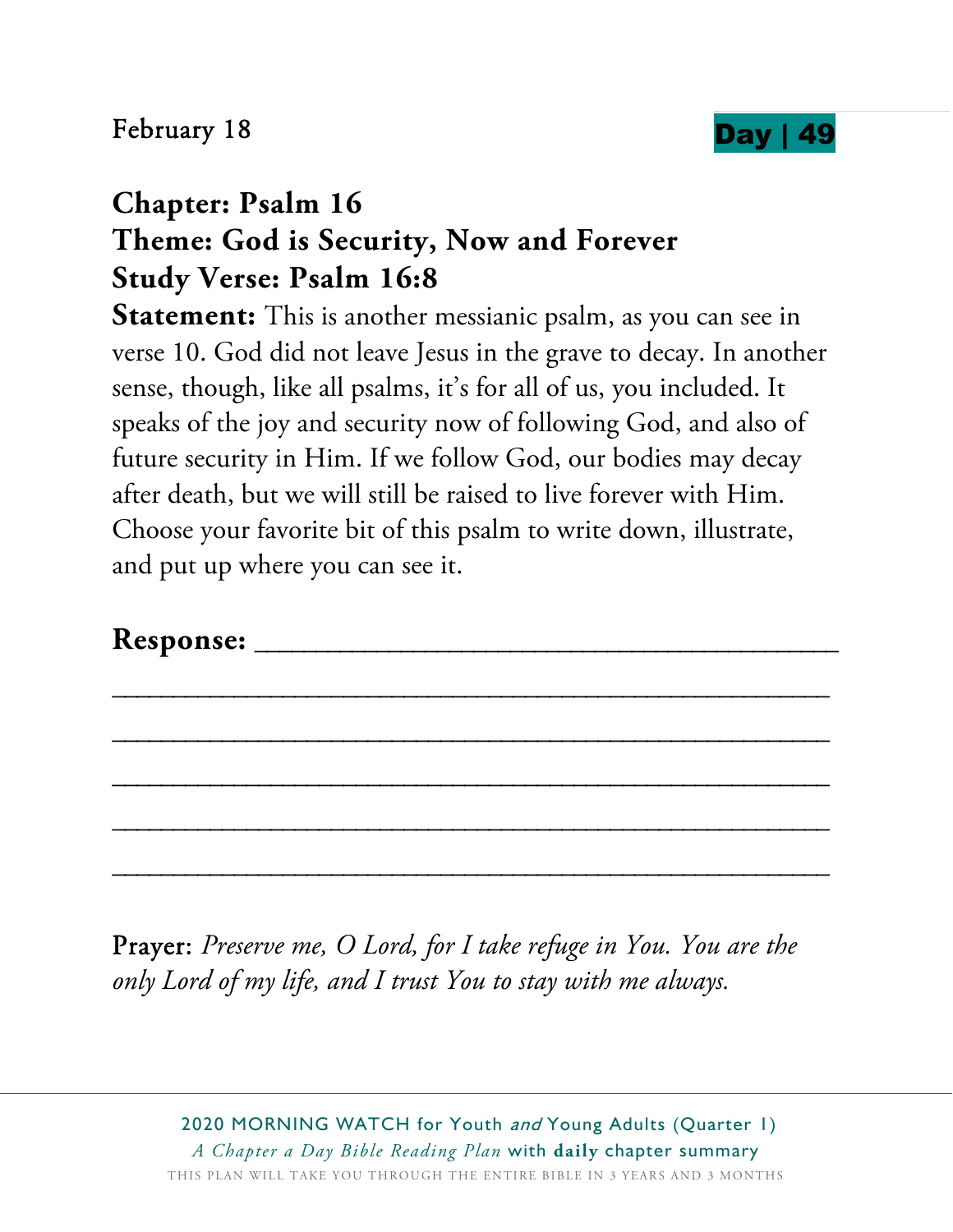February 18 **Day | 49**

**Chapter: Psalm 16**
**Theme: God is Security, Now and Forever**
**Study Verse: Psalm 16:8**

**Statement:** This is another messianic psalm, as you can see in verse 10. God did not leave Jesus in the grave to decay. In another sense, though, like all psalms, it's for all of us, you included. It speaks of the joy and security now of following God, and also of future security in Him. If we follow God, our bodies may decay after death, but we will still be raised to live forever with Him. Choose your favorite bit of this psalm to write down, illustrate, and put up where you can see it.

**Response:** ________________________________________

________________________________________________

________________________________________________

________________________________________________

________________________________________________

________________________________________________

Prayer: *Preserve me, O Lord, for I take refuge in You. You are the only Lord of my life, and I trust You to stay with me always.*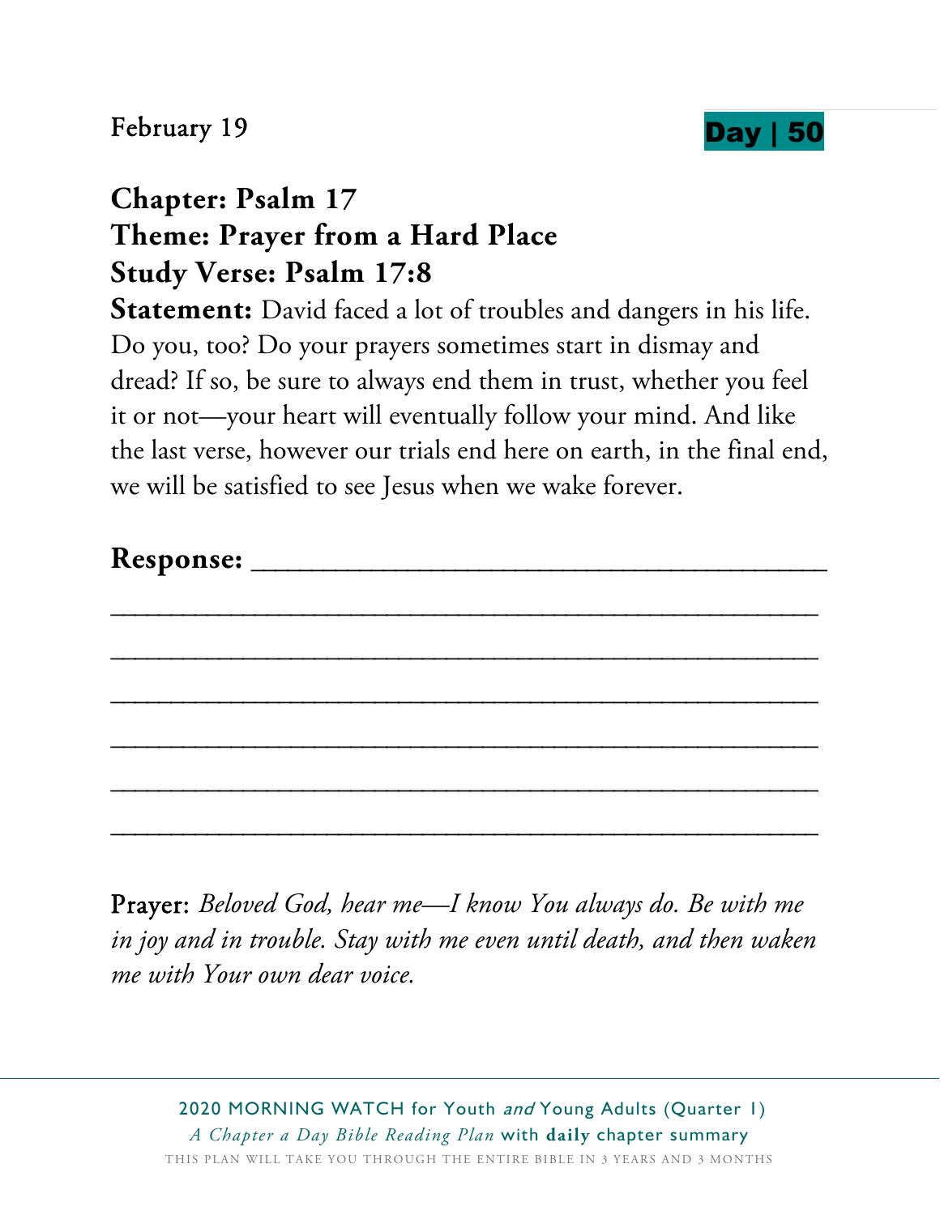February 19

**Day | 50**

## Chapter: Psalm 17
## Theme: Prayer from a Hard Place
## Study Verse: Psalm 17:8

**Statement:** David faced a lot of troubles and dangers in his life. Do you, too? Do your prayers sometimes start in dismay and dread? If so, be sure to always end them in trust, whether you feel it or not—your heart will eventually follow your mind. And like the last verse, however our trials end here on earth, in the final end, we will be satisfied to see Jesus when we wake forever.

**Response:** ________________________________________

________________________________________________

________________________________________________

________________________________________________

________________________________________________

________________________________________________

________________________________________________

Prayer: *Beloved God, hear me—I know You always do. Be with me in joy and in trouble. Stay with me even until death, and then waken me with Your own dear voice.*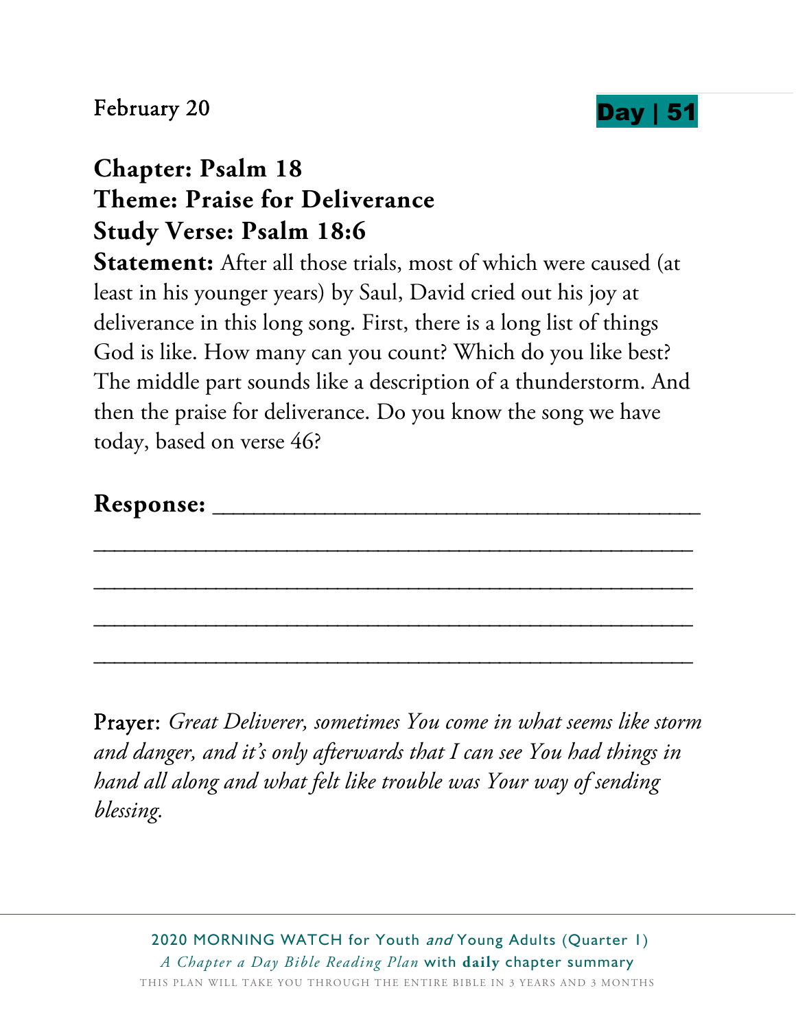February 20

**Day | 51**

**Chapter: Psalm 18**
**Theme: Praise for Deliverance**
**Study Verse: Psalm 18:6**

**Statement:** After all those trials, most of which were caused (at least in his younger years) by Saul, David cried out his joy at deliverance in this long song. First, there is a long list of things God is like. How many can you count? Which do you like best? The middle part sounds like a description of a thunderstorm. And then the praise for deliverance. Do you know the song we have today, based on verse 46?

**Response:** ________________________________________

____________________________________________________

____________________________________________________

____________________________________________________

____________________________________________________

Prayer: *Great Deliverer, sometimes You come in what seems like storm and danger, and it's only afterwards that I can see You had things in hand all along and what felt like trouble was Your way of sending blessing.*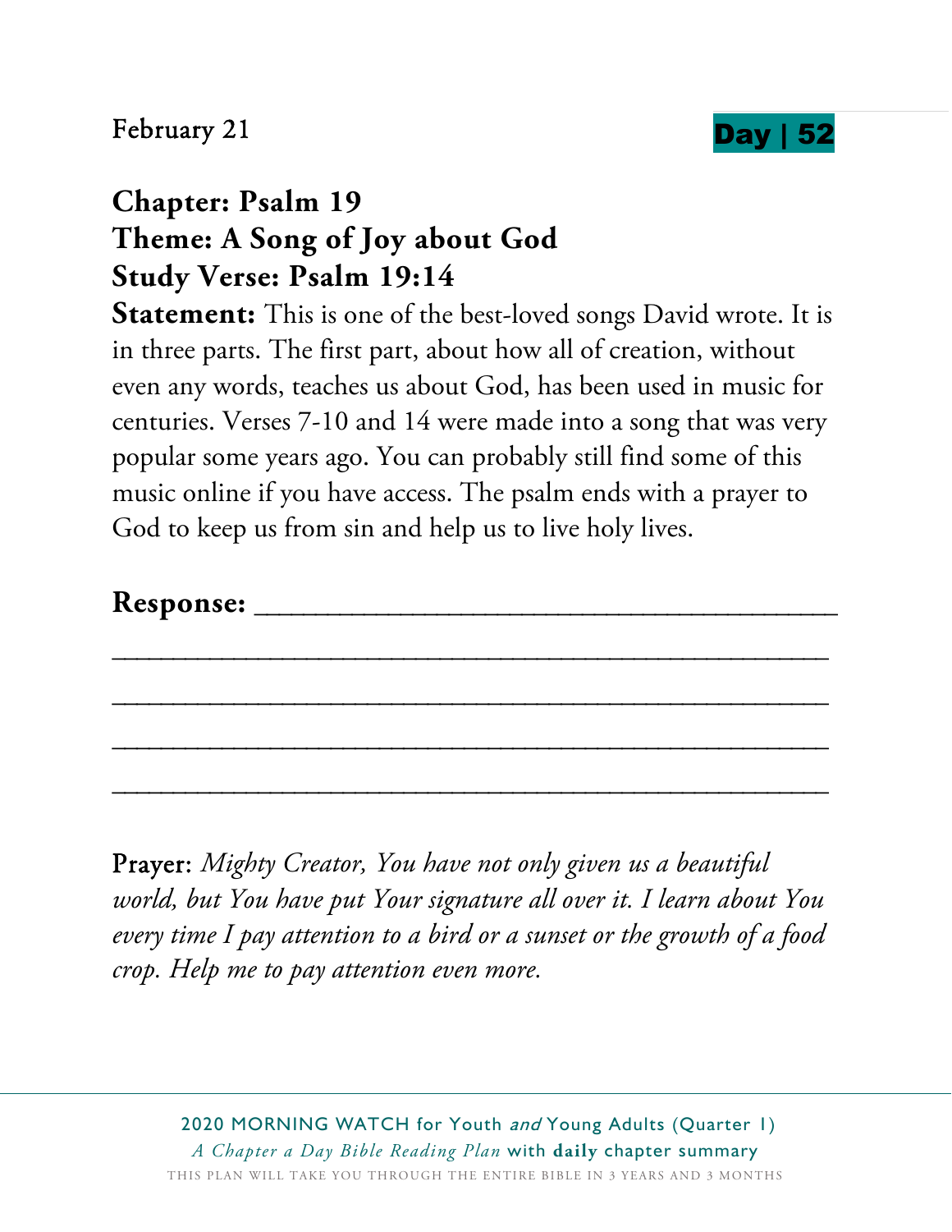February 21

**Day | 52**

**Chapter: Psalm 19**
**Theme: A Song of Joy about God**
**Study Verse: Psalm 19:14**

**Statement:** This is one of the best-loved songs David wrote. It is in three parts. The first part, about how all of creation, without even any words, teaches us about God, has been used in music for centuries. Verses 7-10 and 14 were made into a song that was very popular some years ago. You can probably still find some of this music online if you have access. The psalm ends with a prayer to God to keep us from sin and help us to live holy lives.

**Response:** ______________________________________

______________________________________________

______________________________________________

______________________________________________

______________________________________________

Prayer: *Mighty Creator, You have not only given us a beautiful world, but You have put Your signature all over it. I learn about You every time I pay attention to a bird or a sunset or the growth of a food crop. Help me to pay attention even more.*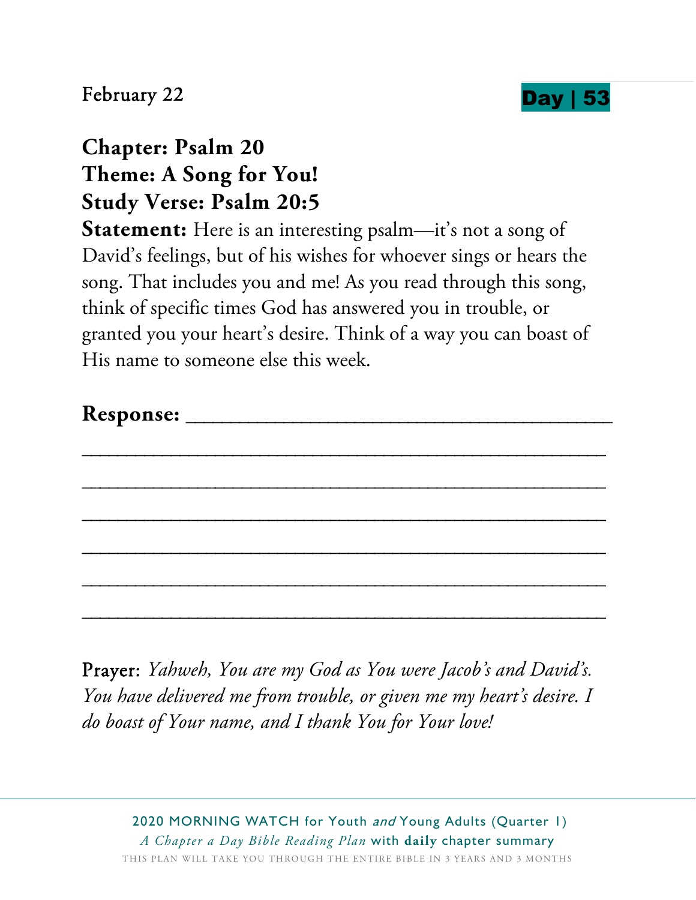February 22

**Day | 53**

**Chapter: Psalm 20**
**Theme: A Song for You!**
**Study Verse: Psalm 20:5**

**Statement:** Here is an interesting psalm—it's not a song of David's feelings, but of his wishes for whoever sings or hears the song. That includes you and me! As you read through this song, think of specific times God has answered you in trouble, or granted you your heart's desire. Think of a way you can boast of His name to someone else this week.

**Response:** _______________________________________

_______________________________________________

_______________________________________________

_______________________________________________

_______________________________________________

_______________________________________________

_______________________________________________

Prayer: *Yahweh, You are my God as You were Jacob's and David's. You have delivered me from trouble, or given me my heart's desire. I do boast of Your name, and I thank You for Your love!*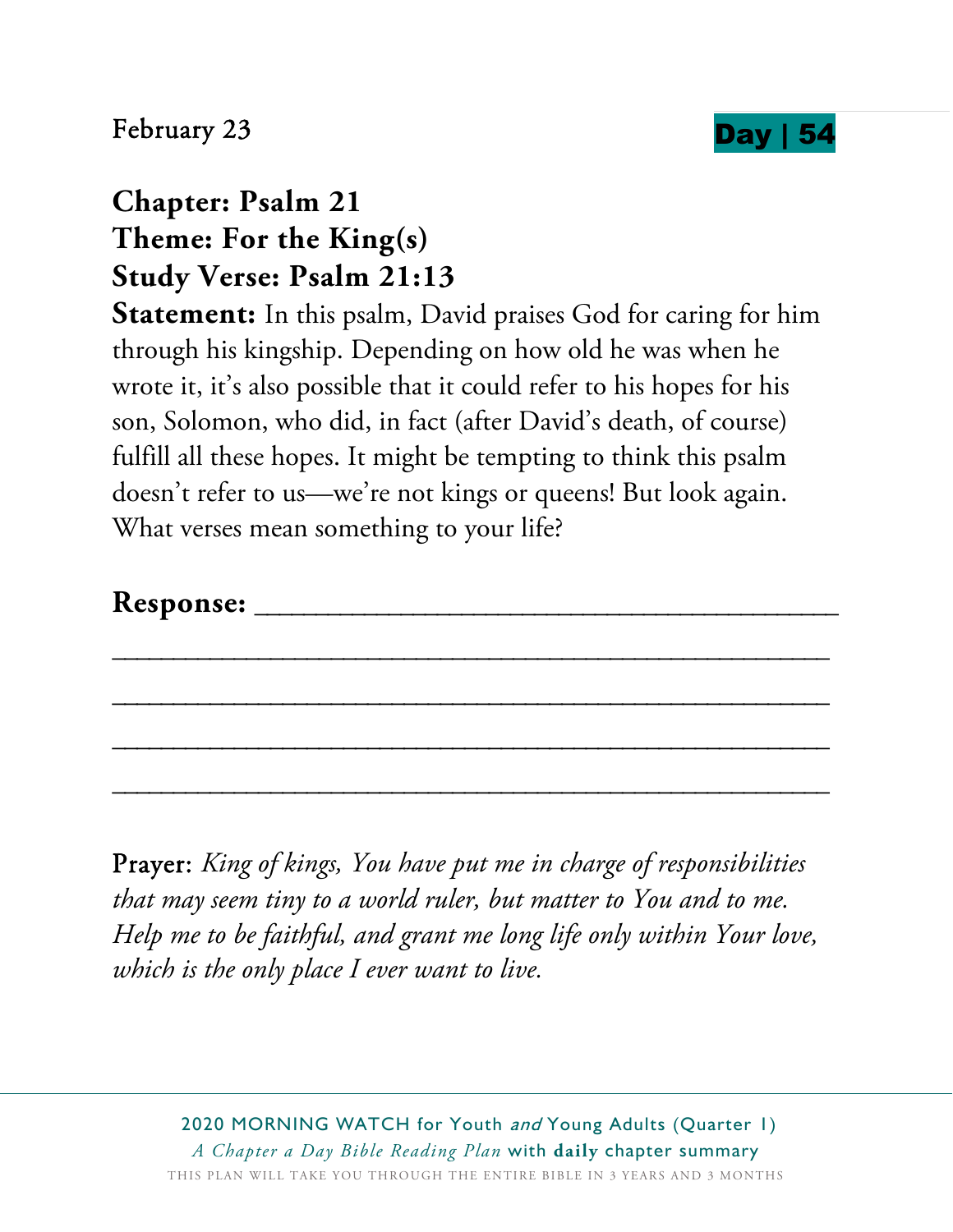February 23

**Day | 54**

**Chapter: Psalm 21**
**Theme: For the King(s)**
**Study Verse: Psalm 21:13**

**Statement:** In this psalm, David praises God for caring for him through his kingship. Depending on how old he was when he wrote it, it's also possible that it could refer to his hopes for his son, Solomon, who did, in fact (after David's death, of course) fulfill all these hopes. It might be tempting to think this psalm doesn't refer to us—we're not kings or queens! But look again. What verses mean something to your life?

**Response:** ______________________________________

____________________________________________________

____________________________________________________

____________________________________________________

____________________________________________________

Prayer: *King of kings, You have put me in charge of responsibilities that may seem tiny to a world ruler, but matter to You and to me. Help me to be faithful, and grant me long life only within Your love, which is the only place I ever want to live.*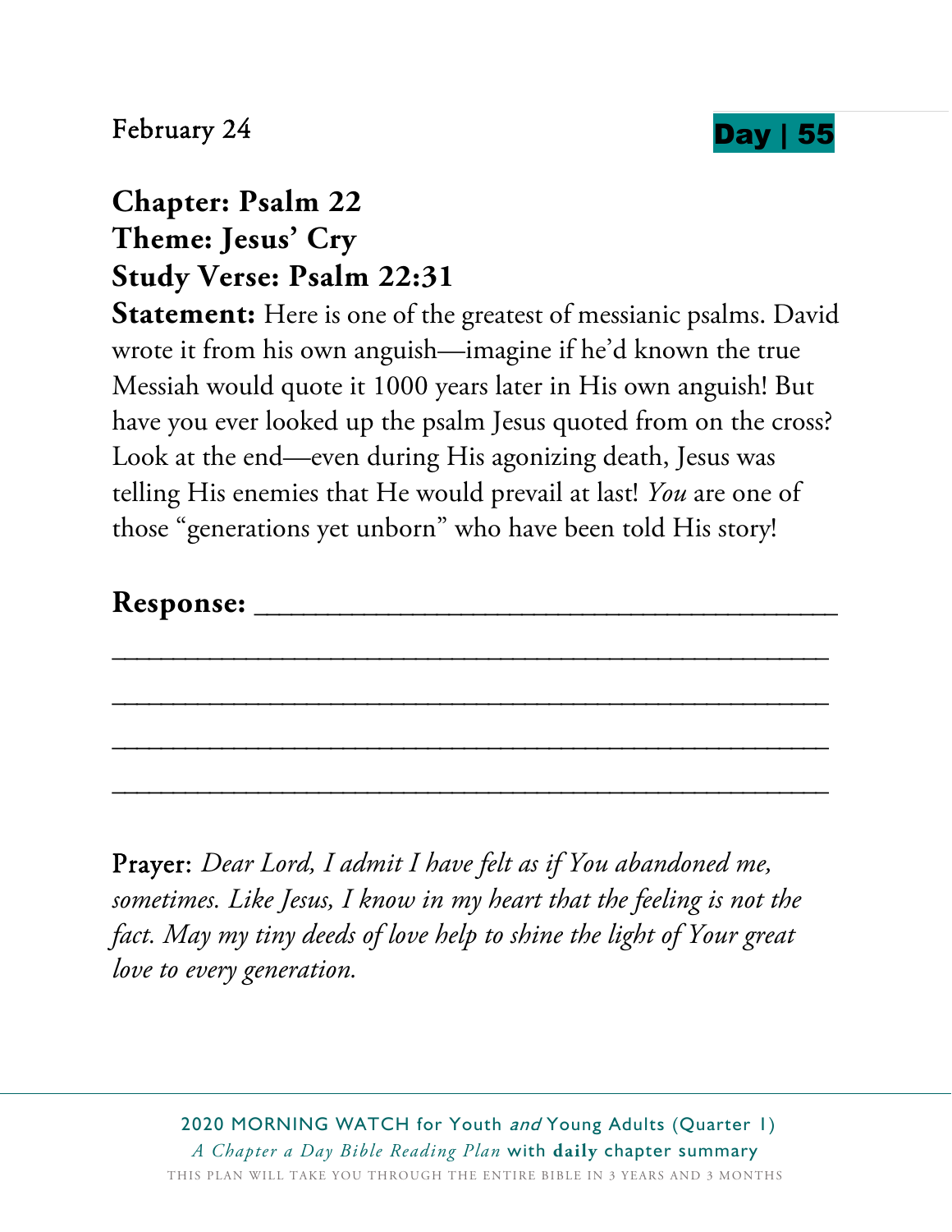February 24

**Day | 55**

**Chapter: Psalm 22**
**Theme: Jesus' Cry**
**Study Verse: Psalm 22:31**

**Statement:** Here is one of the greatest of messianic psalms. David wrote it from his own anguish—imagine if he'd known the true Messiah would quote it 1000 years later in His own anguish! But have you ever looked up the psalm Jesus quoted from on the cross? Look at the end—even during His agonizing death, Jesus was telling His enemies that He would prevail at last! *You* are one of those "generations yet unborn" who have been told His story!

**Response:** ______________________________________

______________________________________________

______________________________________________

______________________________________________

______________________________________________

Prayer: *Dear Lord, I admit I have felt as if You abandoned me, sometimes. Like Jesus, I know in my heart that the feeling is not the fact. May my tiny deeds of love help to shine the light of Your great love to every generation.*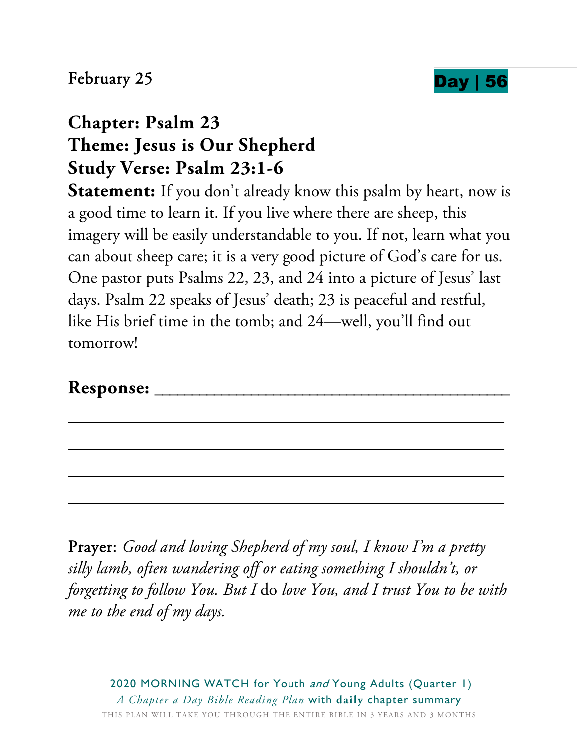February 25

**Day | 56**

## Chapter: Psalm 23
## Theme: Jesus is Our Shepherd
## Study Verse: Psalm 23:1-6

**Statement:** If you don't already know this psalm by heart, now is a good time to learn it. If you live where there are sheep, this imagery will be easily understandable to you. If not, learn what you can about sheep care; it is a very good picture of God's care for us. One pastor puts Psalms 22, 23, and 24 into a picture of Jesus' last days. Psalm 22 speaks of Jesus' death; 23 is peaceful and restful, like His brief time in the tomb; and 24—well, you'll find out tomorrow!

**Response:** ______________________________________

____________________________________________________

____________________________________________________

____________________________________________________

____________________________________________________

Prayer: *Good and loving Shepherd of my soul, I know I'm a pretty silly lamb, often wandering off or eating something I shouldn't, or forgetting to follow You. But I* do *love You, and I trust You to be with me to the end of my days.*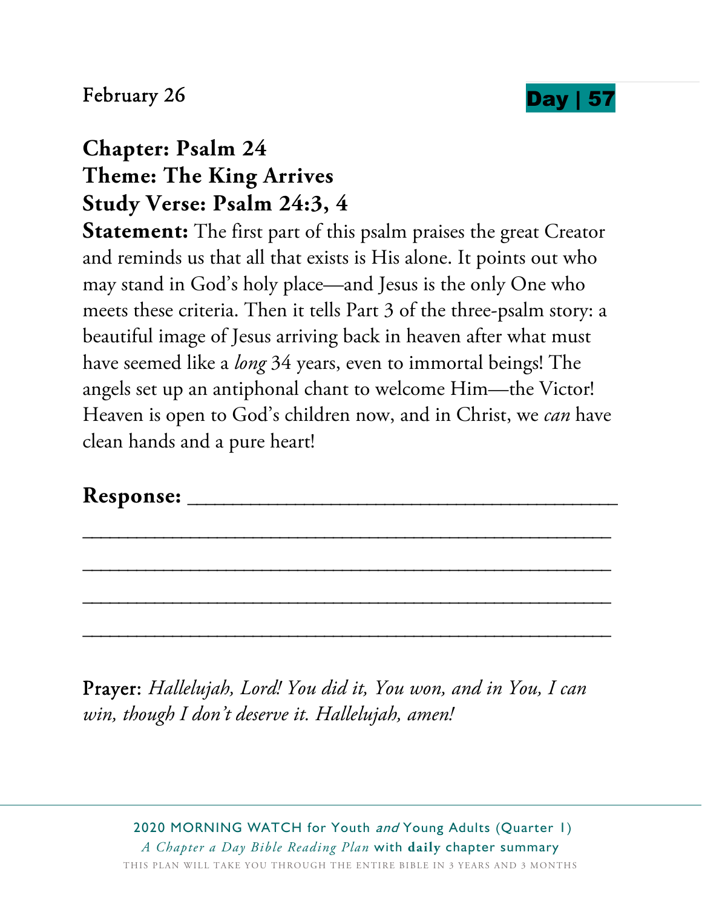February 26

**Day | 57**

## Chapter: Psalm 24
## Theme: The King Arrives
## Study Verse: Psalm 24:3, 4

**Statement:** The first part of this psalm praises the great Creator and reminds us that all that exists is His alone. It points out who may stand in God's holy place—and Jesus is the only One who meets these criteria. Then it tells Part 3 of the three-psalm story: a beautiful image of Jesus arriving back in heaven after what must have seemed like a *long* 34 years, even to immortal beings! The angels set up an antiphonal chant to welcome Him—the Victor! Heaven is open to God's children now, and in Christ, we *can* have clean hands and a pure heart!

**Response:** ________________________________________

__________________________________________________

__________________________________________________

__________________________________________________

__________________________________________________

Prayer: *Hallelujah, Lord! You did it, You won, and in You, I can win, though I don't deserve it. Hallelujah, amen!*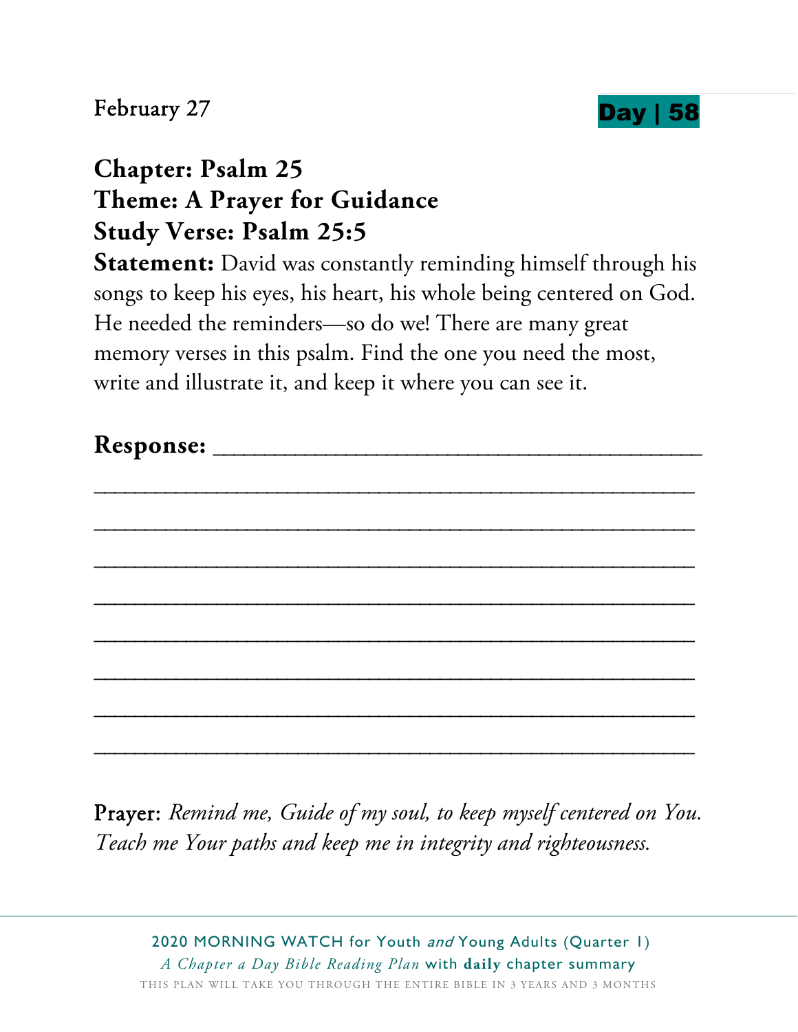February 27

**Day | 58**

**Chapter: Psalm 25**
**Theme: A Prayer for Guidance**
**Study Verse: Psalm 25:5**

**Statement:** David was constantly reminding himself through his songs to keep his eyes, his heart, his whole being centered on God. He needed the reminders—so do we! There are many great memory verses in this psalm. Find the one you need the most, write and illustrate it, and keep it where you can see it.

**Response:** ______________________________________

__________________________________________________

__________________________________________________

__________________________________________________

__________________________________________________

__________________________________________________

__________________________________________________

__________________________________________________

__________________________________________________

Prayer: *Remind me, Guide of my soul, to keep myself centered on You. Teach me Your paths and keep me in integrity and righteousness.*

2020 MORNING WATCH for Youth *and* Young Adults (Quarter 1)
*A Chapter a Day Bible Reading Plan* with **daily** chapter summary
THIS PLAN WILL TAKE YOU THROUGH THE ENTIRE BIBLE IN 3 YEARS AND 3 MONTHS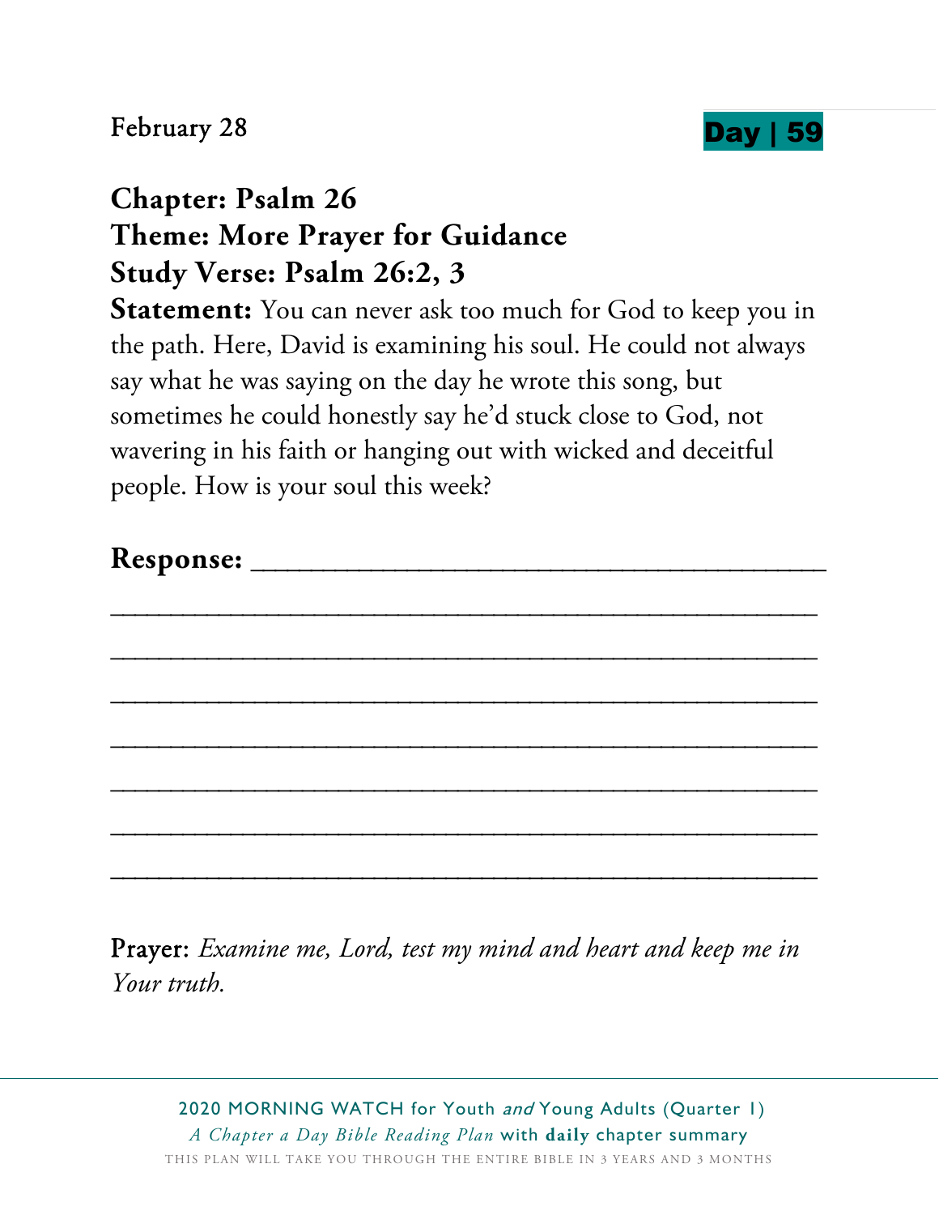February 28

**Day | 59**

**Chapter: Psalm 26**
**Theme: More Prayer for Guidance**
**Study Verse: Psalm 26:2, 3**

**Statement:** You can never ask too much for God to keep you in the path. Here, David is examining his soul. He could not always say what he was saying on the day he wrote this song, but sometimes he could honestly say he'd stuck close to God, not wavering in his faith or hanging out with wicked and deceitful people. How is your soul this week?

**Response:** ________________________________________

________________________________________________

________________________________________________

________________________________________________

________________________________________________

________________________________________________

________________________________________________

________________________________________________

Prayer: *Examine me, Lord, test my mind and heart and keep me in Your truth.*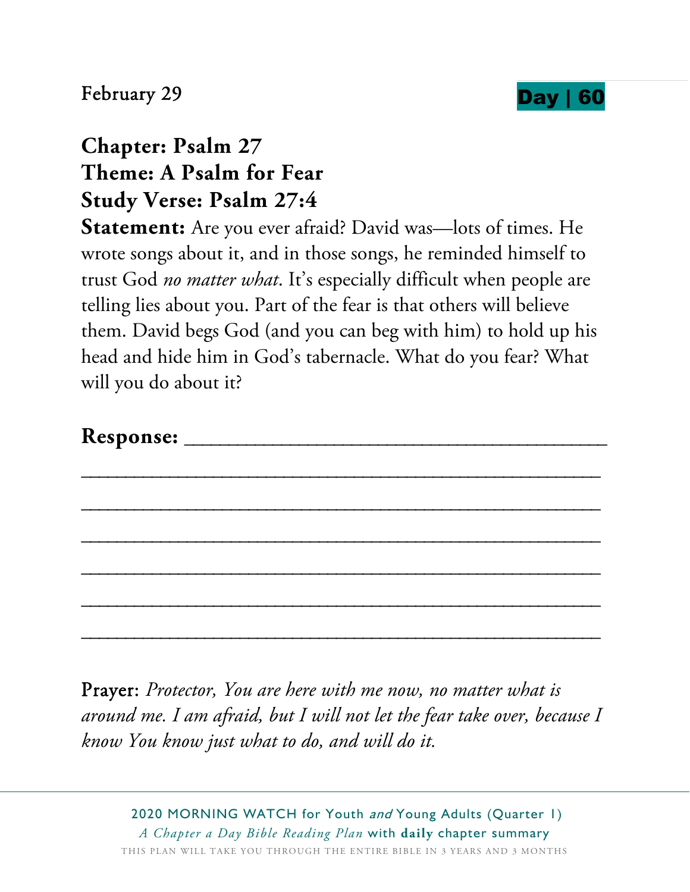February 29

**Day | 60**

**Chapter: Psalm 27**
**Theme: A Psalm for Fear**
**Study Verse: Psalm 27:4**

**Statement:** Are you ever afraid? David was—lots of times. He wrote songs about it, and in those songs, he reminded himself to trust God *no matter what*. It's especially difficult when people are telling lies about you. Part of the fear is that others will believe them. David begs God (and you can beg with him) to hold up his head and hide him in God's tabernacle. What do you fear? What will you do about it?

**Response:** ________________________________________

__________________________________________________

__________________________________________________

__________________________________________________

__________________________________________________

__________________________________________________

__________________________________________________

Prayer: *Protector, You are here with me now, no matter what is around me. I am afraid, but I will not let the fear take over, because I know You know just what to do, and will do it.*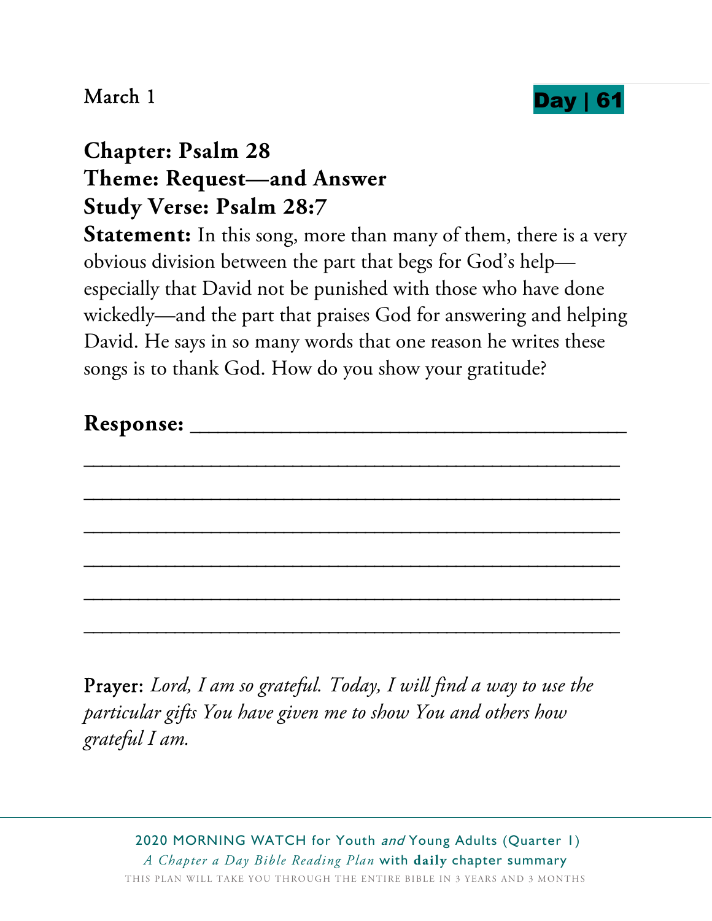March 1 **Day | 61**

**Chapter: Psalm 28**
**Theme: Request—and Answer**
**Study Verse: Psalm 28:7**

**Statement:** In this song, more than many of them, there is a very obvious division between the part that begs for God's help—especially that David not be punished with those who have done wickedly—and the part that praises God for answering and helping David. He says in so many words that one reason he writes these songs is to thank God. How do you show your gratitude?

**Response:** ________________________________________

________________________________________________

________________________________________________

________________________________________________

________________________________________________

________________________________________________

________________________________________________

Prayer: *Lord, I am so grateful. Today, I will find a way to use the particular gifts You have given me to show You and others how grateful I am.*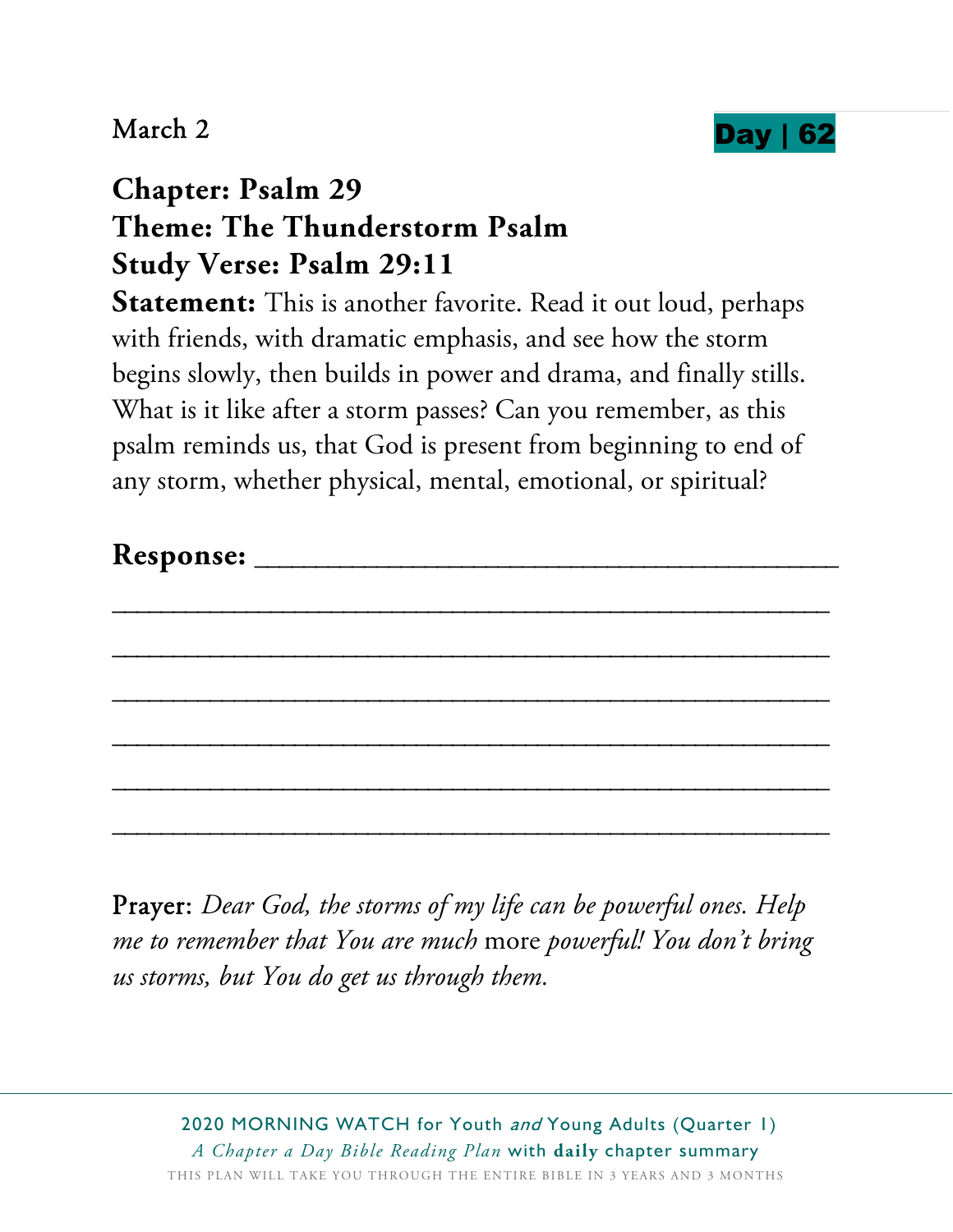March 2

**Day | 62**

## Chapter: Psalm 29
## Theme: The Thunderstorm Psalm
## Study Verse: Psalm 29:11

**Statement:** This is another favorite. Read it out loud, perhaps with friends, with dramatic emphasis, and see how the storm begins slowly, then builds in power and drama, and finally stills. What is it like after a storm passes? Can you remember, as this psalm reminds us, that God is present from beginning to end of any storm, whether physical, mental, emotional, or spiritual?

**Response:** ________________________________________

________________________________________________

________________________________________________

________________________________________________

________________________________________________

________________________________________________

________________________________________________

Prayer: *Dear God, the storms of my life can be powerful ones. Help me to remember that You are much* more *powerful! You don't bring us storms, but You do get us through them.*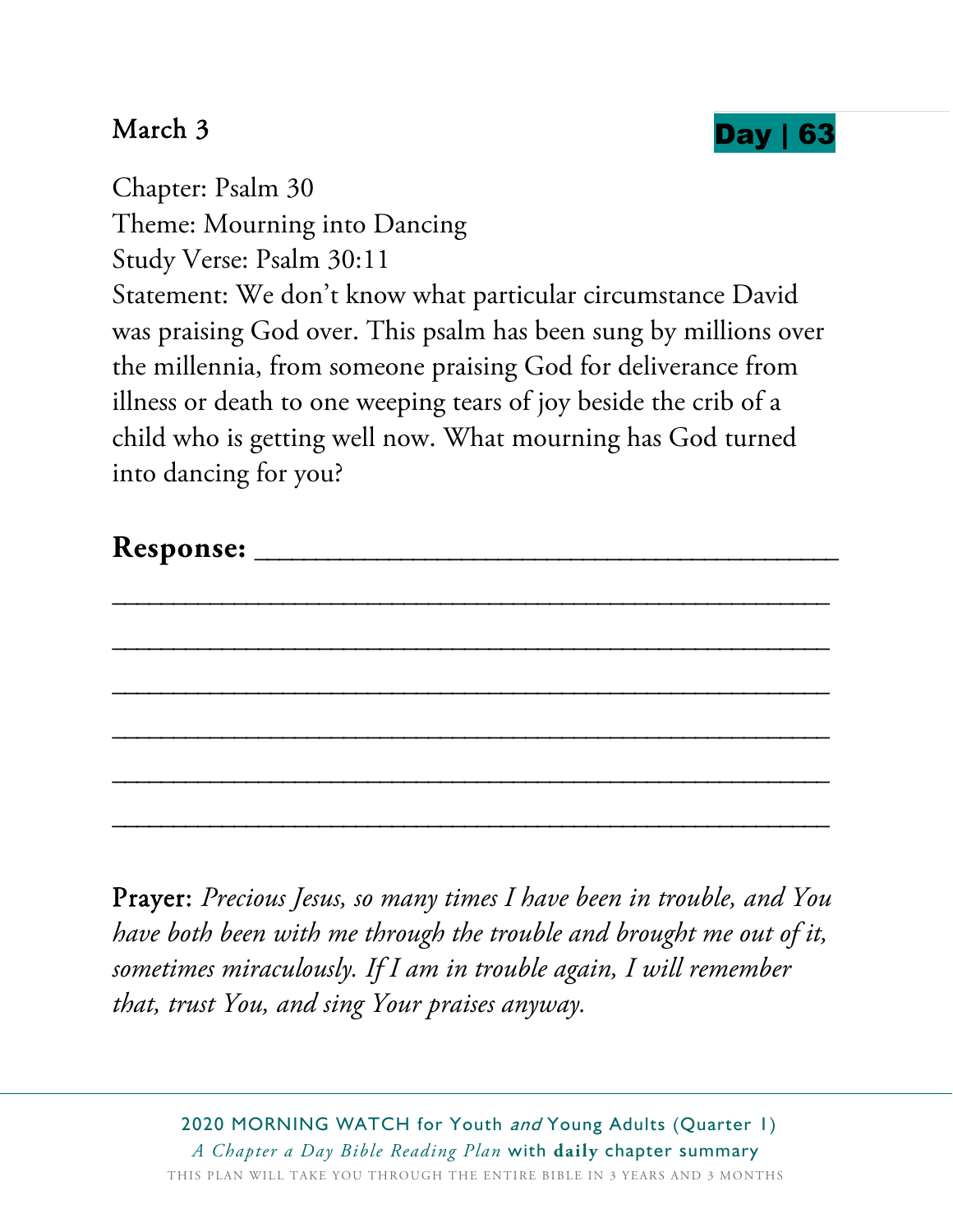March 3

**Day | 63**

Chapter: Psalm 30
Theme: Mourning into Dancing
Study Verse: Psalm 30:11
Statement: We don't know what particular circumstance David was praising God over. This psalm has been sung by millions over the millennia, from someone praising God for deliverance from illness or death to one weeping tears of joy beside the crib of a child who is getting well now. What mourning has God turned into dancing for you?

**Response:** ________________________________________

________________________________________________

________________________________________________

________________________________________________

________________________________________________

________________________________________________

________________________________________________

Prayer: *Precious Jesus, so many times I have been in trouble, and You have both been with me through the trouble and brought me out of it, sometimes miraculously. If I am in trouble again, I will remember that, trust You, and sing Your praises anyway.*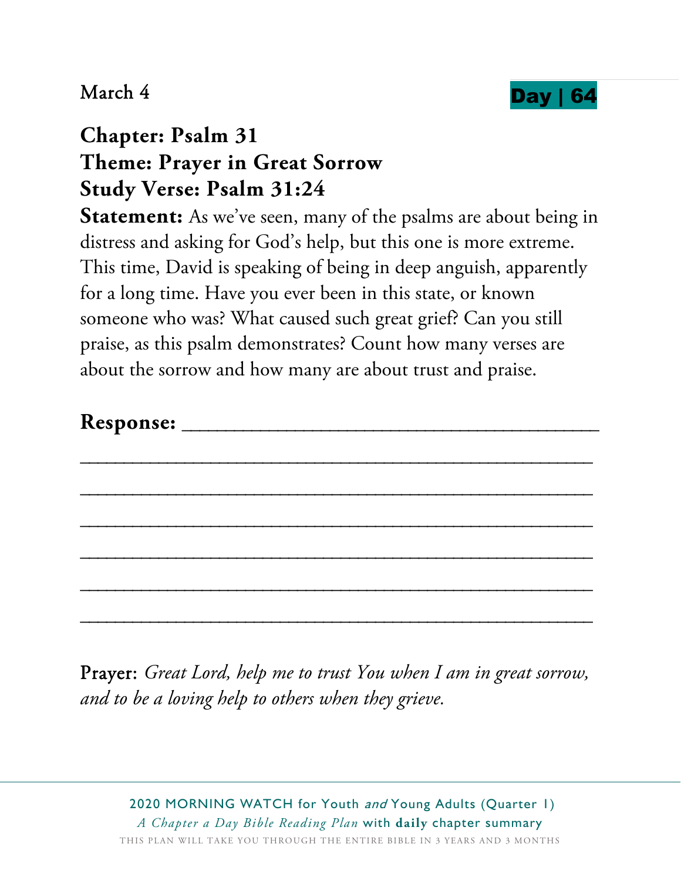March 4

**Day | 64**

## Chapter: Psalm 31
## Theme: Prayer in Great Sorrow
## Study Verse: Psalm 31:24

**Statement:** As we've seen, many of the psalms are about being in distress and asking for God's help, but this one is more extreme. This time, David is speaking of being in deep anguish, apparently for a long time. Have you ever been in this state, or known someone who was? What caused such great grief? Can you still praise, as this psalm demonstrates? Count how many verses are about the sorrow and how many are about trust and praise.

**Response:** ______________________________________

______________________________________________

______________________________________________

______________________________________________

______________________________________________

______________________________________________

______________________________________________

Prayer: *Great Lord, help me to trust You when I am in great sorrow, and to be a loving help to others when they grieve.*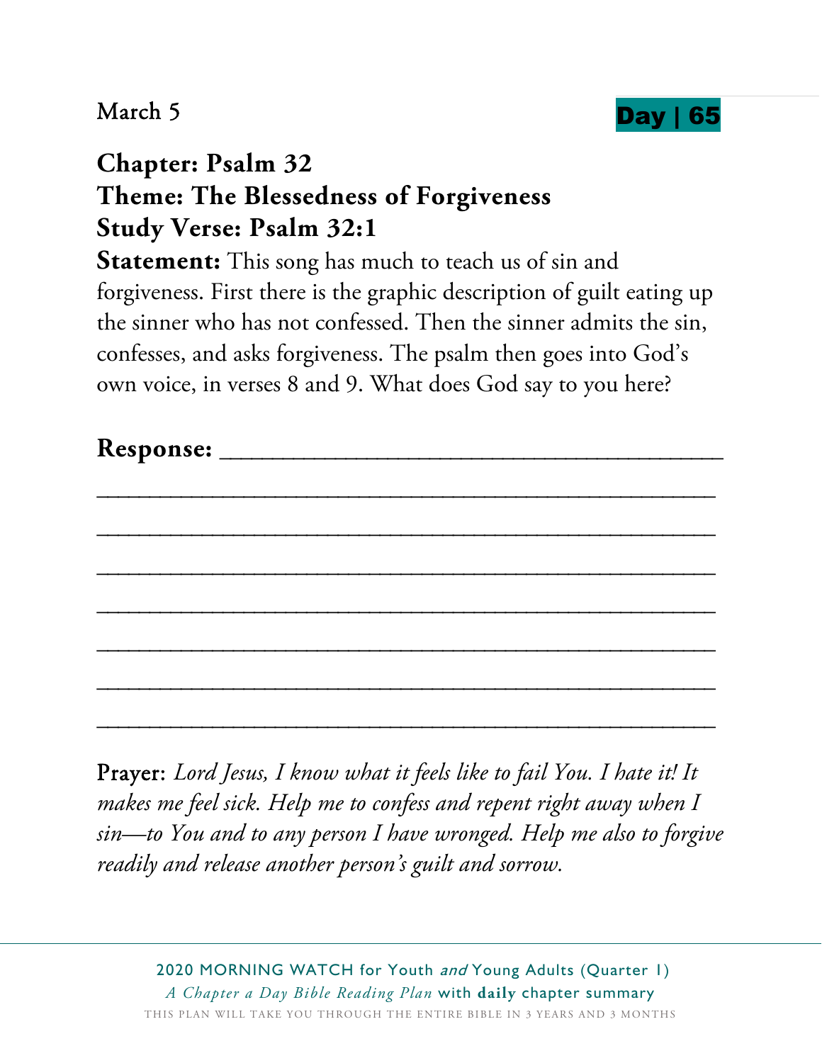March 5

**Day | 65**

## Chapter: Psalm 32
## Theme: The Blessedness of Forgiveness
## Study Verse: Psalm 32:1

**Statement:** This song has much to teach us of sin and forgiveness. First there is the graphic description of guilt eating up the sinner who has not confessed. Then the sinner admits the sin, confesses, and asks forgiveness. The psalm then goes into God's own voice, in verses 8 and 9. What does God say to you here?

**Response:** ________________________________________

________________________________________________________

________________________________________________________

________________________________________________________

________________________________________________________

________________________________________________________

________________________________________________________

________________________________________________________

Prayer: *Lord Jesus, I know what it feels like to fail You. I hate it! It makes me feel sick. Help me to confess and repent right away when I sin—to You and to any person I have wronged. Help me also to forgive readily and release another person's guilt and sorrow.*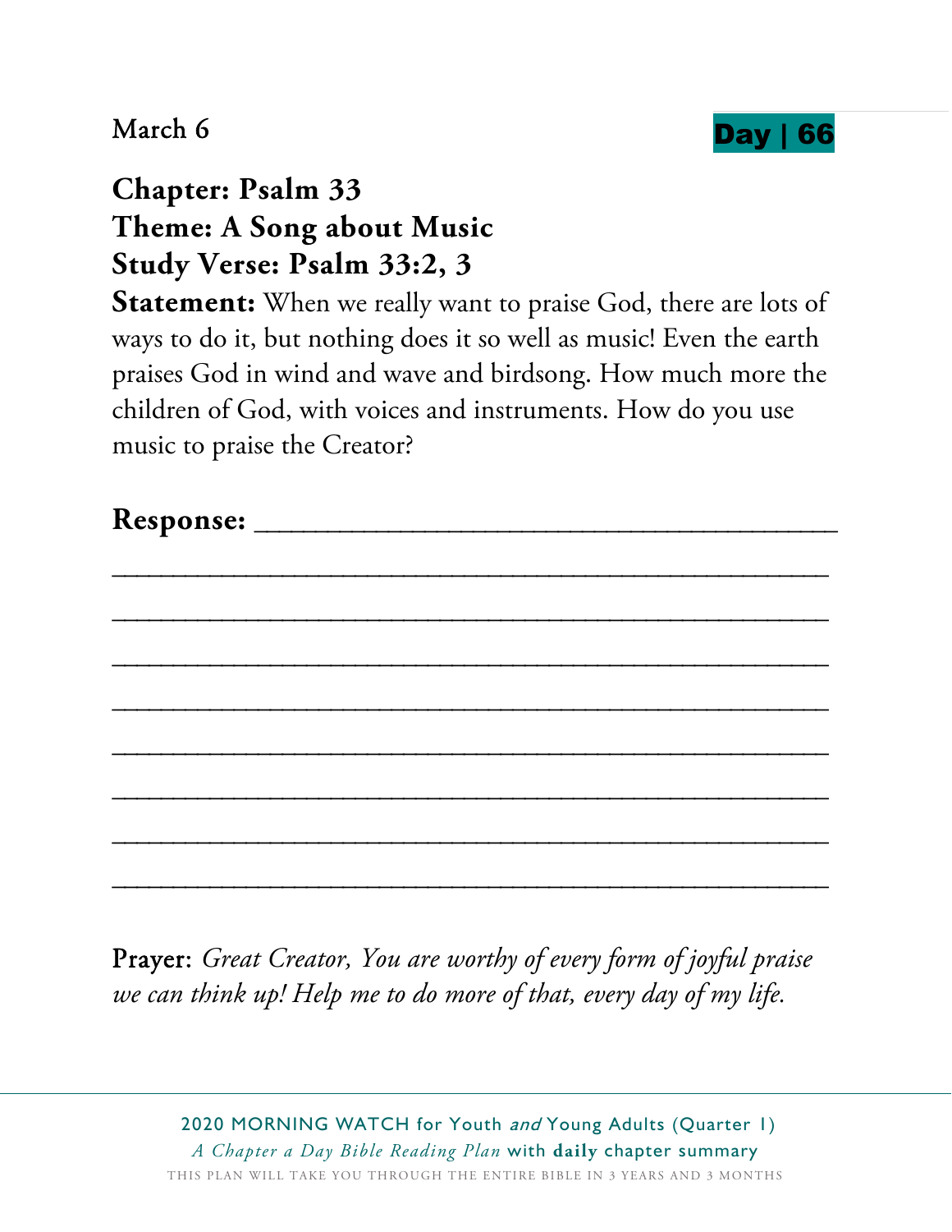March 6

**Day | 66**

## Chapter: Psalm 33
## Theme: A Song about Music
## Study Verse: Psalm 33:2, 3

**Statement:** When we really want to praise God, there are lots of ways to do it, but nothing does it so well as music! Even the earth praises God in wind and wave and birdsong. How much more the children of God, with voices and instruments. How do you use music to praise the Creator?

**Response:** ________________________________________

________________________________________________

________________________________________________

________________________________________________

________________________________________________

________________________________________________

________________________________________________

________________________________________________

________________________________________________

**Prayer**: *Great Creator, You are worthy of every form of joyful praise we can think up! Help me to do more of that, every day of my life.*

2020 MORNING WATCH for Youth *and* Young Adults (Quarter 1)
*A Chapter a Day Bible Reading Plan* with **daily** chapter summary
THIS PLAN WILL TAKE YOU THROUGH THE ENTIRE BIBLE IN 3 YEARS AND 3 MONTHS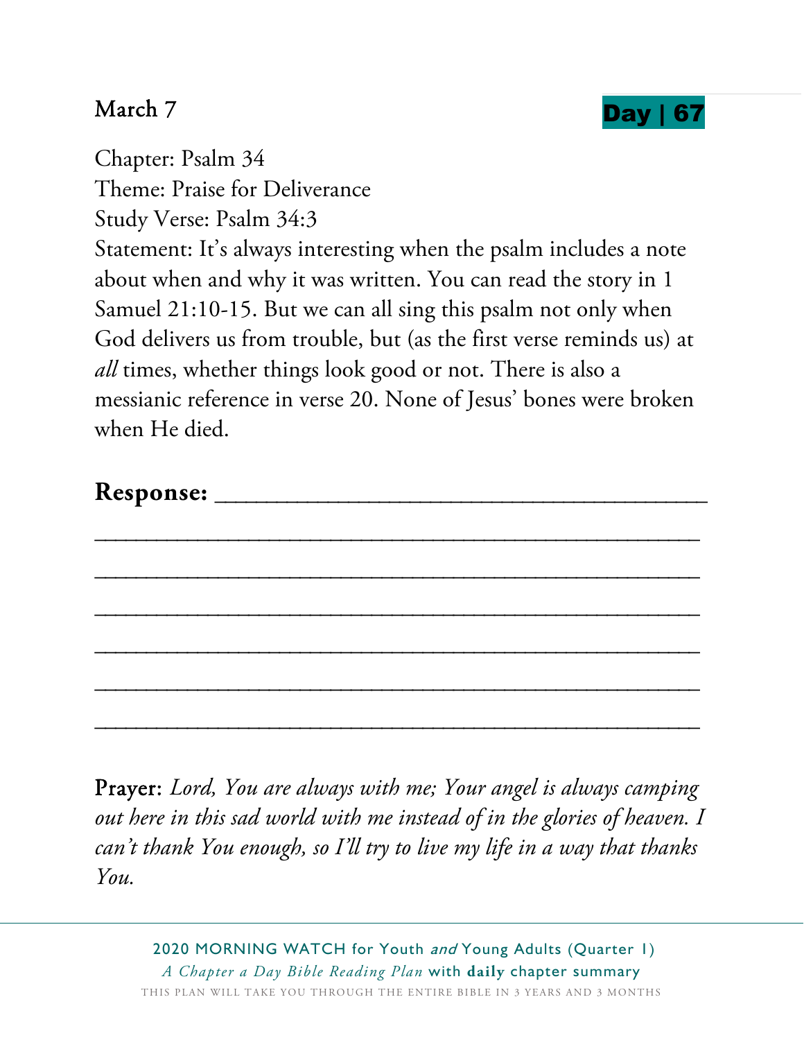March 7 **Day | 67**

Chapter: Psalm 34
Theme: Praise for Deliverance
Study Verse: Psalm 34:3
Statement: It's always interesting when the psalm includes a note about when and why it was written. You can read the story in 1 Samuel 21:10-15. But we can all sing this psalm not only when God delivers us from trouble, but (as the first verse reminds us) at *all* times, whether things look good or not. There is also a messianic reference in verse 20. None of Jesus' bones were broken when He died.

**Response:** ________________________________________

________________________________________________

________________________________________________

________________________________________________

________________________________________________

________________________________________________

________________________________________________

Prayer: *Lord, You are always with me; Your angel is always camping out here in this sad world with me instead of in the glories of heaven. I can't thank You enough, so I'll try to live my life in a way that thanks You.*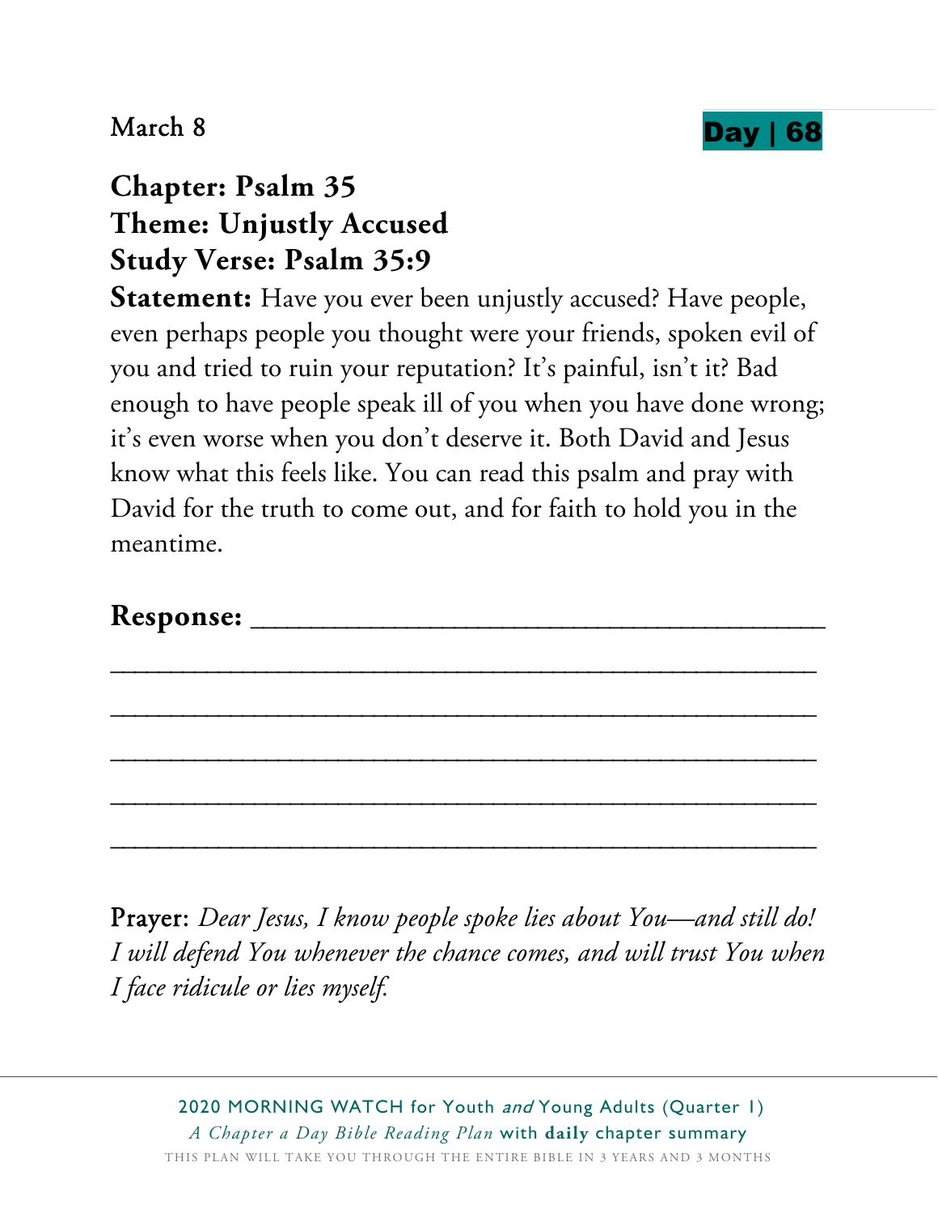March 8

**Day | 68**

**Chapter: Psalm 35**
**Theme: Unjustly Accused**
**Study Verse: Psalm 35:9**

**Statement:** Have you ever been unjustly accused? Have people, even perhaps people you thought were your friends, spoken evil of you and tried to ruin your reputation? It's painful, isn't it? Bad enough to have people speak ill of you when you have done wrong; it's even worse when you don't deserve it. Both David and Jesus know what this feels like. You can read this psalm and pray with David for the truth to come out, and for faith to hold you in the meantime.

**Response:** ________________________________________

________________________________________________

________________________________________________

________________________________________________

________________________________________________

________________________________________________

Prayer: *Dear Jesus, I know people spoke lies about You—and still do! I will defend You whenever the chance comes, and will trust You when I face ridicule or lies myself.*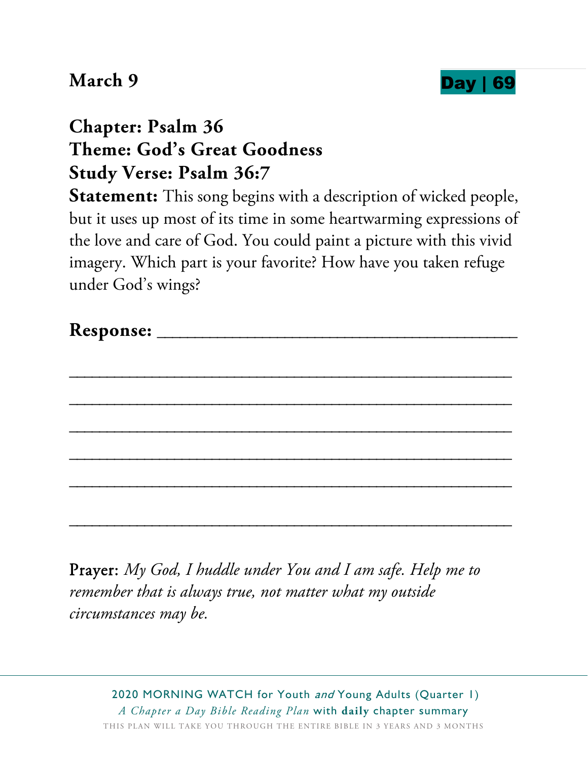**March 9** **Day | 69**

**Chapter: Psalm 36**
**Theme: God's Great Goodness**
**Study Verse: Psalm 36:7**

**Statement:** This song begins with a description of wicked people, but it uses up most of its time in some heartwarming expressions of the love and care of God. You could paint a picture with this vivid imagery. Which part is your favorite? How have you taken refuge under God's wings?

**Response:** ____________________________________

____________________________________________

____________________________________________

____________________________________________

____________________________________________

____________________________________________

____________________________________________

Prayer: *My God, I huddle under You and I am safe. Help me to remember that is always true, not matter what my outside circumstances may be.*

2020 MORNING WATCH for Youth *and* Young Adults (Quarter 1)
*A Chapter a Day Bible Reading Plan* with **daily** chapter summary
THIS PLAN WILL TAKE YOU THROUGH THE ENTIRE BIBLE IN 3 YEARS AND 3 MONTHS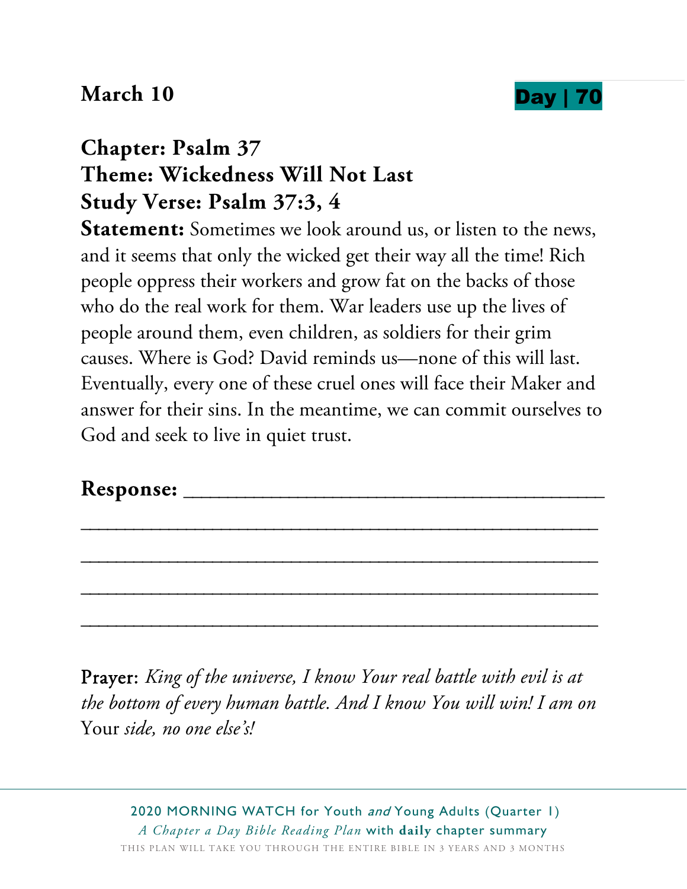**March 10** **Day | 70**

**Chapter: Psalm 37**
**Theme: Wickedness Will Not Last**
**Study Verse: Psalm 37:3, 4**

**Statement:** Sometimes we look around us, or listen to the news, and it seems that only the wicked get their way all the time! Rich people oppress their workers and grow fat on the backs of those who do the real work for them. War leaders use up the lives of people around them, even children, as soldiers for their grim causes. Where is God? David reminds us—none of this will last. Eventually, every one of these cruel ones will face their Maker and answer for their sins. In the meantime, we can commit ourselves to God and seek to live in quiet trust.

**Response:** ______________________________________
__________________________________________________
__________________________________________________
__________________________________________________
__________________________________________________

Prayer: *King of the universe, I know Your real battle with evil is at the bottom of every human battle. And I know You will win! I am on* Your *side, no one else's!*

2020 MORNING WATCH for Youth *and* Young Adults (Quarter 1)
*A Chapter a Day Bible Reading Plan* with **daily** chapter summary
THIS PLAN WILL TAKE YOU THROUGH THE ENTIRE BIBLE IN 3 YEARS AND 3 MONTHS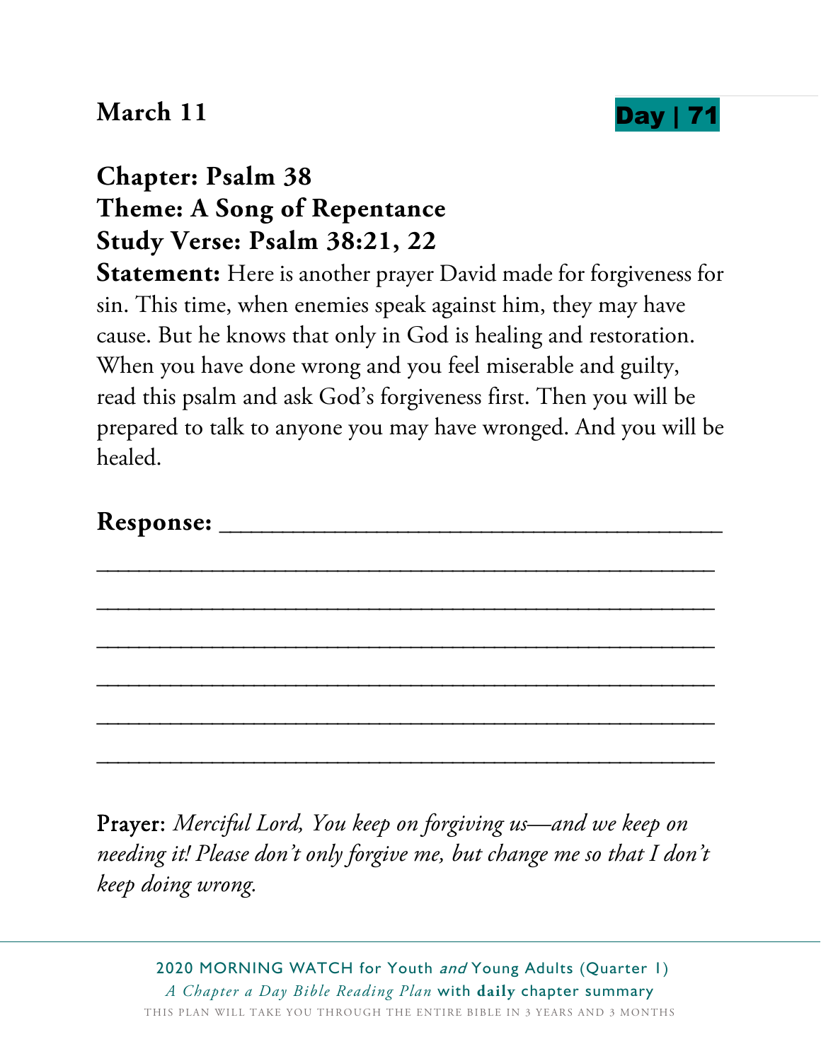**March 11** **Day | 71**

**Chapter: Psalm 38**
**Theme: A Song of Repentance**
**Study Verse: Psalm 38:21, 22**

**Statement:** Here is another prayer David made for forgiveness for sin. This time, when enemies speak against him, they may have cause. But he knows that only in God is healing and restoration. When you have done wrong and you feel miserable and guilty, read this psalm and ask God's forgiveness first. Then you will be prepared to talk to anyone you may have wronged. And you will be healed.

**Response:** ________________________________________

______________________________________________________

______________________________________________________

______________________________________________________

______________________________________________________

______________________________________________________

______________________________________________________

Prayer: *Merciful Lord, You keep on forgiving us—and we keep on needing it! Please don't only forgive me, but change me so that I don't keep doing wrong.*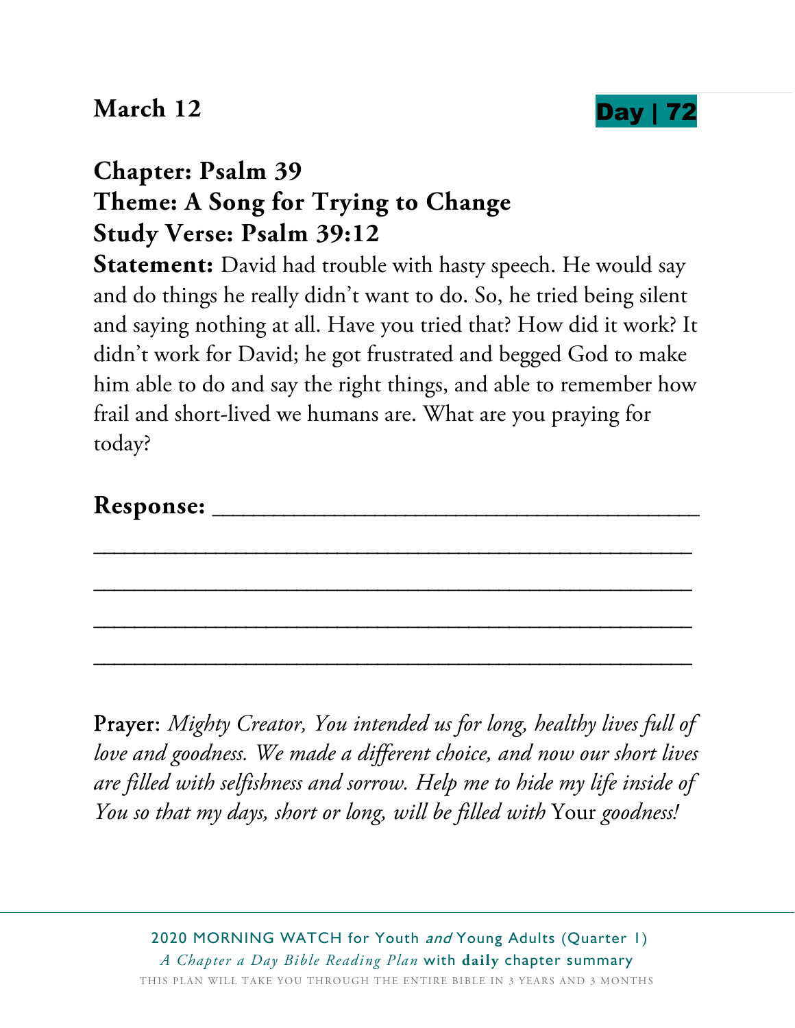**March 12** **Day | 72**

## Chapter: Psalm 39
## Theme: A Song for Trying to Change
## Study Verse: Psalm 39:12

**Statement:** David had trouble with hasty speech. He would say and do things he really didn't want to do. So, he tried being silent and saying nothing at all. Have you tried that? How did it work? It didn't work for David; he got frustrated and begged God to make him able to do and say the right things, and able to remember how frail and short-lived we humans are. What are you praying for today?

**Response:** ________________________________________

______________________________________________________

______________________________________________________

______________________________________________________

______________________________________________________

Prayer: *Mighty Creator, You intended us for long, healthy lives full of love and goodness. We made a different choice, and now our short lives are filled with selfishness and sorrow. Help me to hide my life inside of You so that my days, short or long, will be filled with* Your *goodness!*

2020 MORNING WATCH for Youth *and* Young Adults (Quarter 1)

*A Chapter a Day Bible Reading Plan* with **daily** chapter summary

THIS PLAN WILL TAKE YOU THROUGH THE ENTIRE BIBLE IN 3 YEARS AND 3 MONTHS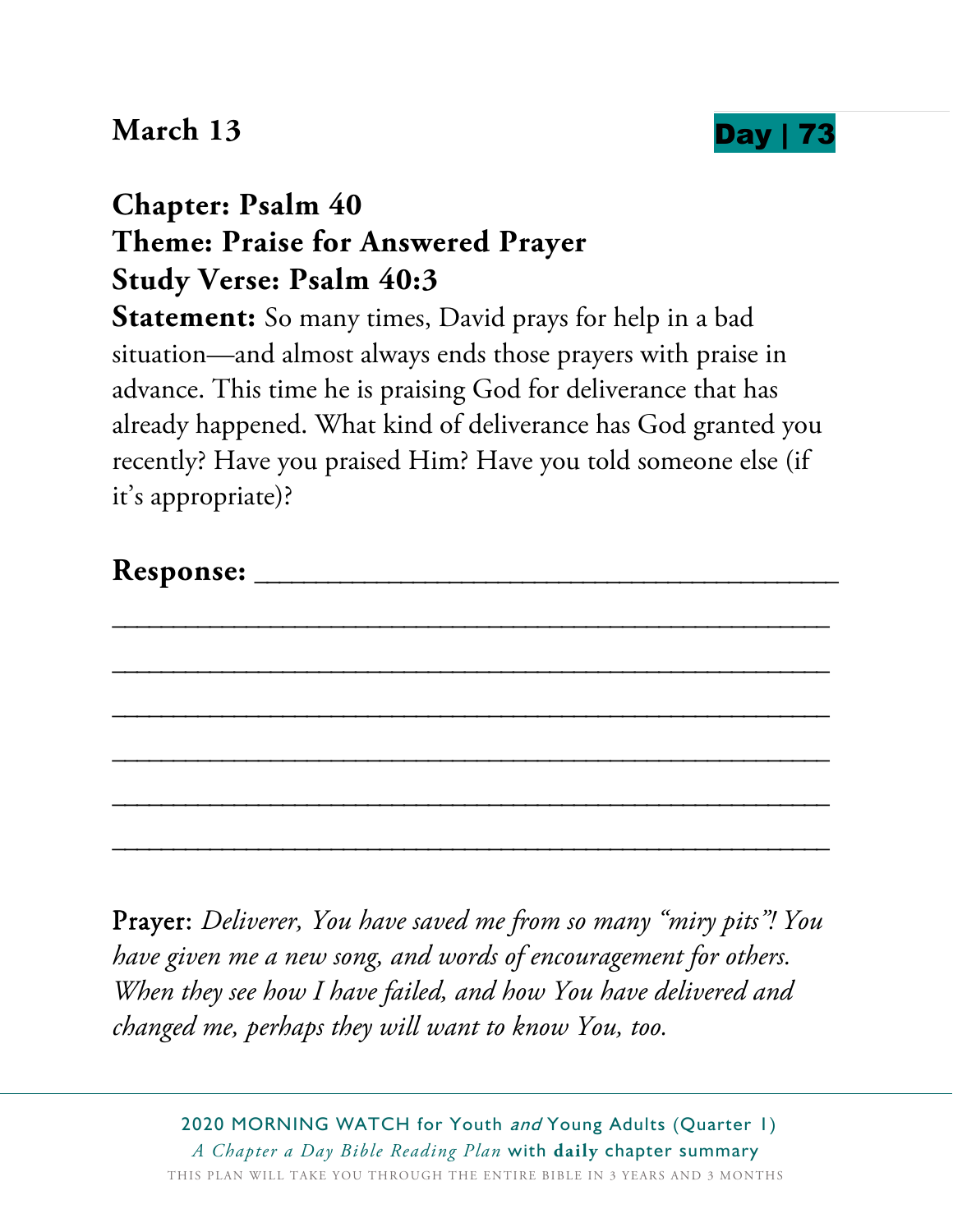**March 13** **Day | 73**

**Chapter: Psalm 40**
**Theme: Praise for Answered Prayer**
**Study Verse: Psalm 40:3**

**Statement:** So many times, David prays for help in a bad situation—and almost always ends those prayers with praise in advance. This time he is praising God for deliverance that has already happened. What kind of deliverance has God granted you recently? Have you praised Him? Have you told someone else (if it's appropriate)?

**Response:** ________________________________________

____________________________________________________

____________________________________________________

____________________________________________________

____________________________________________________

____________________________________________________

____________________________________________________

Prayer: *Deliverer, You have saved me from so many "miry pits"! You have given me a new song, and words of encouragement for others. When they see how I have failed, and how You have delivered and changed me, perhaps they will want to know You, too.*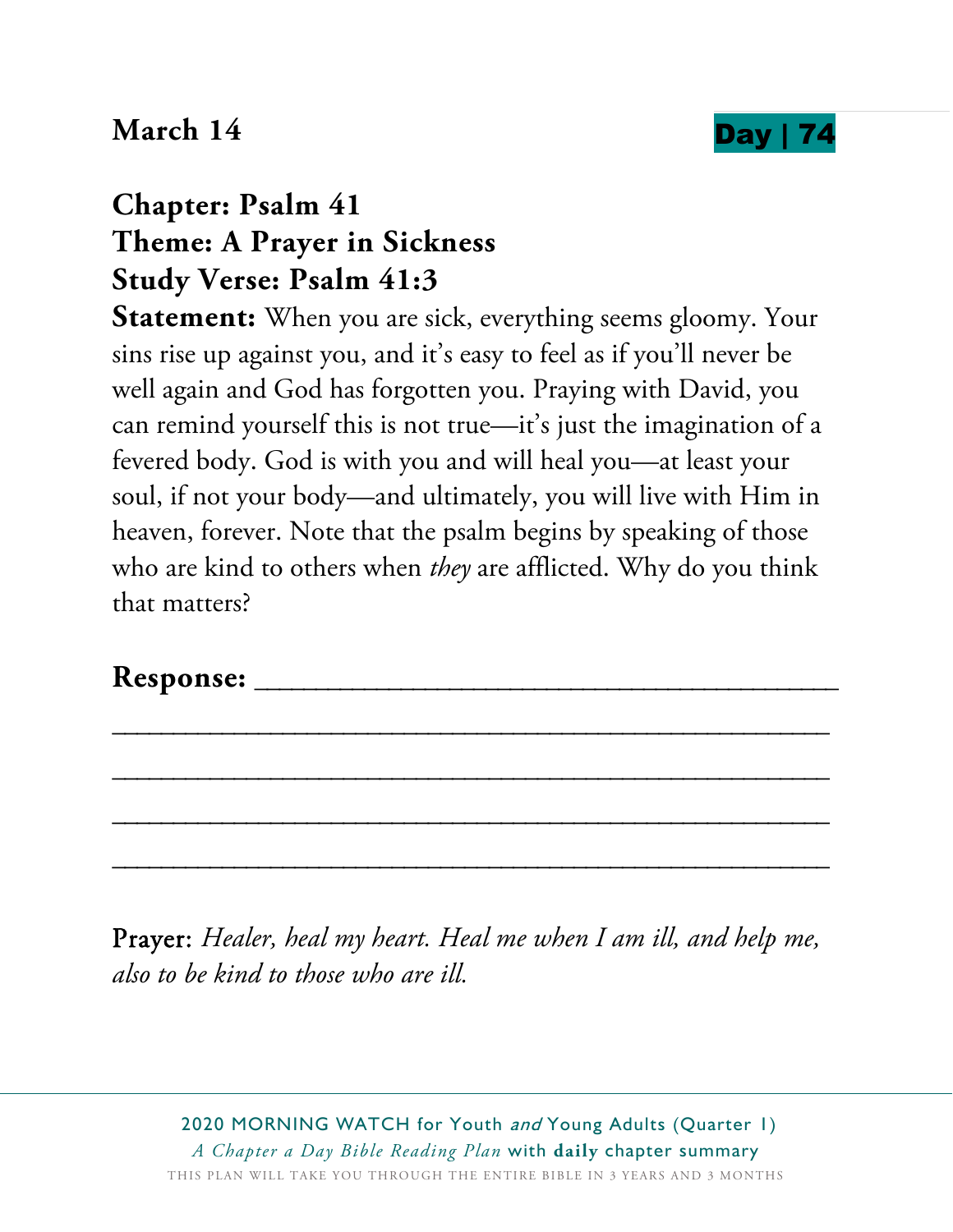**March 14** **Day | 74**

**Chapter: Psalm 41**
**Theme: A Prayer in Sickness**
**Study Verse: Psalm 41:3**
**Statement:** When you are sick, everything seems gloomy. Your sins rise up against you, and it's easy to feel as if you'll never be well again and God has forgotten you. Praying with David, you can remind yourself this is not true—it's just the imagination of a fevered body. God is with you and will heal you—at least your soul, if not your body—and ultimately, you will live with Him in heaven, forever. Note that the psalm begins by speaking of those who are kind to others when *they* are afflicted. Why do you think that matters?

**Response:** ______________________________________

______________________________________________

______________________________________________

______________________________________________

______________________________________________

Prayer: *Healer, heal my heart. Heal me when I am ill, and help me, also to be kind to those who are ill.*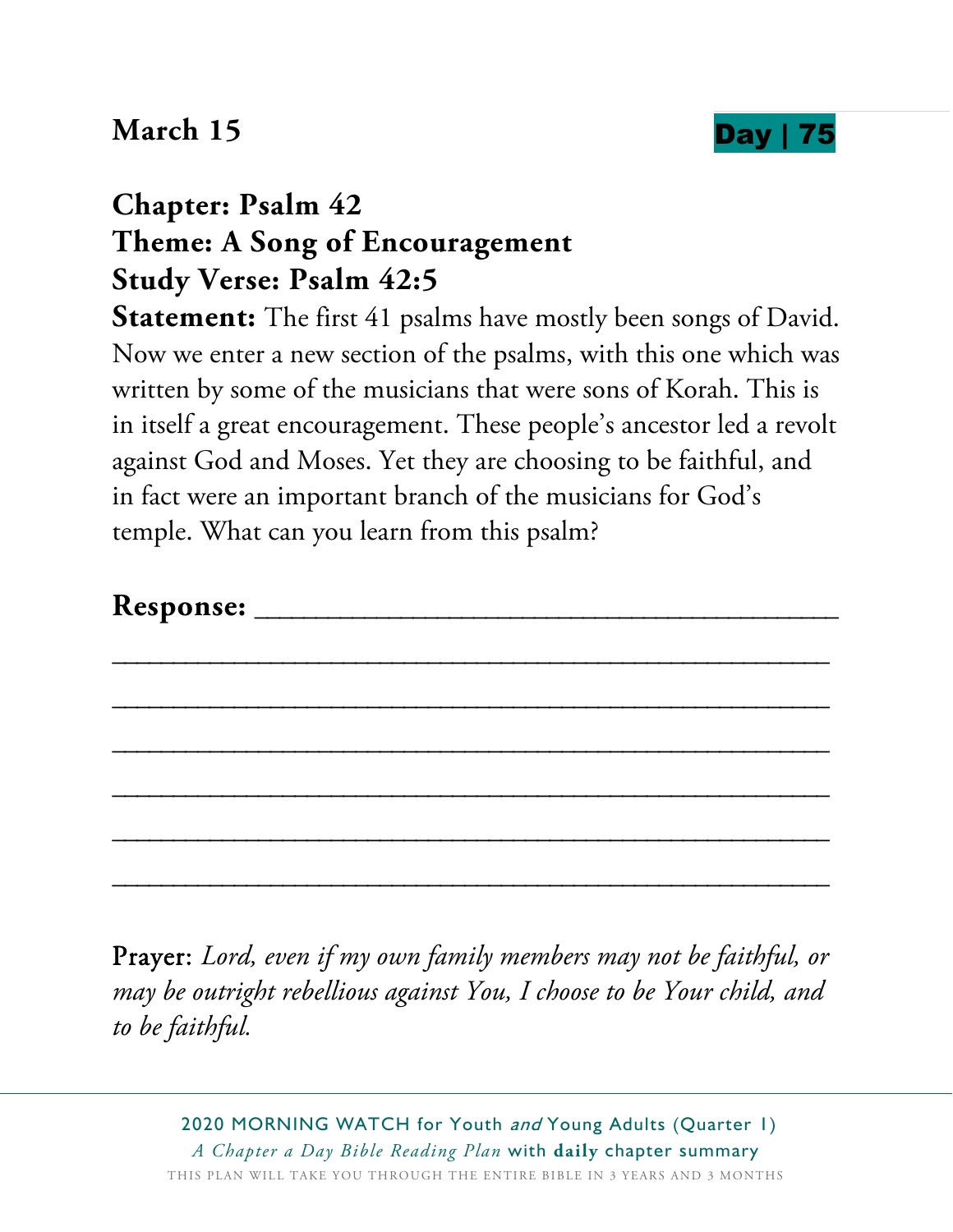**March 15** **Day | 75**

## Chapter: Psalm 42
## Theme: A Song of Encouragement
## Study Verse: Psalm 42:5

**Statement:** The first 41 psalms have mostly been songs of David. Now we enter a new section of the psalms, with this one which was written by some of the musicians that were sons of Korah. This is in itself a great encouragement. These people's ancestor led a revolt against God and Moses. Yet they are choosing to be faithful, and in fact were an important branch of the musicians for God's temple. What can you learn from this psalm?

**Response:** ___________________________________

_____________________________________________

_____________________________________________

_____________________________________________

_____________________________________________

_____________________________________________

_____________________________________________

Prayer: *Lord, even if my own family members may not be faithful, or may be outright rebellious against You, I choose to be Your child, and to be faithful.*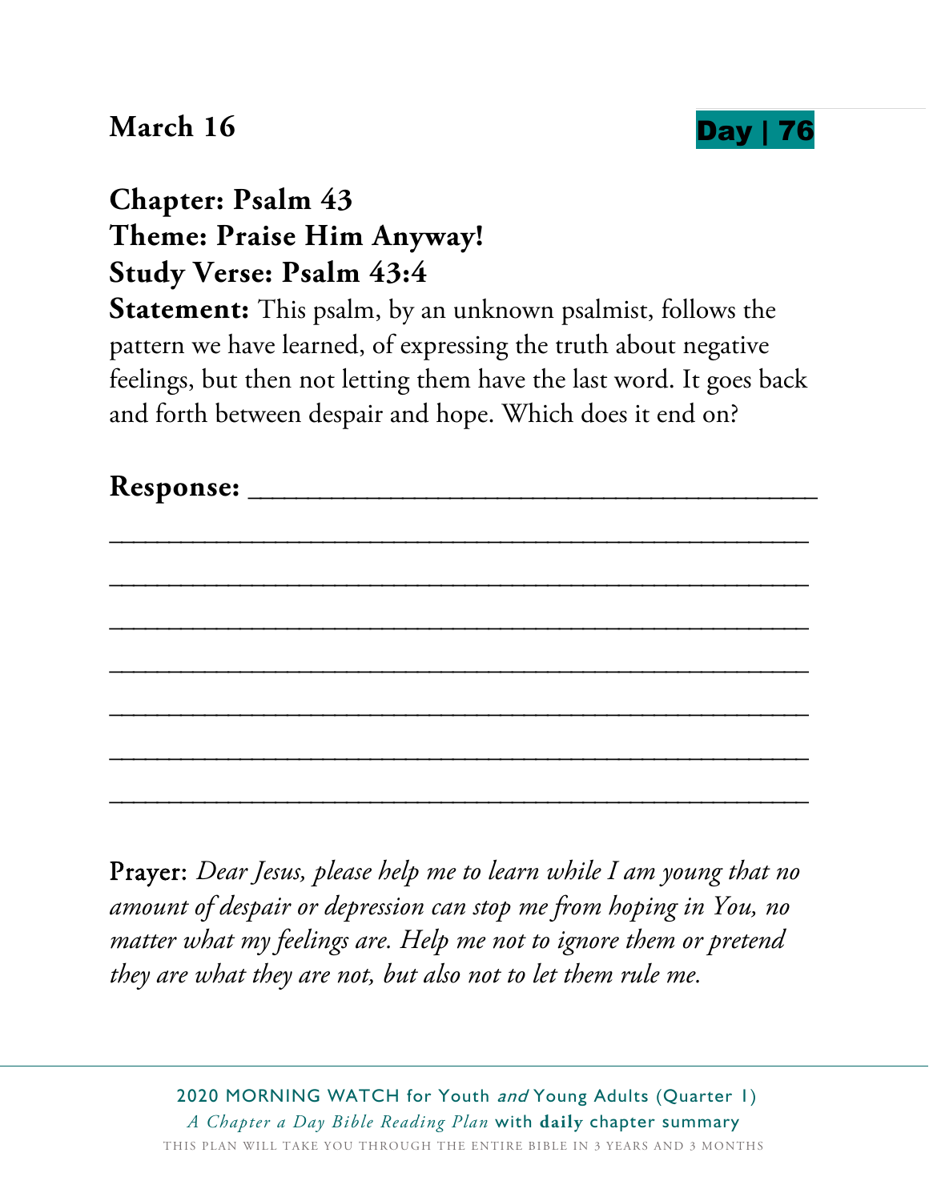**March 16** **Day | 76**

**Chapter: Psalm 43**
**Theme: Praise Him Anyway!**
**Study Verse: Psalm 43:4**

**Statement:** This psalm, by an unknown psalmist, follows the pattern we have learned, of expressing the truth about negative feelings, but then not letting them have the last word. It goes back and forth between despair and hope. Which does it end on?

**Response:** ___________________________________

___________________________________________

___________________________________________

___________________________________________

___________________________________________

___________________________________________

___________________________________________

___________________________________________

Prayer: *Dear Jesus, please help me to learn while I am young that no amount of despair or depression can stop me from hoping in You, no matter what my feelings are. Help me not to ignore them or pretend they are what they are not, but also not to let them rule me.*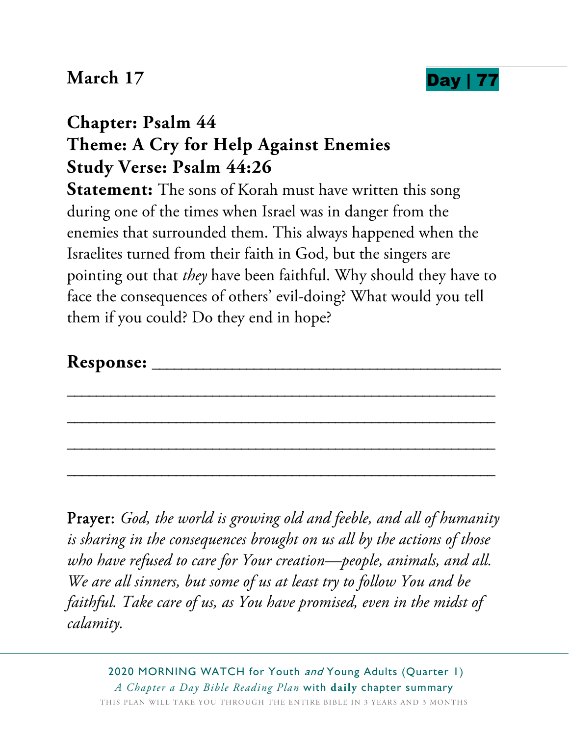**March 17** **Day | 77**

## Chapter: Psalm 44
## Theme: A Cry for Help Against Enemies
## Study Verse: Psalm 44:26

**Statement:** The sons of Korah must have written this song during one of the times when Israel was in danger from the enemies that surrounded them. This always happened when the Israelites turned from their faith in God, but the singers are pointing out that *they* have been faithful. Why should they have to face the consequences of others' evil-doing? What would you tell them if you could? Do they end in hope?

**Response:** ________________________________________

________________________________________________

________________________________________________

________________________________________________

________________________________________________

Prayer: *God, the world is growing old and feeble, and all of humanity is sharing in the consequences brought on us all by the actions of those who have refused to care for Your creation—people, animals, and all. We are all sinners, but some of us at least try to follow You and be faithful. Take care of us, as You have promised, even in the midst of calamity.*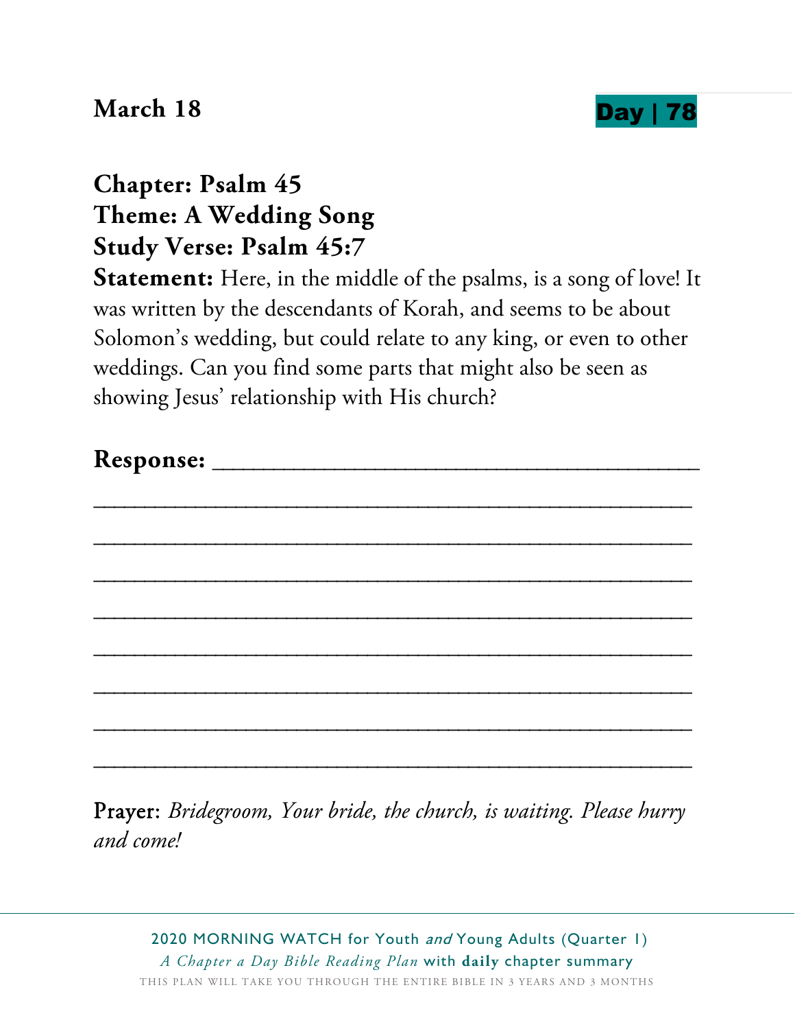**March 18** **Day | 78**

**Chapter: Psalm 45**
**Theme: A Wedding Song**
**Study Verse: Psalm 45:7**

**Statement:** Here, in the middle of the psalms, is a song of love! It was written by the descendants of Korah, and seems to be about Solomon's wedding, but could relate to any king, or even to other weddings. Can you find some parts that might also be seen as showing Jesus' relationship with His church?

**Response:** ________________________________________

________________________________________________

________________________________________________

________________________________________________

________________________________________________

________________________________________________

________________________________________________

________________________________________________

________________________________________________

Prayer: *Bridegroom, Your bride, the church, is waiting. Please hurry and come!*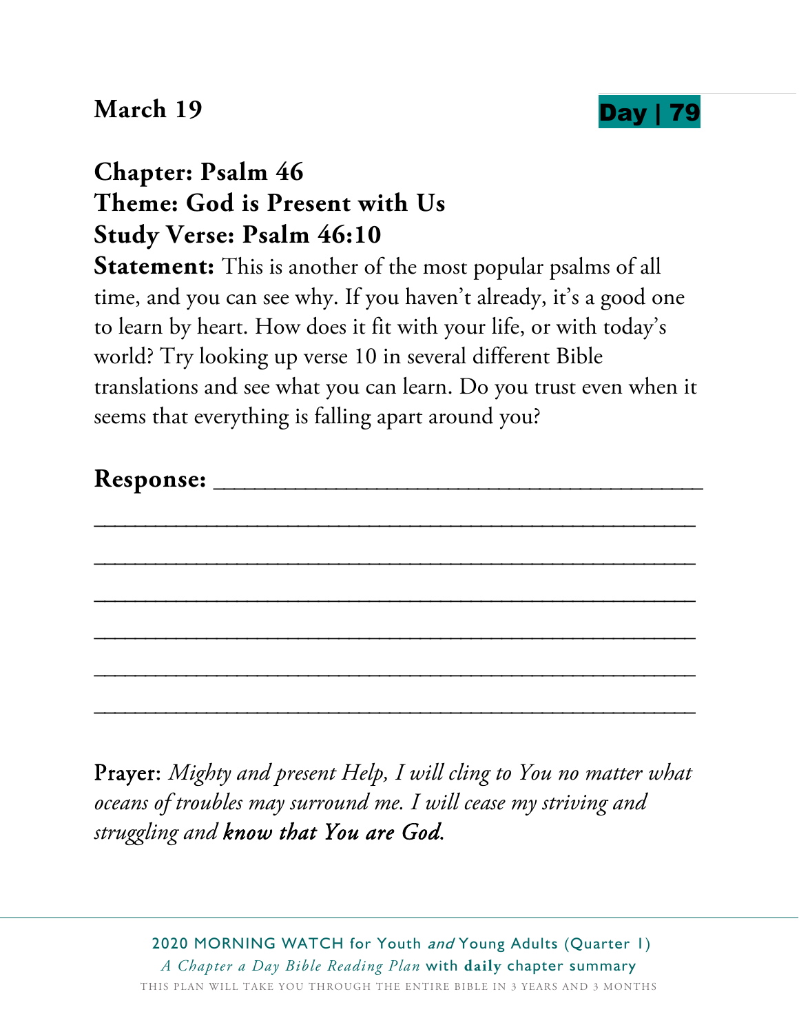**March 19** **Day | 79**

**Chapter: Psalm 46**
**Theme: God is Present with Us**
**Study Verse: Psalm 46:10**

**Statement:** This is another of the most popular psalms of all time, and you can see why. If you haven't already, it's a good one to learn by heart. How does it fit with your life, or with today's world? Try looking up verse 10 in several different Bible translations and see what you can learn. Do you trust even when it seems that everything is falling apart around you?

**Response:** ________________________________________

__________________________________________________

__________________________________________________

__________________________________________________

__________________________________________________

__________________________________________________

__________________________________________________

Prayer: *Mighty and present Help, I will cling to You no matter what oceans of troubles may surround me. I will cease my striving and struggling and* ***know that You are God.***

2020 MORNING WATCH for Youth *and* Young Adults (Quarter 1)
*A Chapter a Day Bible Reading Plan* with **daily** chapter summary
THIS PLAN WILL TAKE YOU THROUGH THE ENTIRE BIBLE IN 3 YEARS AND 3 MONTHS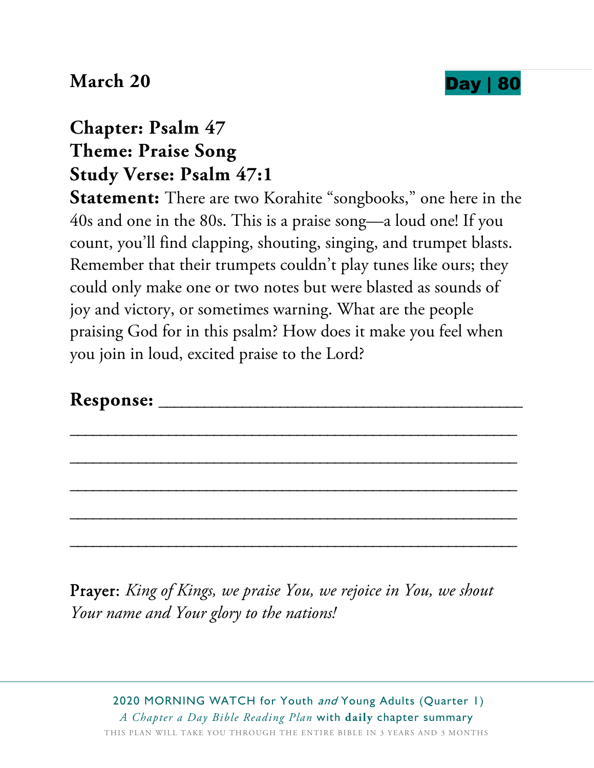**March 20** **Day | 80**

**Chapter: Psalm 47**
**Theme: Praise Song**
**Study Verse: Psalm 47:1**

**Statement:** There are two Korahite "songbooks," one here in the 40s and one in the 80s. This is a praise song—a loud one! If you count, you'll find clapping, shouting, singing, and trumpet blasts. Remember that their trumpets couldn't play tunes like ours; they could only make one or two notes but were blasted as sounds of joy and victory, or sometimes warning. What are the people praising God for in this psalm? How does it make you feel when you join in loud, excited praise to the Lord?

**Response:** ________________________________________

________________________________________________

________________________________________________

________________________________________________

________________________________________________

________________________________________________

Prayer: *King of Kings, we praise You, we rejoice in You, we shout Your name and Your glory to the nations!*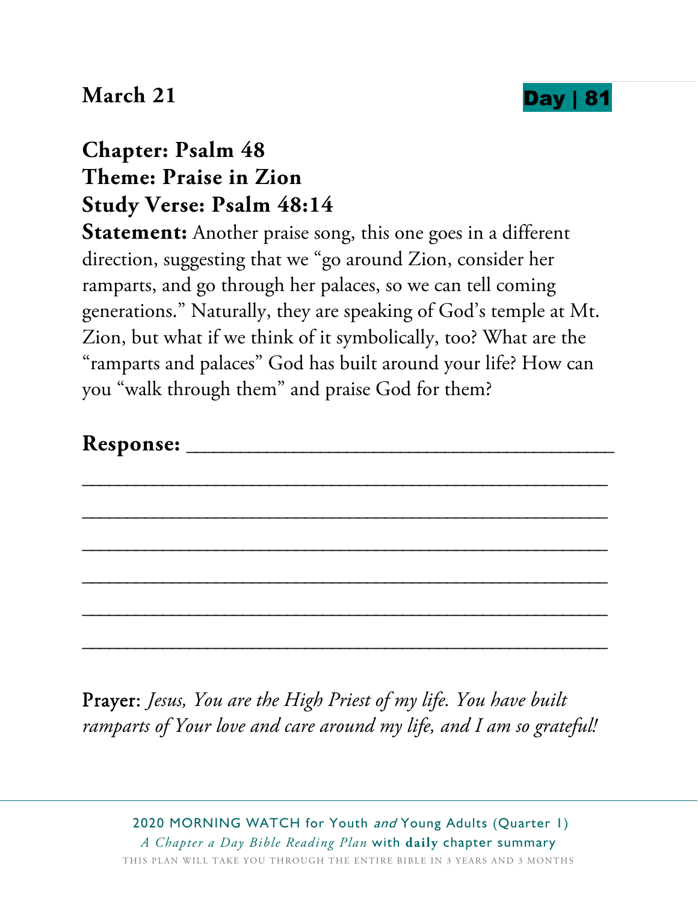**March 21** **Day | 81**

**Chapter: Psalm 48**
**Theme: Praise in Zion**
**Study Verse: Psalm 48:14**

**Statement:** Another praise song, this one goes in a different direction, suggesting that we "go around Zion, consider her ramparts, and go through her palaces, so we can tell coming generations." Naturally, they are speaking of God's temple at Mt. Zion, but what if we think of it symbolically, too? What are the "ramparts and palaces" God has built around your life? How can you "walk through them" and praise God for them?

**Response:** ________________________________________

______________________________________________________

______________________________________________________

______________________________________________________

______________________________________________________

______________________________________________________

______________________________________________________

Prayer: *Jesus, You are the High Priest of my life. You have built ramparts of Your love and care around my life, and I am so grateful!*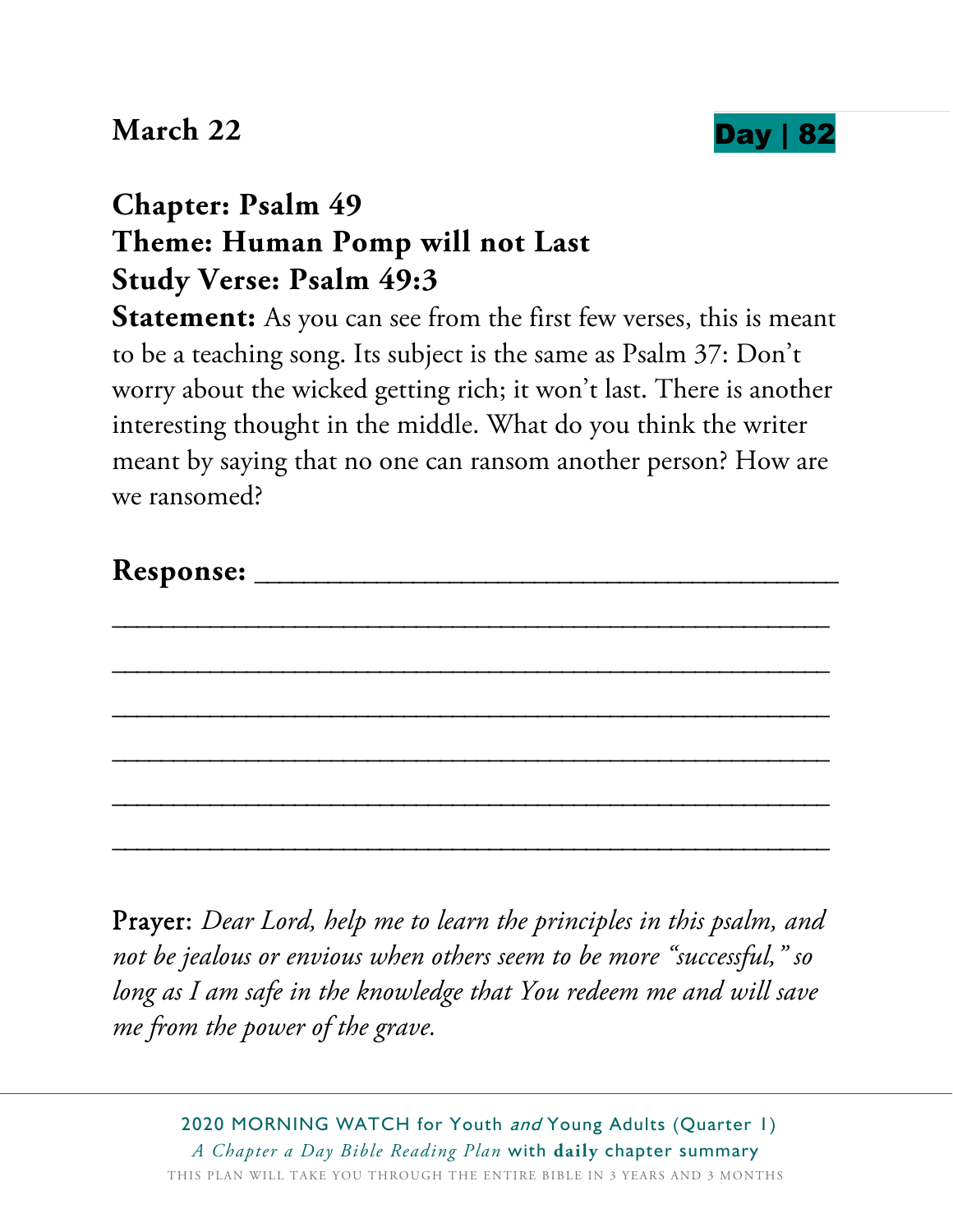March 22 **Day | 82**

**Chapter: Psalm 49**
**Theme: Human Pomp will not Last**
**Study Verse: Psalm 49:3**

**Statement:** As you can see from the first few verses, this is meant to be a teaching song. Its subject is the same as Psalm 37: Don't worry about the wicked getting rich; it won't last. There is another interesting thought in the middle. What do you think the writer meant by saying that no one can ransom another person? How are we ransomed?

**Response:** ______________________________________

______________________________________________

______________________________________________

______________________________________________

______________________________________________

______________________________________________

______________________________________________

Prayer: *Dear Lord, help me to learn the principles in this psalm, and not be jealous or envious when others seem to be more "successful," so long as I am safe in the knowledge that You redeem me and will save me from the power of the grave.*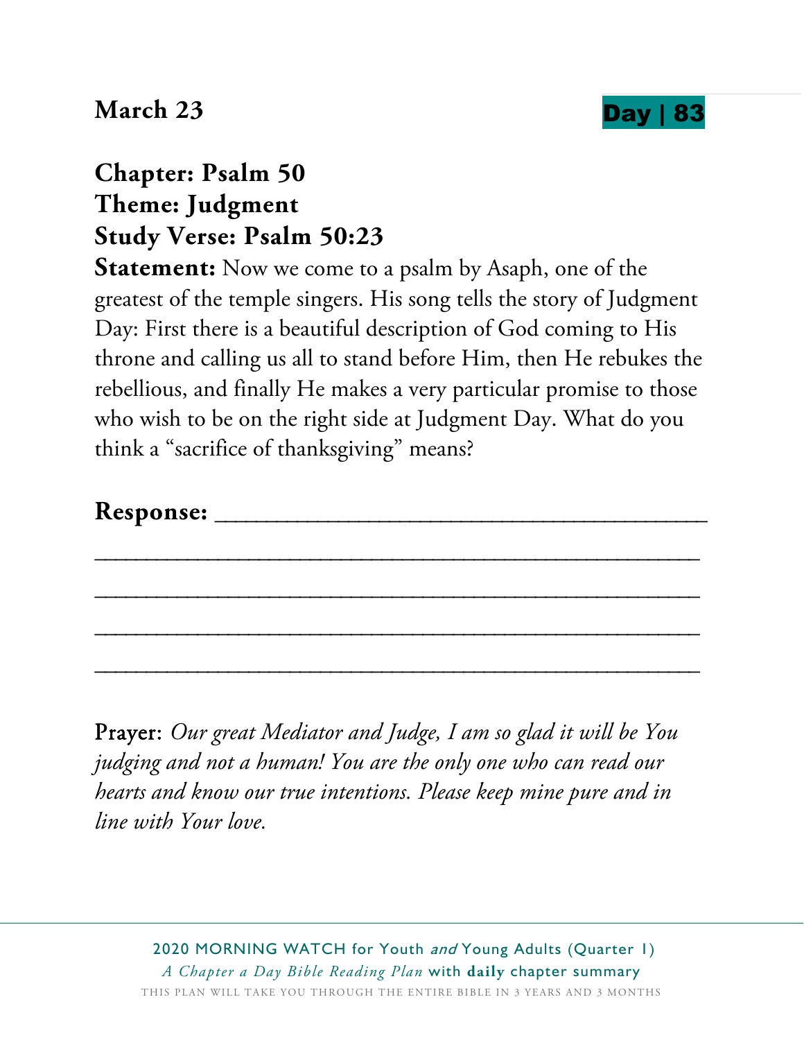**March 23** **Day | 83**

## Chapter: Psalm 50
## Theme: Judgment
## Study Verse: Psalm 50:23

**Statement:** Now we come to a psalm by Asaph, one of the greatest of the temple singers. His song tells the story of Judgment Day: First there is a beautiful description of God coming to His throne and calling us all to stand before Him, then He rebukes the rebellious, and finally He makes a very particular promise to those who wish to be on the right side at Judgment Day. What do you think a "sacrifice of thanksgiving" means?

**Response:** ______________________________________

______________________________________________

______________________________________________

______________________________________________

______________________________________________

Prayer: *Our great Mediator and Judge, I am so glad it will be You judging and not a human! You are the only one who can read our hearts and know our true intentions. Please keep mine pure and in line with Your love.*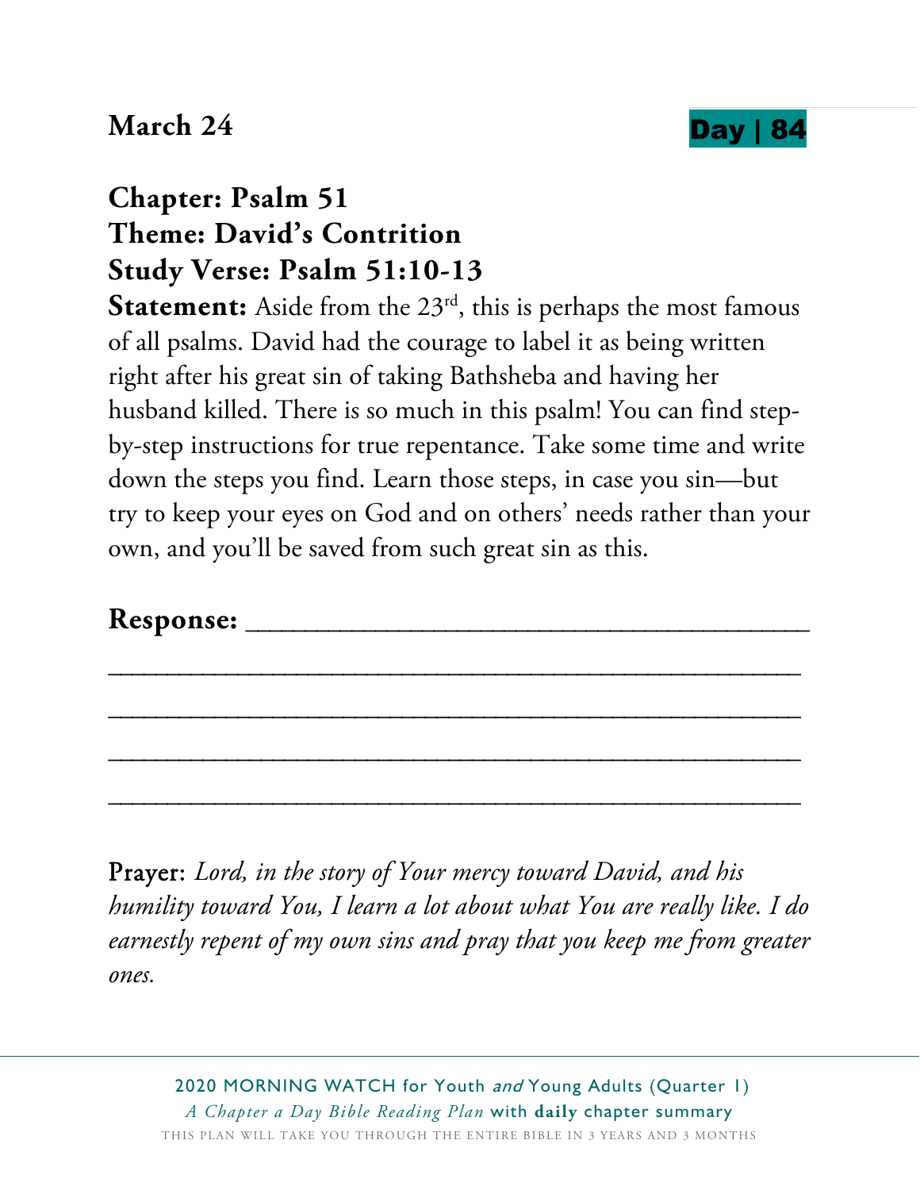**March 24** **Day | 84**

**Chapter: Psalm 51**
**Theme: David's Contrition**
**Study Verse: Psalm 51:10-13**

**Statement:** Aside from the 23rd, this is perhaps the most famous of all psalms. David had the courage to label it as being written right after his great sin of taking Bathsheba and having her husband killed. There is so much in this psalm! You can find step-by-step instructions for true repentance. Take some time and write down the steps you find. Learn those steps, in case you sin—but try to keep your eyes on God and on others' needs rather than your own, and you'll be saved from such great sin as this.

**Response:** ________________________________________

________________________________________________

________________________________________________

________________________________________________

________________________________________________

Prayer: *Lord, in the story of Your mercy toward David, and his humility toward You, I learn a lot about what You are really like. I do earnestly repent of my own sins and pray that you keep me from greater ones.*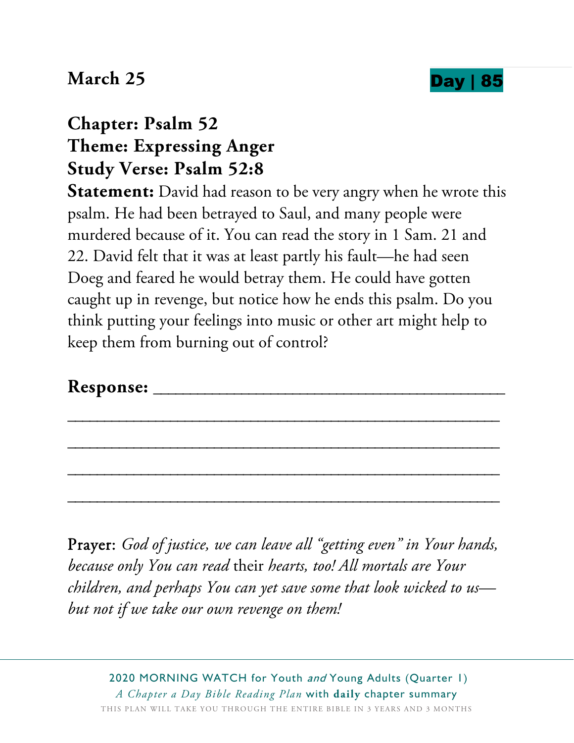**March 25** **Day | 85**

**Chapter: Psalm 52**
**Theme: Expressing Anger**
**Study Verse: Psalm 52:8**

**Statement:** David had reason to be very angry when he wrote this psalm. He had been betrayed to Saul, and many people were murdered because of it. You can read the story in 1 Sam. 21 and 22. David felt that it was at least partly his fault—he had seen Doeg and feared he would betray them. He could have gotten caught up in revenge, but notice how he ends this psalm. Do you think putting your feelings into music or other art might help to keep them from burning out of control?

**Response:** ______________________________________

__________________________________________________

__________________________________________________

__________________________________________________

__________________________________________________

Prayer: *God of justice, we can leave all "getting even" in Your hands, because only You can read* their *hearts, too! All mortals are Your children, and perhaps You can yet save some that look wicked to us—but not if we take our own revenge on them!*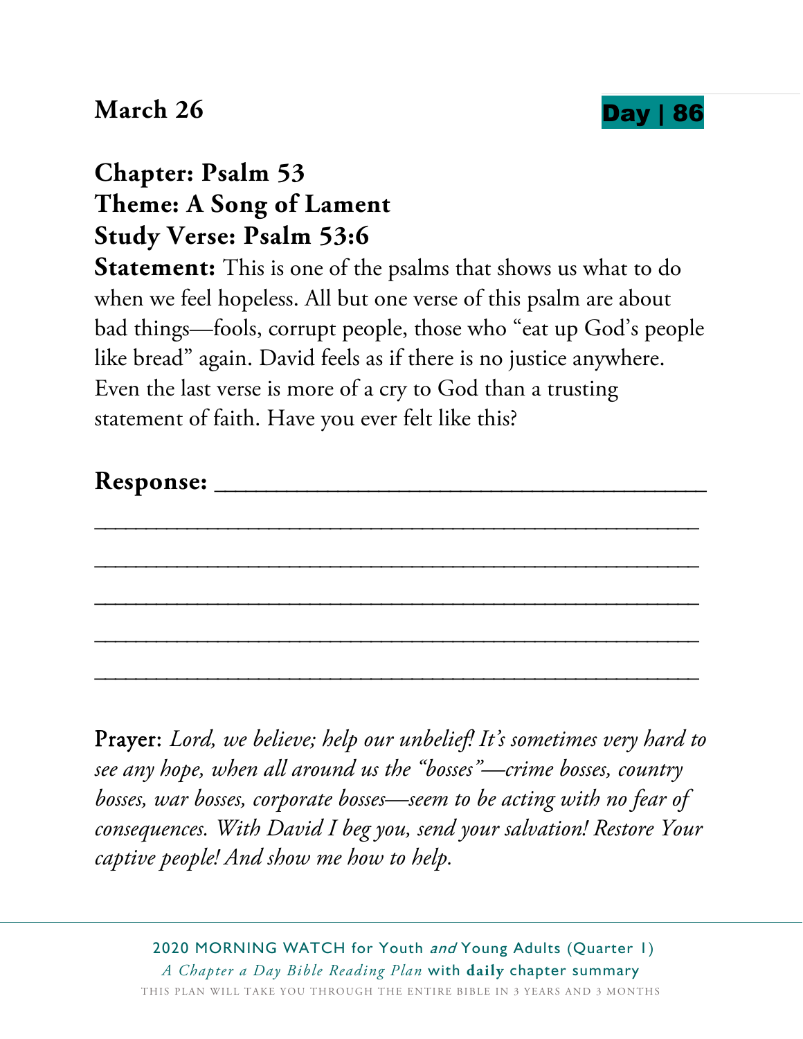**March 26** **Day | 86**

**Chapter: Psalm 53**
**Theme: A Song of Lament**
**Study Verse: Psalm 53:6**

**Statement:** This is one of the psalms that shows us what to do when we feel hopeless. All but one verse of this psalm are about bad things—fools, corrupt people, those who "eat up God's people like bread" again. David feels as if there is no justice anywhere. Even the last verse is more of a cry to God than a trusting statement of faith. Have you ever felt like this?

**Response:** ________________________________________

______________________________________________

______________________________________________

______________________________________________

______________________________________________

______________________________________________

Prayer: *Lord, we believe; help our unbelief! It's sometimes very hard to see any hope, when all around us the "bosses"—crime bosses, country bosses, war bosses, corporate bosses—seem to be acting with no fear of consequences. With David I beg you, send your salvation! Restore Your captive people! And show me how to help.*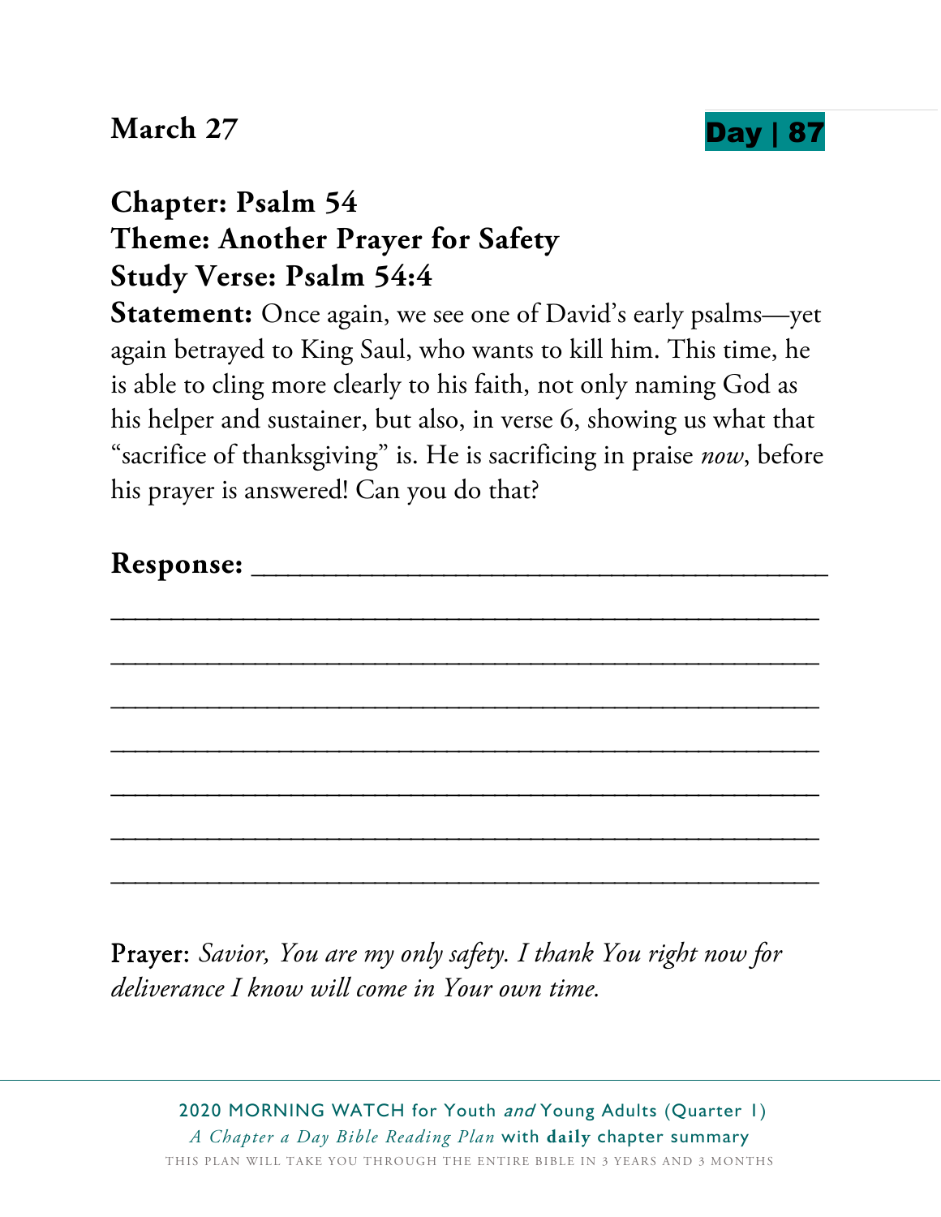**March 27**

**Day | 87**

## Chapter: Psalm 54
## Theme: Another Prayer for Safety
## Study Verse: Psalm 54:4

**Statement:** Once again, we see one of David's early psalms—yet again betrayed to King Saul, who wants to kill him. This time, he is able to cling more clearly to his faith, not only naming God as his helper and sustainer, but also, in verse 6, showing us what that "sacrifice of thanksgiving" is. He is sacrificing in praise *now*, before his prayer is answered! Can you do that?

**Response:** ______________________________________

______________________________________________

______________________________________________

______________________________________________

______________________________________________

______________________________________________

______________________________________________

______________________________________________

Prayer: *Savior, You are my only safety. I thank You right now for deliverance I know will come in Your own time.*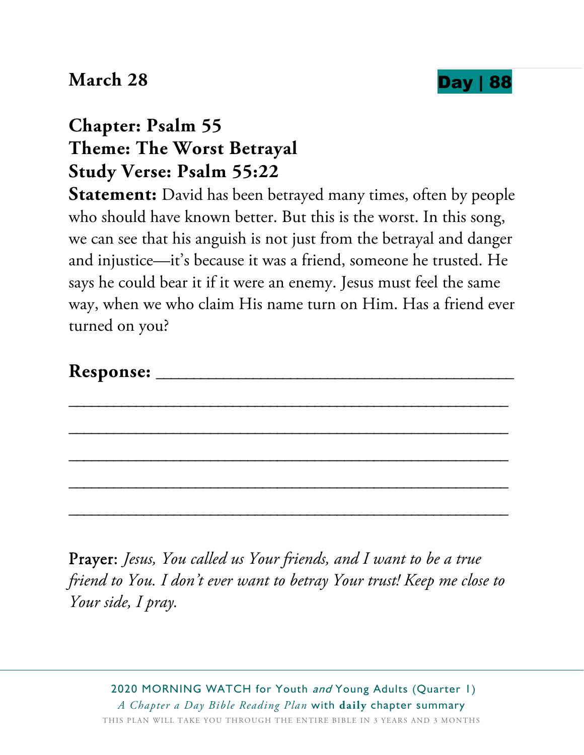**March 28** **Day | 88**

## Chapter: Psalm 55
## Theme: The Worst Betrayal
## Study Verse: Psalm 55:22

**Statement:** David has been betrayed many times, often by people who should have known better. But this is the worst. In this song, we can see that his anguish is not just from the betrayal and danger and injustice—it's because it was a friend, someone he trusted. He says he could bear it if it were an enemy. Jesus must feel the same way, when we who claim His name turn on Him. Has a friend ever turned on you?

**Response:** ______________________________________

__________________________________________________

__________________________________________________

__________________________________________________

__________________________________________________

__________________________________________________

Prayer: *Jesus, You called us Your friends, and I want to be a true friend to You. I don't ever want to betray Your trust! Keep me close to Your side, I pray.*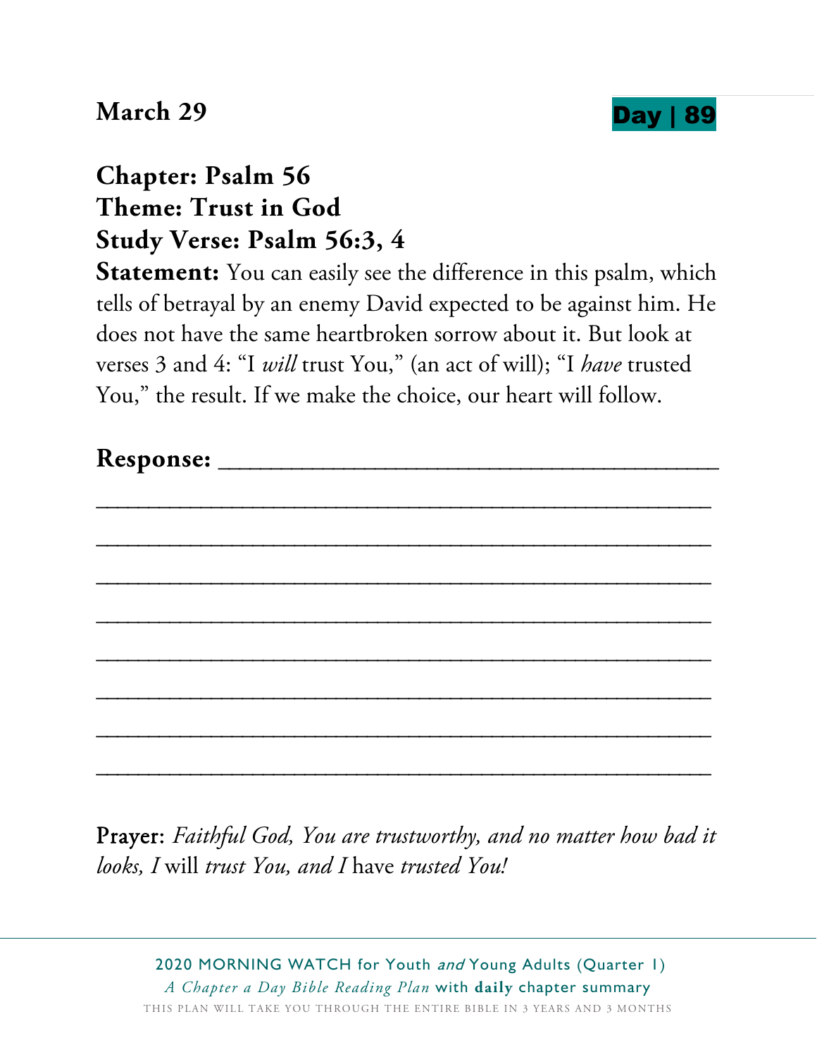**March 29** **Day | 89**

**Chapter: Psalm 56**
**Theme: Trust in God**
**Study Verse: Psalm 56:3, 4**

**Statement:** You can easily see the difference in this psalm, which tells of betrayal by an enemy David expected to be against him. He does not have the same heartbroken sorrow about it. But look at verses 3 and 4: "I *will* trust You," (an act of will); "I *have* trusted You," the result. If we make the choice, our heart will follow.

**Response:** ________________________________________

________________________________________________

________________________________________________

________________________________________________

________________________________________________

________________________________________________

________________________________________________

________________________________________________

________________________________________________

Prayer: *Faithful God, You are trustworthy, and no matter how bad it looks, I* will *trust You, and I* have *trusted You!*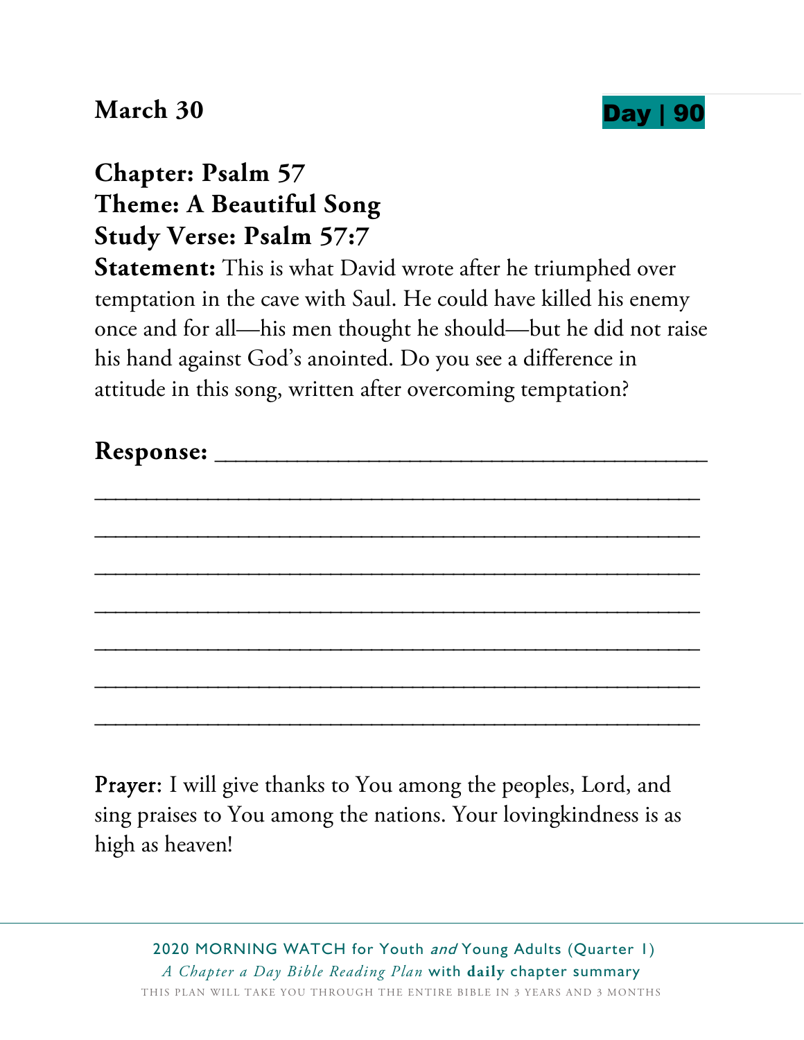**March 30** **Day | 90**

**Chapter: Psalm 57**
**Theme: A Beautiful Song**
**Study Verse: Psalm 57:7**
**Statement:** This is what David wrote after he triumphed over temptation in the cave with Saul. He could have killed his enemy once and for all—his men thought he should—but he did not raise his hand against God's anointed. Do you see a difference in attitude in this song, written after overcoming temptation?

**Response:** ________________________________________

__________________________________________________

__________________________________________________

__________________________________________________

__________________________________________________

__________________________________________________

__________________________________________________

__________________________________________________

Prayer: I will give thanks to You among the peoples, Lord, and sing praises to You among the nations. Your lovingkindness is as high as heaven!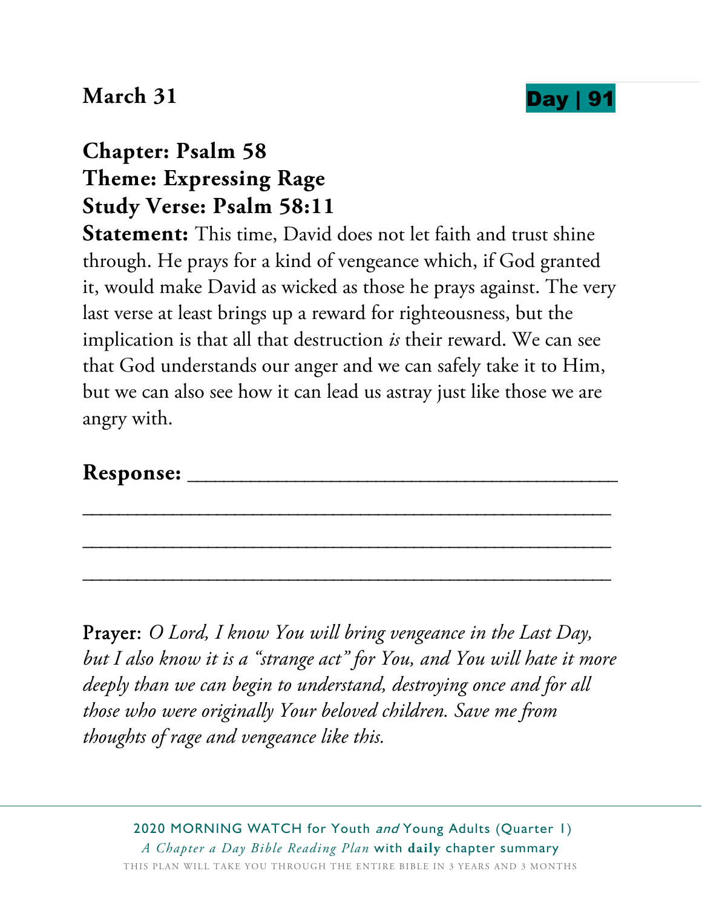**March 31** **Day | 91**

## Chapter: Psalm 58
## Theme: Expressing Rage
## Study Verse: Psalm 58:11

**Statement:** This time, David does not let faith and trust shine through. He prays for a kind of vengeance which, if God granted it, would make David as wicked as those he prays against. The very last verse at least brings up a reward for righteousness, but the implication is that all that destruction *is* their reward. We can see that God understands our anger and we can safely take it to Him, but we can also see how it can lead us astray just like those we are angry with.

**Response:** ______________________________________

__________________________________________________

__________________________________________________

__________________________________________________

Prayer: *O Lord, I know You will bring vengeance in the Last Day, but I also know it is a "strange act" for You, and You will hate it more deeply than we can begin to understand, destroying once and for all those who were originally Your beloved children. Save me from thoughts of rage and vengeance like this.*